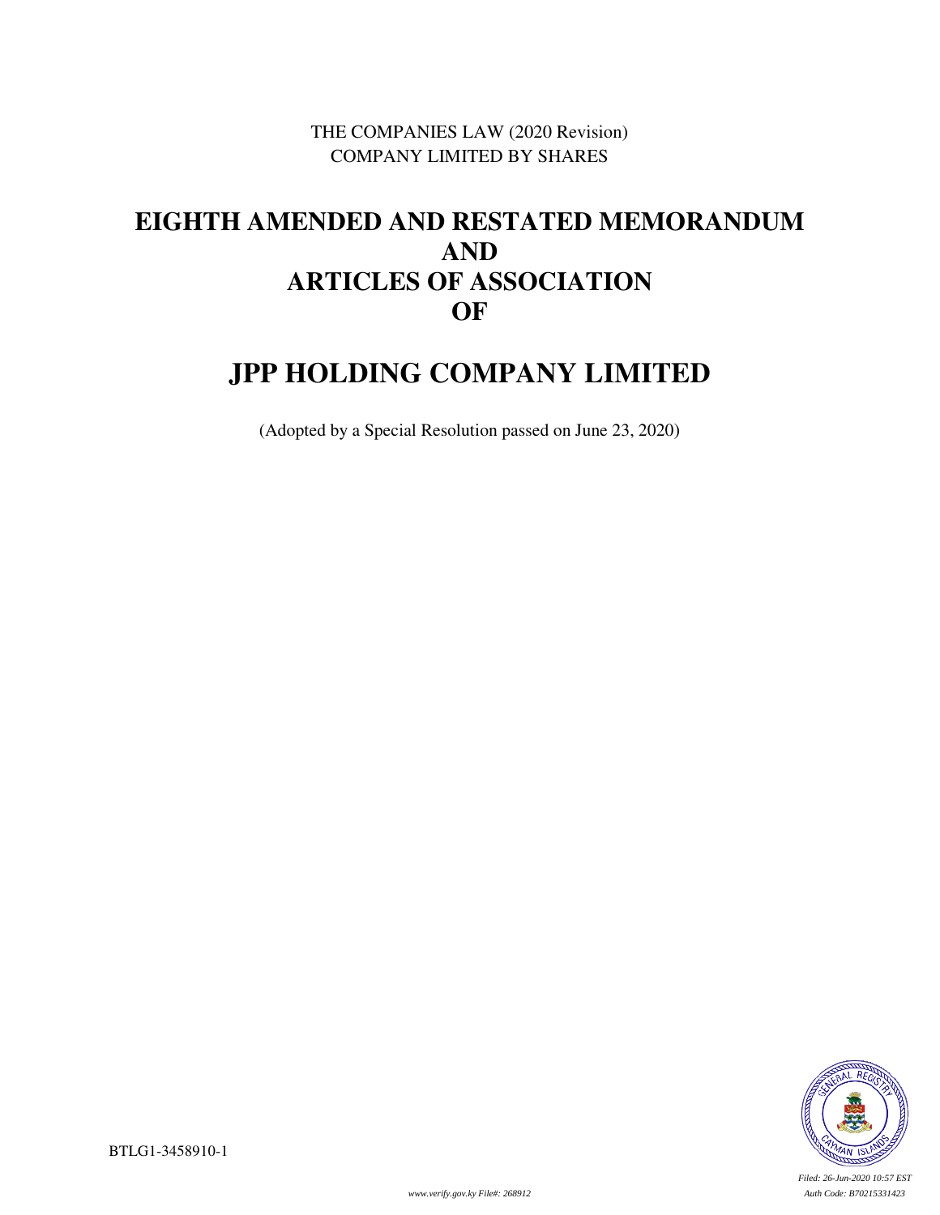THE COMPANIES LAW (2020 Revision)
COMPANY LIMITED BY SHARES

# EIGHTH AMENDED AND RESTATED MEMORANDUM AND ARTICLES OF ASSOCIATION OF

# JPP HOLDING COMPANY LIMITED

(Adopted by a Special Resolution passed on June 23, 2020)

BTLG1-3458910-1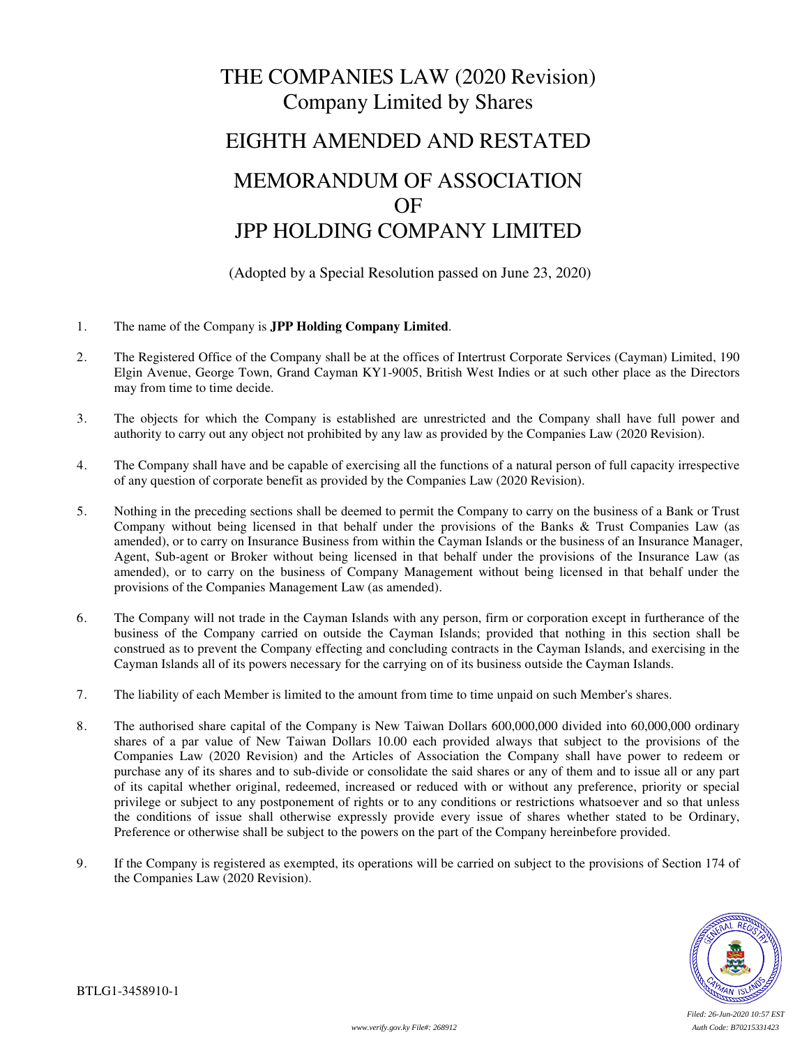# THE COMPANIES LAW (2020 Revision)
# Company Limited by Shares

# EIGHTH AMENDED AND RESTATED

# MEMORANDUM OF ASSOCIATION OF JPP HOLDING COMPANY LIMITED

(Adopted by a Special Resolution passed on June 23, 2020)

1. The name of the Company is **JPP Holding Company Limited**.

2. The Registered Office of the Company shall be at the offices of Intertrust Corporate Services (Cayman) Limited, 190 Elgin Avenue, George Town, Grand Cayman KY1-9005, British West Indies or at such other place as the Directors may from time to time decide.

3. The objects for which the Company is established are unrestricted and the Company shall have full power and authority to carry out any object not prohibited by any law as provided by the Companies Law (2020 Revision).

4. The Company shall have and be capable of exercising all the functions of a natural person of full capacity irrespective of any question of corporate benefit as provided by the Companies Law (2020 Revision).

5. Nothing in the preceding sections shall be deemed to permit the Company to carry on the business of a Bank or Trust Company without being licensed in that behalf under the provisions of the Banks & Trust Companies Law (as amended), or to carry on Insurance Business from within the Cayman Islands or the business of an Insurance Manager, Agent, Sub-agent or Broker without being licensed in that behalf under the provisions of the Insurance Law (as amended), or to carry on the business of Company Management without being licensed in that behalf under the provisions of the Companies Management Law (as amended).

6. The Company will not trade in the Cayman Islands with any person, firm or corporation except in furtherance of the business of the Company carried on outside the Cayman Islands; provided that nothing in this section shall be construed as to prevent the Company effecting and concluding contracts in the Cayman Islands, and exercising in the Cayman Islands all of its powers necessary for the carrying on of its business outside the Cayman Islands.

7. The liability of each Member is limited to the amount from time to time unpaid on such Member's shares.

8. The authorised share capital of the Company is New Taiwan Dollars 600,000,000 divided into 60,000,000 ordinary shares of a par value of New Taiwan Dollars 10.00 each provided always that subject to the provisions of the Companies Law (2020 Revision) and the Articles of Association the Company shall have power to redeem or purchase any of its shares and to sub-divide or consolidate the said shares or any of them and to issue all or any part of its capital whether original, redeemed, increased or reduced with or without any preference, priority or special privilege or subject to any postponement of rights or to any conditions or restrictions whatsoever and so that unless the conditions of issue shall otherwise expressly provide every issue of shares whether stated to be Ordinary, Preference or otherwise shall be subject to the powers on the part of the Company hereinbefore provided.

9. If the Company is registered as exempted, its operations will be carried on subject to the provisions of Section 174 of the Companies Law (2020 Revision).

BTLG1-3458910-1

*Filed: 26-Jun-2020 10:57 EST*
*www.verify.gov.ky File#: 268912*
*Auth Code: B70215331423*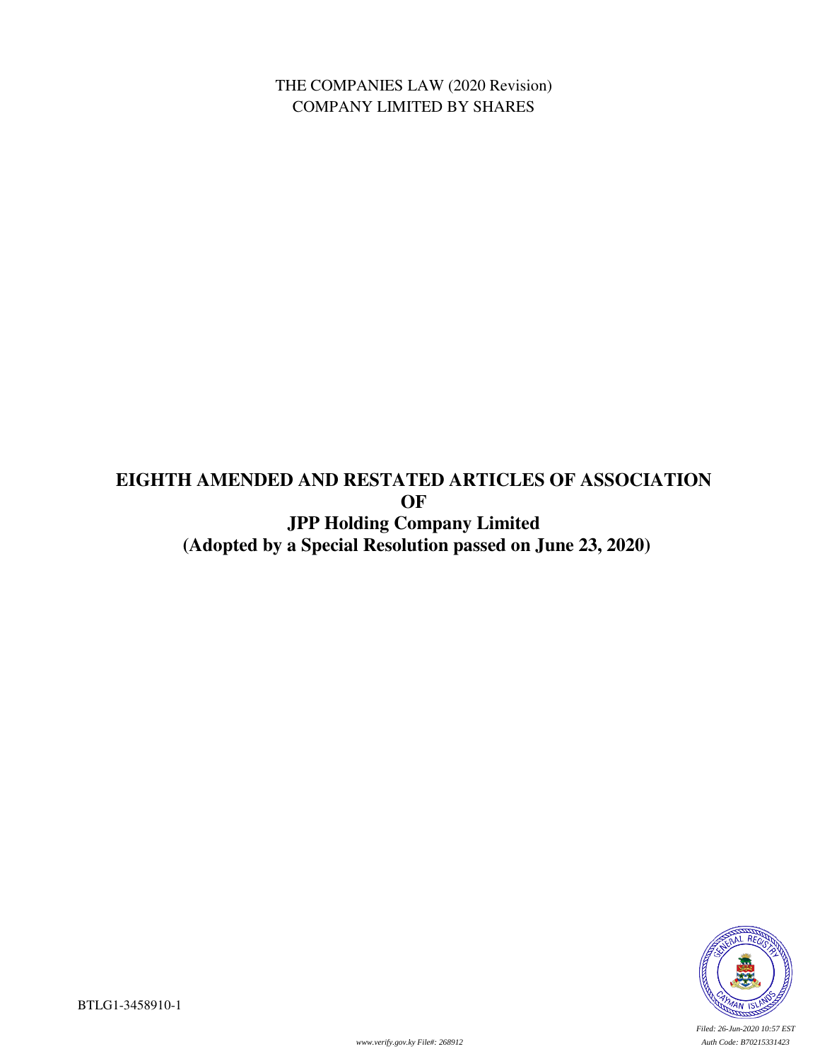THE COMPANIES LAW (2020 Revision)
COMPANY LIMITED BY SHARES

# EIGHTH AMENDED AND RESTATED ARTICLES OF ASSOCIATION OF JPP Holding Company Limited (Adopted by a Special Resolution passed on June 23, 2020)

BTLG1-3458910-1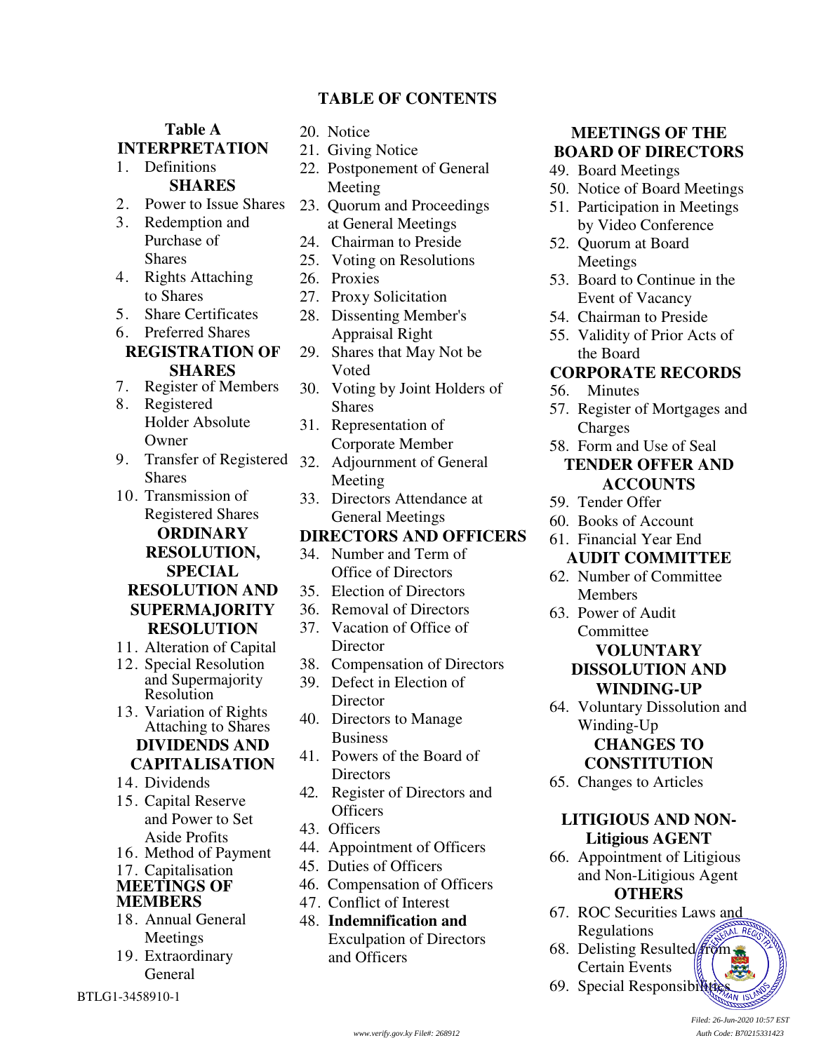# TABLE OF CONTENTS

## Table A

### INTERPRETATION

1. Definitions

### SHARES

2. Power to Issue Shares
3. Redemption and Purchase of Shares
4. Rights Attaching to Shares
5. Share Certificates
6. Preferred Shares

### REGISTRATION OF SHARES

7. Register of Members
8. Registered Holder Absolute Owner
9. Transfer of Registered Shares
10. Transmission of Registered Shares

### ORDINARY RESOLUTION, SPECIAL RESOLUTION AND SUPERMAJORITY RESOLUTION

11. Alteration of Capital
12. Special Resolution and Supermajority Resolution
13. Variation of Rights Attaching to Shares

### DIVIDENDS AND CAPITALISATION

14. Dividends
15. Capital Reserve and Power to Set Aside Profits
16. Method of Payment
17. Capitalisation

### MEETINGS OF MEMBERS

18. Annual General Meetings
19. Extraordinary General
20. Notice
21. Giving Notice
22. Postponement of General Meeting
23. Quorum and Proceedings at General Meetings
24. Chairman to Preside
25. Voting on Resolutions
26. Proxies
27. Proxy Solicitation
28. Dissenting Member's Appraisal Right
29. Shares that May Not be Voted
30. Voting by Joint Holders of Shares
31. Representation of Corporate Member
32. Adjournment of General Meeting
33. Directors Attendance at General Meetings

### DIRECTORS AND OFFICERS

34. Number and Term of Office of Directors
35. Election of Directors
36. Removal of Directors
37. Vacation of Office of Director
38. Compensation of Directors
39. Defect in Election of Director
40. Directors to Manage Business
41. Powers of the Board of Directors
42. Register of Directors and Officers
43. Officers
44. Appointment of Officers
45. Duties of Officers
46. Compensation of Officers
47. Conflict of Interest
48. **Indemnification and** Exculpation of Directors and Officers

### MEETINGS OF THE BOARD OF DIRECTORS

49. Board Meetings
50. Notice of Board Meetings
51. Participation in Meetings by Video Conference
52. Quorum at Board Meetings
53. Board to Continue in the Event of Vacancy
54. Chairman to Preside
55. Validity of Prior Acts of the Board

### CORPORATE RECORDS

56. Minutes
57. Register of Mortgages and Charges
58. Form and Use of Seal

### TENDER OFFER AND ACCOUNTS

59. Tender Offer
60. Books of Account
61. Financial Year End

### AUDIT COMMITTEE

62. Number of Committee Members
63. Power of Audit Committee

### VOLUNTARY DISSOLUTION AND WINDING-UP

64. Voluntary Dissolution and Winding-Up

### CHANGES TO CONSTITUTION

65. Changes to Articles

### LITIGIOUS AND NON-Litigious AGENT

66. Appointment of Litigious and Non-Litigious Agent

### OTHERS

67. ROC Securities Laws and Regulations
68. Delisting Resulted from Certain Events
69. Special Responsibilities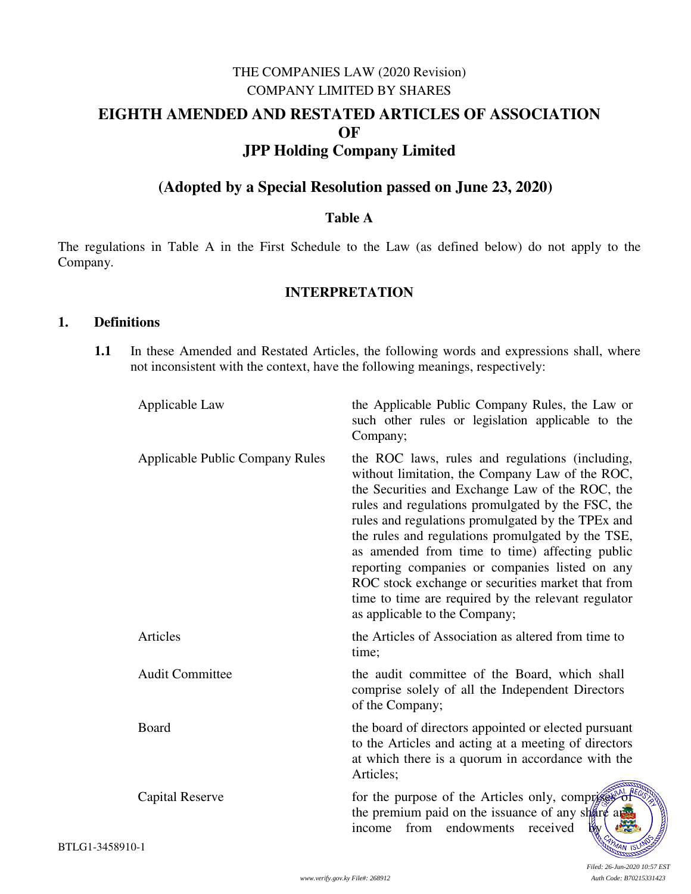THE COMPANIES LAW (2020 Revision)
COMPANY LIMITED BY SHARES

# EIGHTH AMENDED AND RESTATED ARTICLES OF ASSOCIATION OF JPP Holding Company Limited

## (Adopted by a Special Resolution passed on June 23, 2020)

### Table A

The regulations in Table A in the First Schedule to the Law (as defined below) do not apply to the Company.

### INTERPRETATION

**1. Definitions**

**1.1** In these Amended and Restated Articles, the following words and expressions shall, where not inconsistent with the context, have the following meanings, respectively:

| | |
|---|---|
| Applicable Law | the Applicable Public Company Rules, the Law or such other rules or legislation applicable to the Company; |
| Applicable Public Company Rules | the ROC laws, rules and regulations (including, without limitation, the Company Law of the ROC, the Securities and Exchange Law of the ROC, the rules and regulations promulgated by the FSC, the rules and regulations promulgated by the TPEx and the rules and regulations promulgated by the TSE, as amended from time to time) affecting public reporting companies or companies listed on any ROC stock exchange or securities market that from time to time are required by the relevant regulator as applicable to the Company; |
| Articles | the Articles of Association as altered from time to time; |
| Audit Committee | the audit committee of the Board, which shall comprise solely of all the Independent Directors of the Company; |
| Board | the board of directors appointed or elected pursuant to the Articles and acting at a meeting of directors at which there is a quorum in accordance with the Articles; |
| Capital Reserve | for the purpose of the Articles only, comprises of the premium paid on the issuance of any share and income from endowments received by |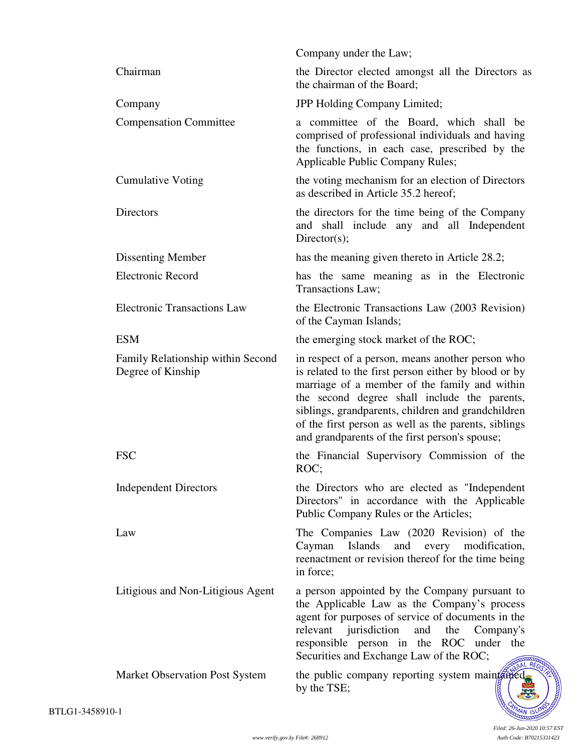| | |
|---|---|
| | Company under the Law; |
| Chairman | the Director elected amongst all the Directors as the chairman of the Board; |
| Company | JPP Holding Company Limited; |
| Compensation Committee | a committee of the Board, which shall be comprised of professional individuals and having the functions, in each case, prescribed by the Applicable Public Company Rules; |
| Cumulative Voting | the voting mechanism for an election of Directors as described in Article 35.2 hereof; |
| Directors | the directors for the time being of the Company and shall include any and all Independent Director(s); |
| Dissenting Member | has the meaning given thereto in Article 28.2; |
| Electronic Record | has the same meaning as in the Electronic Transactions Law; |
| Electronic Transactions Law | the Electronic Transactions Law (2003 Revision) of the Cayman Islands; |
| ESM | the emerging stock market of the ROC; |
| Family Relationship within Second Degree of Kinship | in respect of a person, means another person who is related to the first person either by blood or by marriage of a member of the family and within the second degree shall include the parents, siblings, grandparents, children and grandchildren of the first person as well as the parents, siblings and grandparents of the first person's spouse; |
| FSC | the Financial Supervisory Commission of the ROC; |
| Independent Directors | the Directors who are elected as "Independent Directors" in accordance with the Applicable Public Company Rules or the Articles; |
| Law | The Companies Law (2020 Revision) of the Cayman Islands and every modification, reenactment or revision thereof for the time being in force; |
| Litigious and Non-Litigious Agent | a person appointed by the Company pursuant to the Applicable Law as the Company's process agent for purposes of service of documents in the relevant jurisdiction and the Company's responsible person in the ROC under the Securities and Exchange Law of the ROC; |
| Market Observation Post System | the public company reporting system maintained by the TSE; |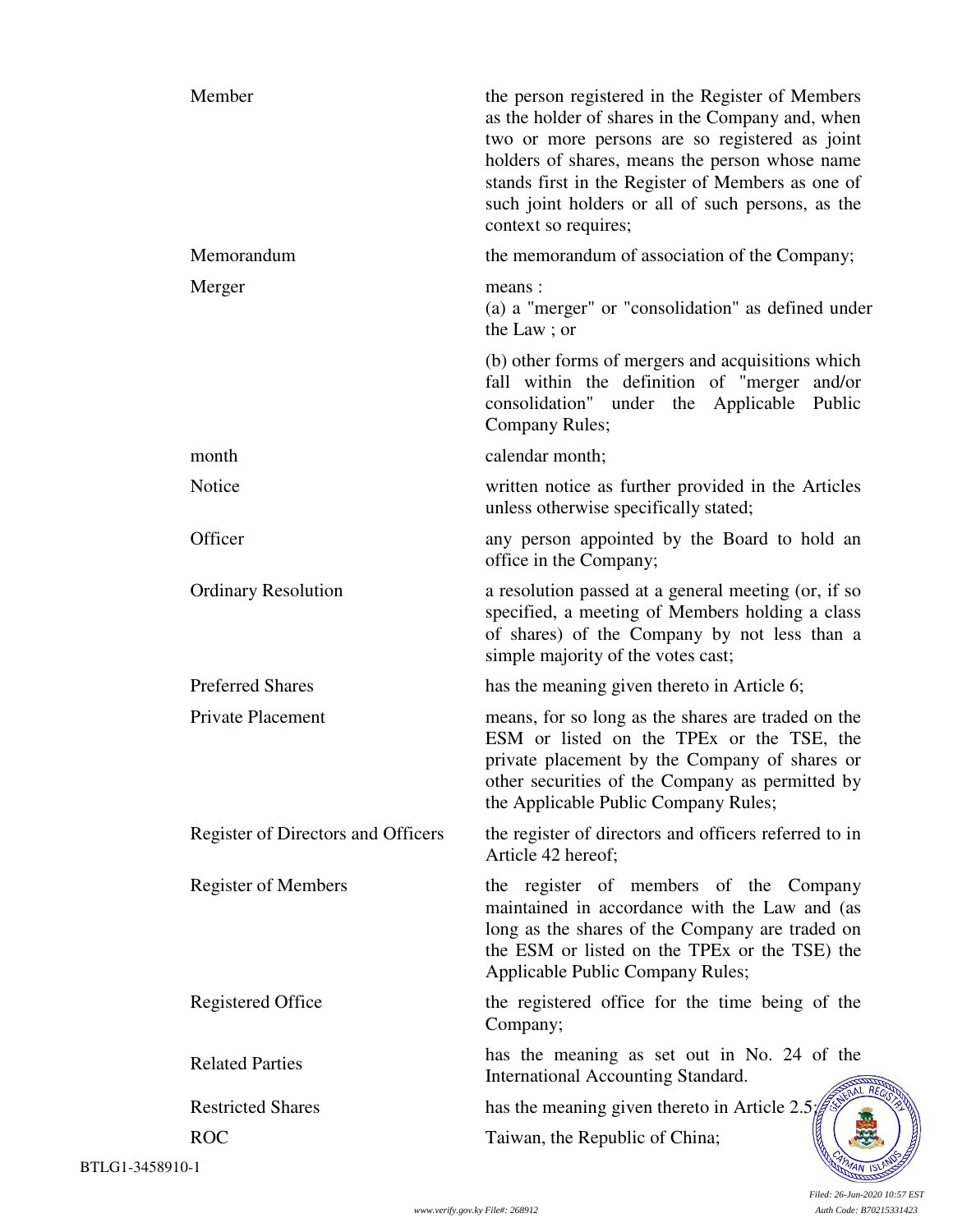| | |
|---|---|
| Member | the person registered in the Register of Members as the holder of shares in the Company and, when two or more persons are so registered as joint holders of shares, means the person whose name stands first in the Register of Members as one of such joint holders or all of such persons, as the context so requires; |
| Memorandum | the memorandum of association of the Company; |
| Merger | means :<br>(a) a "merger" or "consolidation" as defined under the Law ; or<br>(b) other forms of mergers and acquisitions which fall within the definition of "merger and/or consolidation" under the Applicable Public Company Rules; |
| month | calendar month; |
| Notice | written notice as further provided in the Articles unless otherwise specifically stated; |
| Officer | any person appointed by the Board to hold an office in the Company; |
| Ordinary Resolution | a resolution passed at a general meeting (or, if so specified, a meeting of Members holding a class of shares) of the Company by not less than a simple majority of the votes cast; |
| Preferred Shares | has the meaning given thereto in Article 6; |
| Private Placement | means, for so long as the shares are traded on the ESM or listed on the TPEx or the TSE, the private placement by the Company of shares or other securities of the Company as permitted by the Applicable Public Company Rules; |
| Register of Directors and Officers | the register of directors and officers referred to in Article 42 hereof; |
| Register of Members | the register of members of the Company maintained in accordance with the Law and (as long as the shares of the Company are traded on the ESM or listed on the TPEx or the TSE) the Applicable Public Company Rules; |
| Registered Office | the registered office for the time being of the Company; |
| Related Parties | has the meaning as set out in No. 24 of the International Accounting Standard. |
| Restricted Shares | has the meaning given thereto in Article 2.5; |
| ROC | Taiwan, the Republic of China; |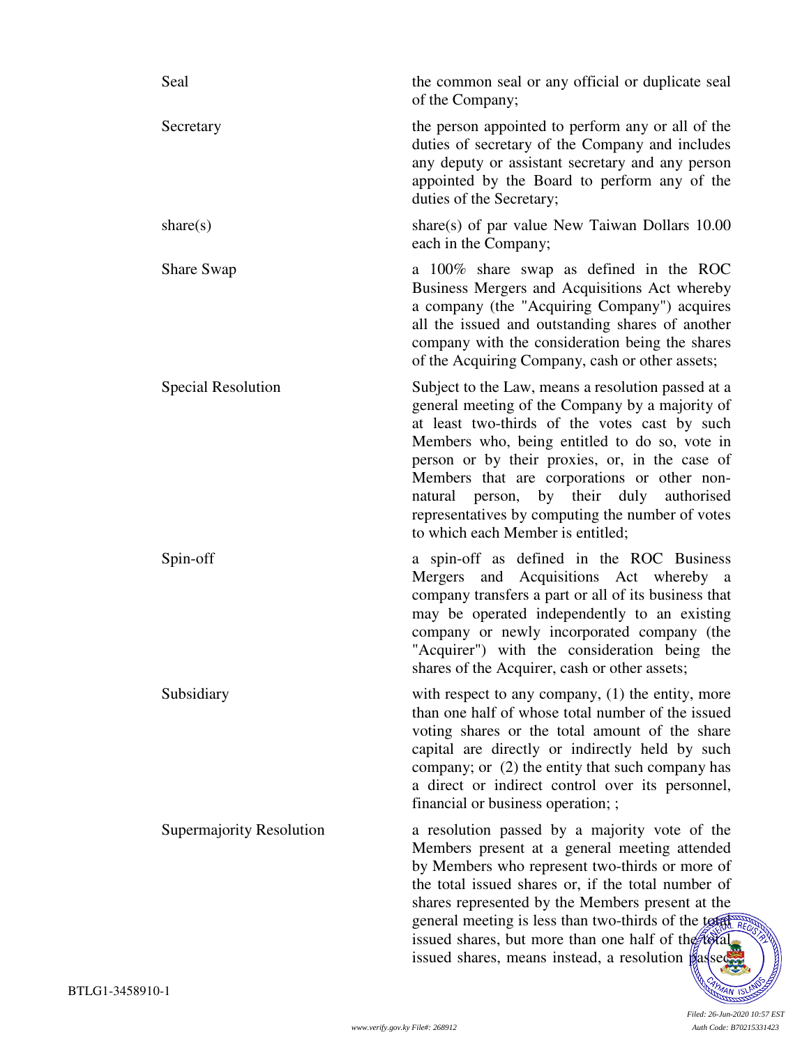| | |
|---|---|
| Seal | the common seal or any official or duplicate seal of the Company; |
| Secretary | the person appointed to perform any or all of the duties of secretary of the Company and includes any deputy or assistant secretary and any person appointed by the Board to perform any of the duties of the Secretary; |
| share(s) | share(s) of par value New Taiwan Dollars 10.00 each in the Company; |
| Share Swap | a 100% share swap as defined in the ROC Business Mergers and Acquisitions Act whereby a company (the "Acquiring Company") acquires all the issued and outstanding shares of another company with the consideration being the shares of the Acquiring Company, cash or other assets; |
| Special Resolution | Subject to the Law, means a resolution passed at a general meeting of the Company by a majority of at least two-thirds of the votes cast by such Members who, being entitled to do so, vote in person or by their proxies, or, in the case of Members that are corporations or other non-natural person, by their duly authorised representatives by computing the number of votes to which each Member is entitled; |
| Spin-off | a spin-off as defined in the ROC Business Mergers and Acquisitions Act whereby a company transfers a part or all of its business that may be operated independently to an existing company or newly incorporated company (the "Acquirer") with the consideration being the shares of the Acquirer, cash or other assets; |
| Subsidiary | with respect to any company, (1) the entity, more than one half of whose total number of the issued voting shares or the total amount of the share capital are directly or indirectly held by such company; or (2) the entity that such company has a direct or indirect control over its personnel, financial or business operation; ; |
| Supermajority Resolution | a resolution passed by a majority vote of the Members present at a general meeting attended by Members who represent two-thirds or more of the total issued shares or, if the total number of shares represented by the Members present at the general meeting is less than two-thirds of the total issued shares, but more than one half of the total issued shares, means instead, a resolution passed |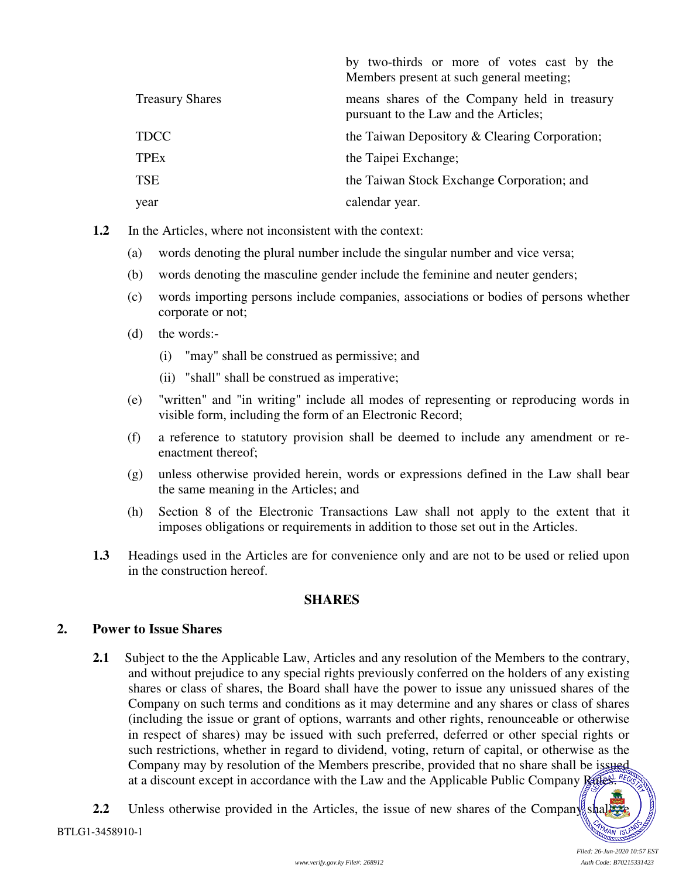| | |
|---|---|
| | by two-thirds or more of votes cast by the Members present at such general meeting; |
| Treasury Shares | means shares of the Company held in treasury pursuant to the Law and the Articles; |
| TDCC | the Taiwan Depository & Clearing Corporation; |
| TPEx | the Taipei Exchange; |
| TSE | the Taiwan Stock Exchange Corporation; and |
| year | calendar year. |

**1.2** In the Articles, where not inconsistent with the context:

(a) words denoting the plural number include the singular number and vice versa;

(b) words denoting the masculine gender include the feminine and neuter genders;

(c) words importing persons include companies, associations or bodies of persons whether corporate or not;

(d) the words:-

(i) "may" shall be construed as permissive; and

(ii) "shall" shall be construed as imperative;

(e) "written" and "in writing" include all modes of representing or reproducing words in visible form, including the form of an Electronic Record;

(f) a reference to statutory provision shall be deemed to include any amendment or re-enactment thereof;

(g) unless otherwise provided herein, words or expressions defined in the Law shall bear the same meaning in the Articles; and

(h) Section 8 of the Electronic Transactions Law shall not apply to the extent that it imposes obligations or requirements in addition to those set out in the Articles.

**1.3** Headings used in the Articles are for convenience only and are not to be used or relied upon in the construction hereof.

## SHARES

## 2. Power to Issue Shares

**2.1** Subject to the the Applicable Law, Articles and any resolution of the Members to the contrary, and without prejudice to any special rights previously conferred on the holders of any existing shares or class of shares, the Board shall have the power to issue any unissued shares of the Company on such terms and conditions as it may determine and any shares or class of shares (including the issue or grant of options, warrants and other rights, renounceable or otherwise in respect of shares) may be issued with such preferred, deferred or other special rights or such restrictions, whether in regard to dividend, voting, return of capital, or otherwise as the Company may by resolution of the Members prescribe, provided that no share shall be issued at a discount except in accordance with the Law and the Applicable Public Company Rules.

**2.2** Unless otherwise provided in the Articles, the issue of new shares of the Company shall be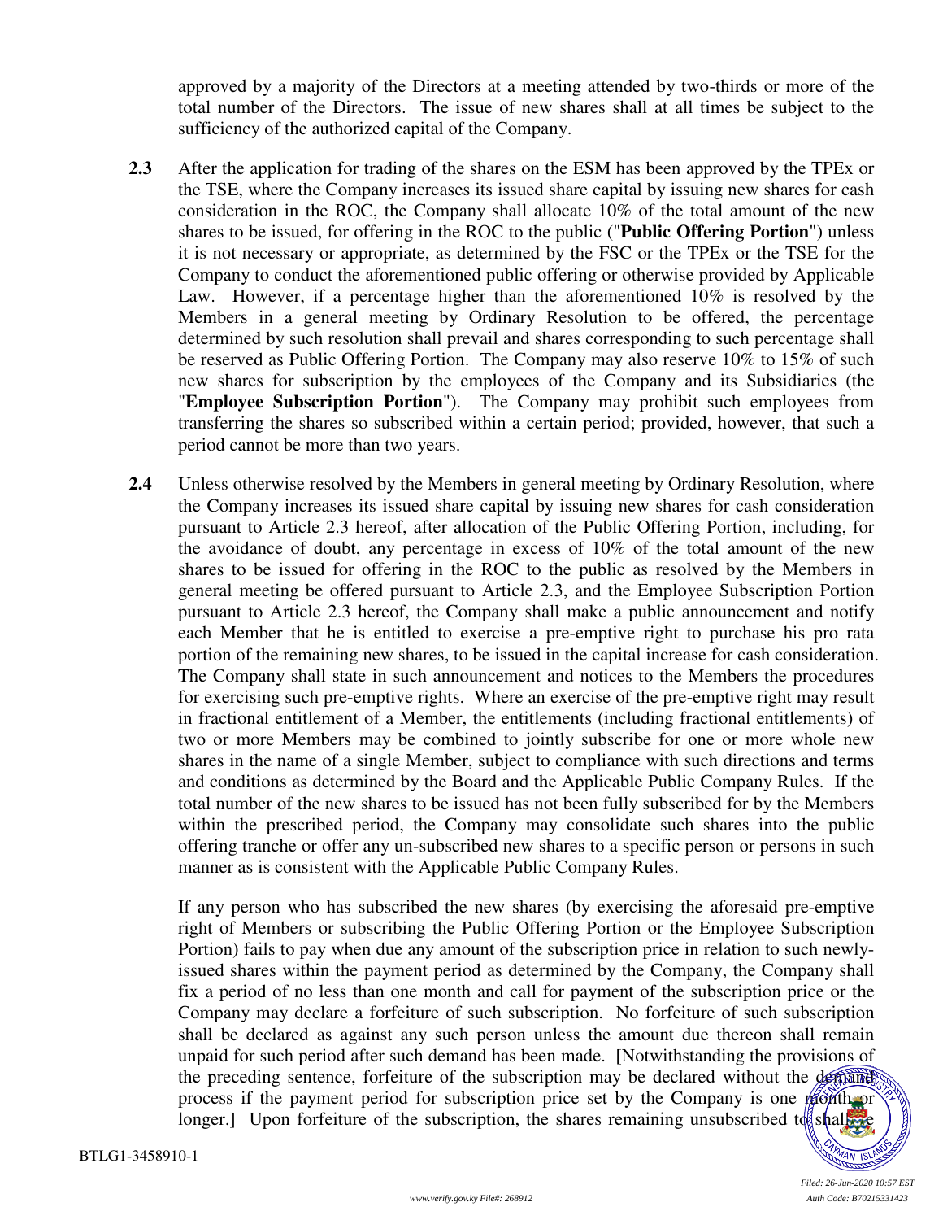approved by a majority of the Directors at a meeting attended by two-thirds or more of the total number of the Directors. The issue of new shares shall at all times be subject to the sufficiency of the authorized capital of the Company.

**2.3** After the application for trading of the shares on the ESM has been approved by the TPEx or the TSE, where the Company increases its issued share capital by issuing new shares for cash consideration in the ROC, the Company shall allocate 10% of the total amount of the new shares to be issued, for offering in the ROC to the public ("**Public Offering Portion**") unless it is not necessary or appropriate, as determined by the FSC or the TPEx or the TSE for the Company to conduct the aforementioned public offering or otherwise provided by Applicable Law. However, if a percentage higher than the aforementioned 10% is resolved by the Members in a general meeting by Ordinary Resolution to be offered, the percentage determined by such resolution shall prevail and shares corresponding to such percentage shall be reserved as Public Offering Portion. The Company may also reserve 10% to 15% of such new shares for subscription by the employees of the Company and its Subsidiaries (the "**Employee Subscription Portion**"). The Company may prohibit such employees from transferring the shares so subscribed within a certain period; provided, however, that such a period cannot be more than two years.

**2.4** Unless otherwise resolved by the Members in general meeting by Ordinary Resolution, where the Company increases its issued share capital by issuing new shares for cash consideration pursuant to Article 2.3 hereof, after allocation of the Public Offering Portion, including, for the avoidance of doubt, any percentage in excess of 10% of the total amount of the new shares to be issued for offering in the ROC to the public as resolved by the Members in general meeting be offered pursuant to Article 2.3, and the Employee Subscription Portion pursuant to Article 2.3 hereof, the Company shall make a public announcement and notify each Member that he is entitled to exercise a pre-emptive right to purchase his pro rata portion of the remaining new shares, to be issued in the capital increase for cash consideration. The Company shall state in such announcement and notices to the Members the procedures for exercising such pre-emptive rights. Where an exercise of the pre-emptive right may result in fractional entitlement of a Member, the entitlements (including fractional entitlements) of two or more Members may be combined to jointly subscribe for one or more whole new shares in the name of a single Member, subject to compliance with such directions and terms and conditions as determined by the Board and the Applicable Public Company Rules. If the total number of the new shares to be issued has not been fully subscribed for by the Members within the prescribed period, the Company may consolidate such shares into the public offering tranche or offer any un-subscribed new shares to a specific person or persons in such manner as is consistent with the Applicable Public Company Rules.

If any person who has subscribed the new shares (by exercising the aforesaid pre-emptive right of Members or subscribing the Public Offering Portion or the Employee Subscription Portion) fails to pay when due any amount of the subscription price in relation to such newly-issued shares within the payment period as determined by the Company, the Company shall fix a period of no less than one month and call for payment of the subscription price or the Company may declare a forfeiture of such subscription. No forfeiture of such subscription shall be declared as against any such person unless the amount due thereon shall remain unpaid for such period after such demand has been made. [Notwithstanding the provisions of the preceding sentence, forfeiture of the subscription may be declared without the demand process if the payment period for subscription price set by the Company is one month or longer.] Upon forfeiture of the subscription, the shares remaining unsubscribed to shall be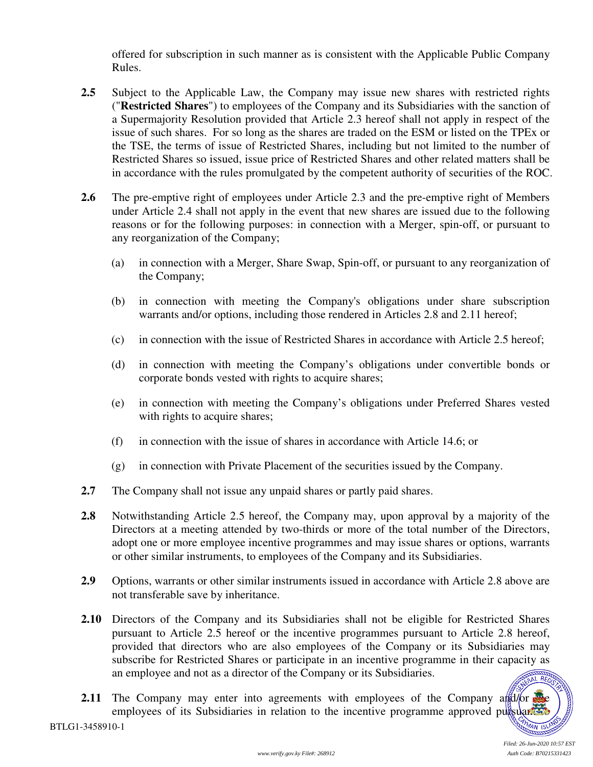offered for subscription in such manner as is consistent with the Applicable Public Company Rules.

**2.5** Subject to the Applicable Law, the Company may issue new shares with restricted rights ("**Restricted Shares**") to employees of the Company and its Subsidiaries with the sanction of a Supermajority Resolution provided that Article 2.3 hereof shall not apply in respect of the issue of such shares. For so long as the shares are traded on the ESM or listed on the TPEx or the TSE, the terms of issue of Restricted Shares, including but not limited to the number of Restricted Shares so issued, issue price of Restricted Shares and other related matters shall be in accordance with the rules promulgated by the competent authority of securities of the ROC.

**2.6** The pre-emptive right of employees under Article 2.3 and the pre-emptive right of Members under Article 2.4 shall not apply in the event that new shares are issued due to the following reasons or for the following purposes: in connection with a Merger, spin-off, or pursuant to any reorganization of the Company;

(a) in connection with a Merger, Share Swap, Spin-off, or pursuant to any reorganization of the Company;

(b) in connection with meeting the Company's obligations under share subscription warrants and/or options, including those rendered in Articles 2.8 and 2.11 hereof;

(c) in connection with the issue of Restricted Shares in accordance with Article 2.5 hereof;

(d) in connection with meeting the Company's obligations under convertible bonds or corporate bonds vested with rights to acquire shares;

(e) in connection with meeting the Company's obligations under Preferred Shares vested with rights to acquire shares;

(f) in connection with the issue of shares in accordance with Article 14.6; or

(g) in connection with Private Placement of the securities issued by the Company.

**2.7** The Company shall not issue any unpaid shares or partly paid shares.

**2.8** Notwithstanding Article 2.5 hereof, the Company may, upon approval by a majority of the Directors at a meeting attended by two-thirds or more of the total number of the Directors, adopt one or more employee incentive programmes and may issue shares or options, warrants or other similar instruments, to employees of the Company and its Subsidiaries.

**2.9** Options, warrants or other similar instruments issued in accordance with Article 2.8 above are not transferable save by inheritance.

**2.10** Directors of the Company and its Subsidiaries shall not be eligible for Restricted Shares pursuant to Article 2.5 hereof or the incentive programmes pursuant to Article 2.8 hereof, provided that directors who are also employees of the Company or its Subsidiaries may subscribe for Restricted Shares or participate in an incentive programme in their capacity as an employee and not as a director of the Company or its Subsidiaries.

**2.11** The Company may enter into agreements with employees of the Company and/or the employees of its Subsidiaries in relation to the incentive programme approved pursuant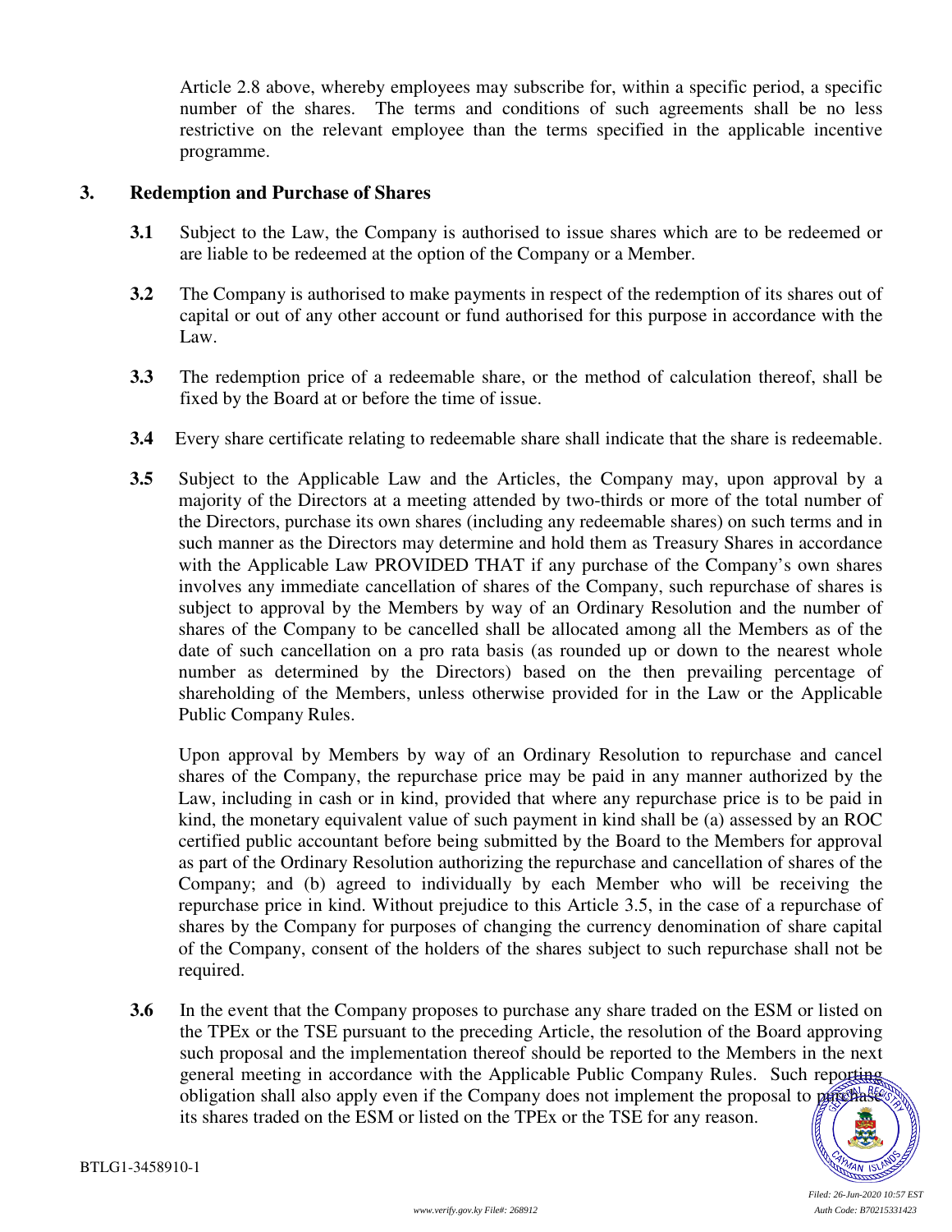Article 2.8 above, whereby employees may subscribe for, within a specific period, a specific number of the shares. The terms and conditions of such agreements shall be no less restrictive on the relevant employee than the terms specified in the applicable incentive programme.

## 3. Redemption and Purchase of Shares

**3.1** Subject to the Law, the Company is authorised to issue shares which are to be redeemed or are liable to be redeemed at the option of the Company or a Member.

**3.2** The Company is authorised to make payments in respect of the redemption of its shares out of capital or out of any other account or fund authorised for this purpose in accordance with the Law.

**3.3** The redemption price of a redeemable share, or the method of calculation thereof, shall be fixed by the Board at or before the time of issue.

**3.4** Every share certificate relating to redeemable share shall indicate that the share is redeemable.

**3.5** Subject to the Applicable Law and the Articles, the Company may, upon approval by a majority of the Directors at a meeting attended by two-thirds or more of the total number of the Directors, purchase its own shares (including any redeemable shares) on such terms and in such manner as the Directors may determine and hold them as Treasury Shares in accordance with the Applicable Law PROVIDED THAT if any purchase of the Company's own shares involves any immediate cancellation of shares of the Company, such repurchase of shares is subject to approval by the Members by way of an Ordinary Resolution and the number of shares of the Company to be cancelled shall be allocated among all the Members as of the date of such cancellation on a pro rata basis (as rounded up or down to the nearest whole number as determined by the Directors) based on the then prevailing percentage of shareholding of the Members, unless otherwise provided for in the Law or the Applicable Public Company Rules.

Upon approval by Members by way of an Ordinary Resolution to repurchase and cancel shares of the Company, the repurchase price may be paid in any manner authorized by the Law, including in cash or in kind, provided that where any repurchase price is to be paid in kind, the monetary equivalent value of such payment in kind shall be (a) assessed by an ROC certified public accountant before being submitted by the Board to the Members for approval as part of the Ordinary Resolution authorizing the repurchase and cancellation of shares of the Company; and (b) agreed to individually by each Member who will be receiving the repurchase price in kind. Without prejudice to this Article 3.5, in the case of a repurchase of shares by the Company for purposes of changing the currency denomination of share capital of the Company, consent of the holders of the shares subject to such repurchase shall not be required.

**3.6** In the event that the Company proposes to purchase any share traded on the ESM or listed on the TPEx or the TSE pursuant to the preceding Article, the resolution of the Board approving such proposal and the implementation thereof should be reported to the Members in the next general meeting in accordance with the Applicable Public Company Rules. Such reporting obligation shall also apply even if the Company does not implement the proposal to purchase its shares traded on the ESM or listed on the TPEx or the TSE for any reason.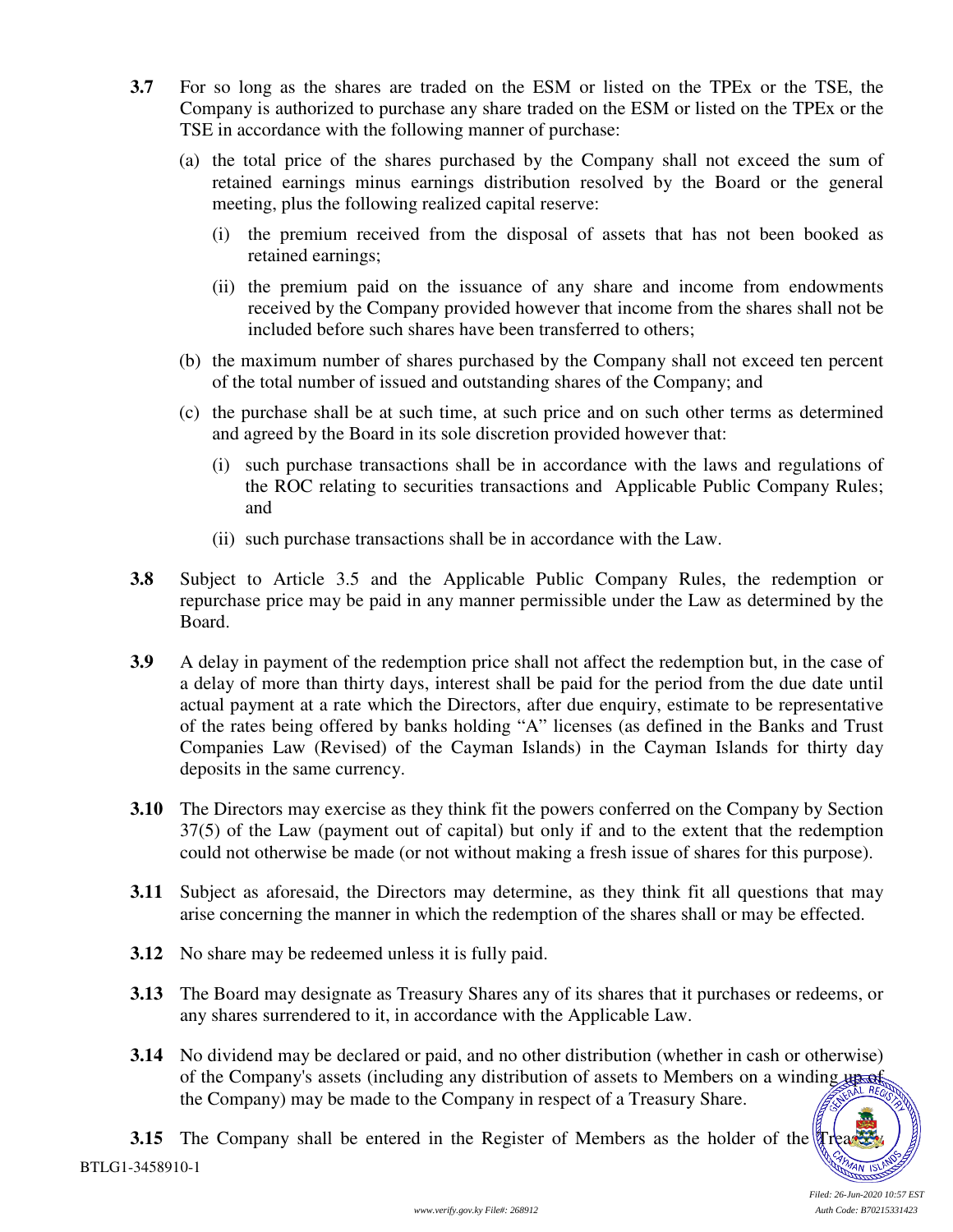**3.7** For so long as the shares are traded on the ESM or listed on the TPEx or the TSE, the Company is authorized to purchase any share traded on the ESM or listed on the TPEx or the TSE in accordance with the following manner of purchase:

(a) the total price of the shares purchased by the Company shall not exceed the sum of retained earnings minus earnings distribution resolved by the Board or the general meeting, plus the following realized capital reserve:

(i) the premium received from the disposal of assets that has not been booked as retained earnings;

(ii) the premium paid on the issuance of any share and income from endowments received by the Company provided however that income from the shares shall not be included before such shares have been transferred to others;

(b) the maximum number of shares purchased by the Company shall not exceed ten percent of the total number of issued and outstanding shares of the Company; and

(c) the purchase shall be at such time, at such price and on such other terms as determined and agreed by the Board in its sole discretion provided however that:

(i) such purchase transactions shall be in accordance with the laws and regulations of the ROC relating to securities transactions and Applicable Public Company Rules; and

(ii) such purchase transactions shall be in accordance with the Law.

**3.8** Subject to Article 3.5 and the Applicable Public Company Rules, the redemption or repurchase price may be paid in any manner permissible under the Law as determined by the Board.

**3.9** A delay in payment of the redemption price shall not affect the redemption but, in the case of a delay of more than thirty days, interest shall be paid for the period from the due date until actual payment at a rate which the Directors, after due enquiry, estimate to be representative of the rates being offered by banks holding "A" licenses (as defined in the Banks and Trust Companies Law (Revised) of the Cayman Islands) in the Cayman Islands for thirty day deposits in the same currency.

**3.10** The Directors may exercise as they think fit the powers conferred on the Company by Section 37(5) of the Law (payment out of capital) but only if and to the extent that the redemption could not otherwise be made (or not without making a fresh issue of shares for this purpose).

**3.11** Subject as aforesaid, the Directors may determine, as they think fit all questions that may arise concerning the manner in which the redemption of the shares shall or may be effected.

**3.12** No share may be redeemed unless it is fully paid.

**3.13** The Board may designate as Treasury Shares any of its shares that it purchases or redeems, or any shares surrendered to it, in accordance with the Applicable Law.

**3.14** No dividend may be declared or paid, and no other distribution (whether in cash or otherwise) of the Company's assets (including any distribution of assets to Members on a winding up of the Company) may be made to the Company in respect of a Treasury Share.

**3.15** The Company shall be entered in the Register of Members as the holder of the Treasury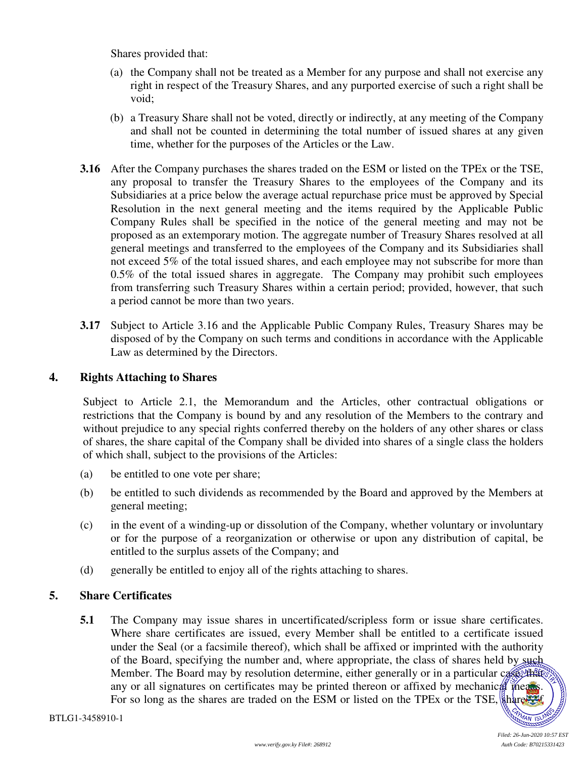Shares provided that:

(a) the Company shall not be treated as a Member for any purpose and shall not exercise any right in respect of the Treasury Shares, and any purported exercise of such a right shall be void;

(b) a Treasury Share shall not be voted, directly or indirectly, at any meeting of the Company and shall not be counted in determining the total number of issued shares at any given time, whether for the purposes of the Articles or the Law.

**3.16** After the Company purchases the shares traded on the ESM or listed on the TPEx or the TSE, any proposal to transfer the Treasury Shares to the employees of the Company and its Subsidiaries at a price below the average actual repurchase price must be approved by Special Resolution in the next general meeting and the items required by the Applicable Public Company Rules shall be specified in the notice of the general meeting and may not be proposed as an extemporary motion. The aggregate number of Treasury Shares resolved at all general meetings and transferred to the employees of the Company and its Subsidiaries shall not exceed 5% of the total issued shares, and each employee may not subscribe for more than 0.5% of the total issued shares in aggregate. The Company may prohibit such employees from transferring such Treasury Shares within a certain period; provided, however, that such a period cannot be more than two years.

**3.17** Subject to Article 3.16 and the Applicable Public Company Rules, Treasury Shares may be disposed of by the Company on such terms and conditions in accordance with the Applicable Law as determined by the Directors.

## 4. Rights Attaching to Shares

Subject to Article 2.1, the Memorandum and the Articles, other contractual obligations or restrictions that the Company is bound by and any resolution of the Members to the contrary and without prejudice to any special rights conferred thereby on the holders of any other shares or class of shares, the share capital of the Company shall be divided into shares of a single class the holders of which shall, subject to the provisions of the Articles:

(a) be entitled to one vote per share;

(b) be entitled to such dividends as recommended by the Board and approved by the Members at general meeting;

(c) in the event of a winding-up or dissolution of the Company, whether voluntary or involuntary or for the purpose of a reorganization or otherwise or upon any distribution of capital, be entitled to the surplus assets of the Company; and

(d) generally be entitled to enjoy all of the rights attaching to shares.

## 5. Share Certificates

**5.1** The Company may issue shares in uncertificated/scripless form or issue share certificates. Where share certificates are issued, every Member shall be entitled to a certificate issued under the Seal (or a facsimile thereof), which shall be affixed or imprinted with the authority of the Board, specifying the number and, where appropriate, the class of shares held by such Member. The Board may by resolution determine, either generally or in a particular case, that any or all signatures on certificates may be printed thereon or affixed by mechanical means. For so long as the shares are traded on the ESM or listed on the TPEx or the TSE, shares of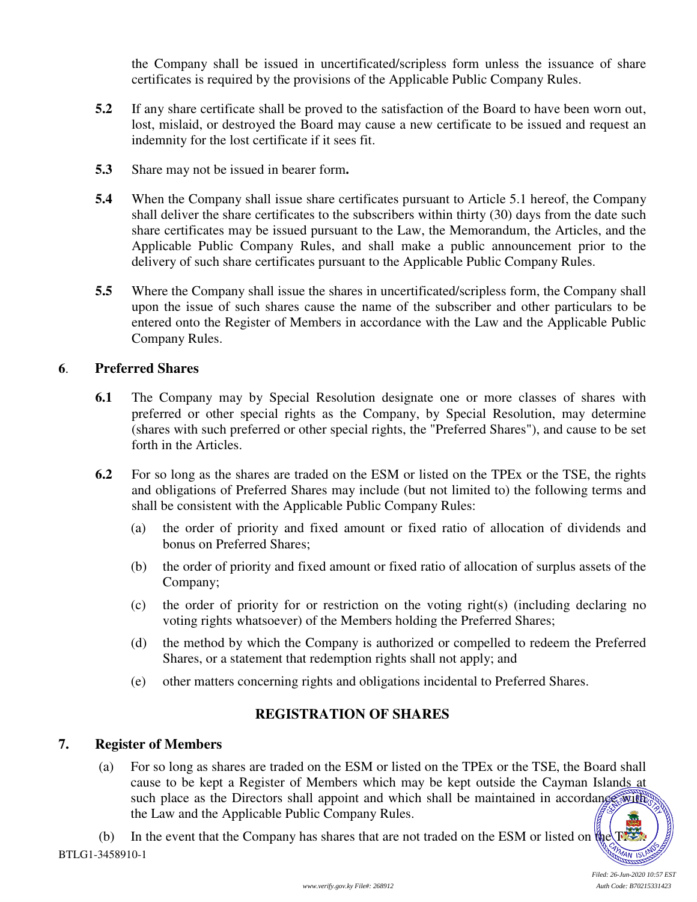the Company shall be issued in uncertificated/scripless form unless the issuance of share certificates is required by the provisions of the Applicable Public Company Rules.

**5.2** If any share certificate shall be proved to the satisfaction of the Board to have been worn out, lost, mislaid, or destroyed the Board may cause a new certificate to be issued and request an indemnity for the lost certificate if it sees fit.

**5.3** Share may not be issued in bearer form**.**

**5.4** When the Company shall issue share certificates pursuant to Article 5.1 hereof, the Company shall deliver the share certificates to the subscribers within thirty (30) days from the date such share certificates may be issued pursuant to the Law, the Memorandum, the Articles, and the Applicable Public Company Rules, and shall make a public announcement prior to the delivery of such share certificates pursuant to the Applicable Public Company Rules.

**5.5** Where the Company shall issue the shares in uncertificated/scripless form, the Company shall upon the issue of such shares cause the name of the subscriber and other particulars to be entered onto the Register of Members in accordance with the Law and the Applicable Public Company Rules.

**6**. **Preferred Shares**

**6.1** The Company may by Special Resolution designate one or more classes of shares with preferred or other special rights as the Company, by Special Resolution, may determine (shares with such preferred or other special rights, the "Preferred Shares"), and cause to be set forth in the Articles.

**6.2** For so long as the shares are traded on the ESM or listed on the TPEx or the TSE, the rights and obligations of Preferred Shares may include (but not limited to) the following terms and shall be consistent with the Applicable Public Company Rules:

(a) the order of priority and fixed amount or fixed ratio of allocation of dividends and bonus on Preferred Shares;

(b) the order of priority and fixed amount or fixed ratio of allocation of surplus assets of the Company;

(c) the order of priority for or restriction on the voting right(s) (including declaring no voting rights whatsoever) of the Members holding the Preferred Shares;

(d) the method by which the Company is authorized or compelled to redeem the Preferred Shares, or a statement that redemption rights shall not apply; and

(e) other matters concerning rights and obligations incidental to Preferred Shares.

## REGISTRATION OF SHARES

**7. Register of Members**

(a) For so long as shares are traded on the ESM or listed on the TPEx or the TSE, the Board shall cause to be kept a Register of Members which may be kept outside the Cayman Islands at such place as the Directors shall appoint and which shall be maintained in accordance with the Law and the Applicable Public Company Rules.

(b) In the event that the Company has shares that are not traded on the ESM or listed on the T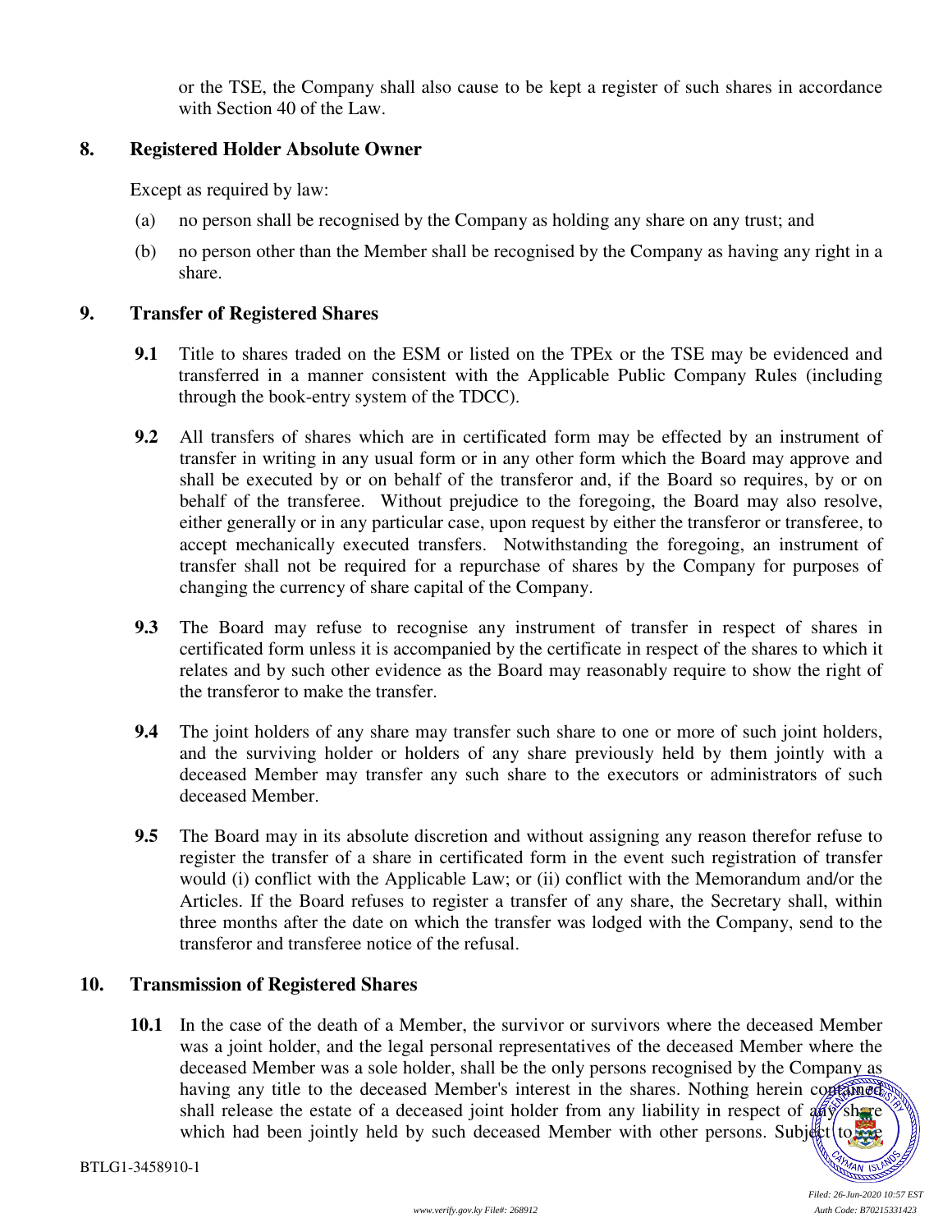or the TSE, the Company shall also cause to be kept a register of such shares in accordance with Section 40 of the Law.

## 8. Registered Holder Absolute Owner

Except as required by law:

(a) no person shall be recognised by the Company as holding any share on any trust; and

(b) no person other than the Member shall be recognised by the Company as having any right in a share.

## 9. Transfer of Registered Shares

**9.1** Title to shares traded on the ESM or listed on the TPEx or the TSE may be evidenced and transferred in a manner consistent with the Applicable Public Company Rules (including through the book-entry system of the TDCC).

**9.2** All transfers of shares which are in certificated form may be effected by an instrument of transfer in writing in any usual form or in any other form which the Board may approve and shall be executed by or on behalf of the transferor and, if the Board so requires, by or on behalf of the transferee. Without prejudice to the foregoing, the Board may also resolve, either generally or in any particular case, upon request by either the transferor or transferee, to accept mechanically executed transfers. Notwithstanding the foregoing, an instrument of transfer shall not be required for a repurchase of shares by the Company for purposes of changing the currency of share capital of the Company.

**9.3** The Board may refuse to recognise any instrument of transfer in respect of shares in certificated form unless it is accompanied by the certificate in respect of the shares to which it relates and by such other evidence as the Board may reasonably require to show the right of the transferor to make the transfer.

**9.4** The joint holders of any share may transfer such share to one or more of such joint holders, and the surviving holder or holders of any share previously held by them jointly with a deceased Member may transfer any such share to the executors or administrators of such deceased Member.

**9.5** The Board may in its absolute discretion and without assigning any reason therefor refuse to register the transfer of a share in certificated form in the event such registration of transfer would (i) conflict with the Applicable Law; or (ii) conflict with the Memorandum and/or the Articles. If the Board refuses to register a transfer of any share, the Secretary shall, within three months after the date on which the transfer was lodged with the Company, send to the transferor and transferee notice of the refusal.

## 10. Transmission of Registered Shares

**10.1** In the case of the death of a Member, the survivor or survivors where the deceased Member was a joint holder, and the legal personal representatives of the deceased Member where the deceased Member was a sole holder, shall be the only persons recognised by the Company as having any title to the deceased Member's interest in the shares. Nothing herein contained shall release the estate of a deceased joint holder from any liability in respect of any share which had been jointly held by such deceased Member with other persons. Subject to the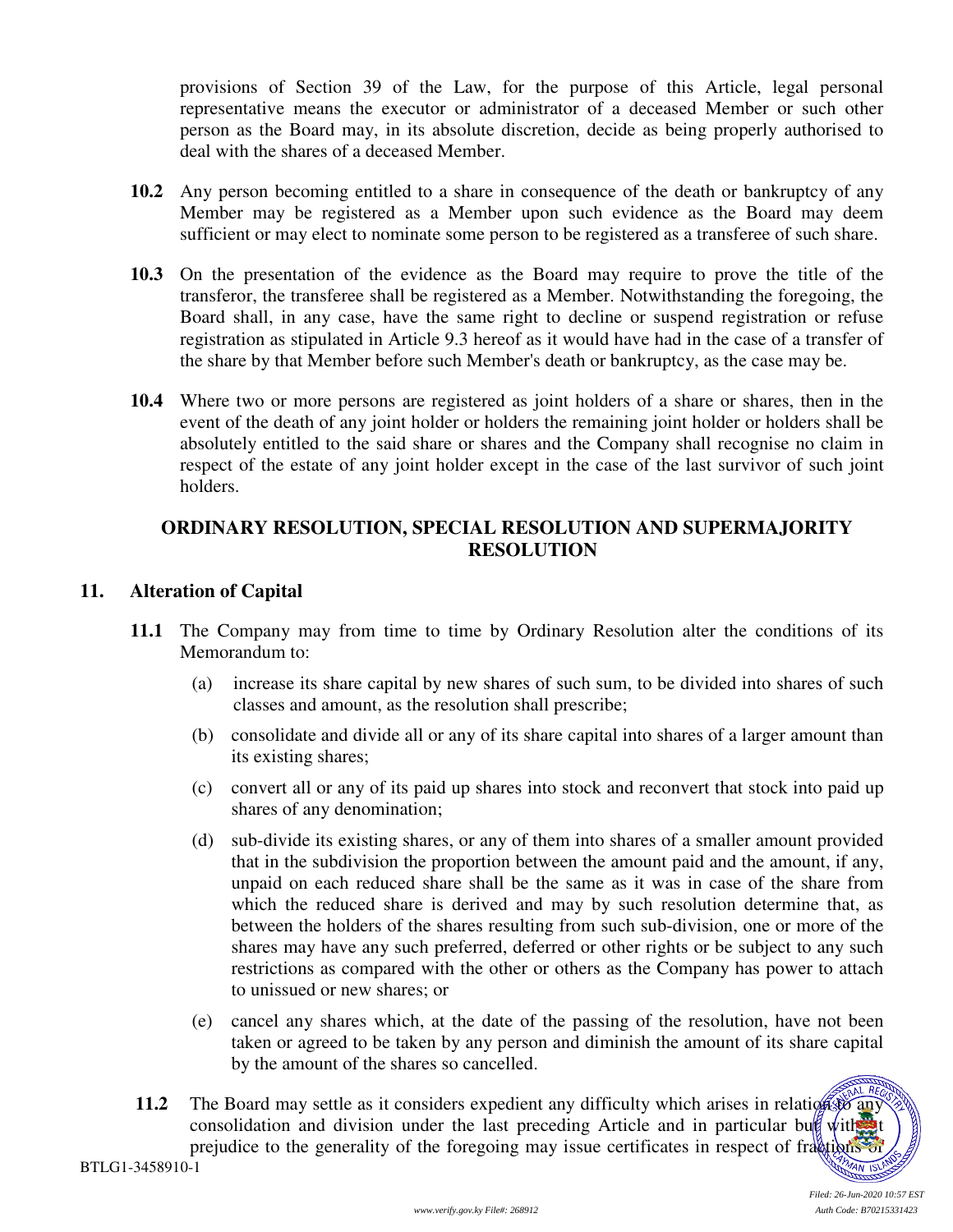provisions of Section 39 of the Law, for the purpose of this Article, legal personal representative means the executor or administrator of a deceased Member or such other person as the Board may, in its absolute discretion, decide as being properly authorised to deal with the shares of a deceased Member.

**10.2** Any person becoming entitled to a share in consequence of the death or bankruptcy of any Member may be registered as a Member upon such evidence as the Board may deem sufficient or may elect to nominate some person to be registered as a transferee of such share.

**10.3** On the presentation of the evidence as the Board may require to prove the title of the transferor, the transferee shall be registered as a Member. Notwithstanding the foregoing, the Board shall, in any case, have the same right to decline or suspend registration or refuse registration as stipulated in Article 9.3 hereof as it would have had in the case of a transfer of the share by that Member before such Member's death or bankruptcy, as the case may be.

**10.4** Where two or more persons are registered as joint holders of a share or shares, then in the event of the death of any joint holder or holders the remaining joint holder or holders shall be absolutely entitled to the said share or shares and the Company shall recognise no claim in respect of the estate of any joint holder except in the case of the last survivor of such joint holders.

## ORDINARY RESOLUTION, SPECIAL RESOLUTION AND SUPERMAJORITY RESOLUTION

### 11. Alteration of Capital

**11.1** The Company may from time to time by Ordinary Resolution alter the conditions of its Memorandum to:

(a) increase its share capital by new shares of such sum, to be divided into shares of such classes and amount, as the resolution shall prescribe;

(b) consolidate and divide all or any of its share capital into shares of a larger amount than its existing shares;

(c) convert all or any of its paid up shares into stock and reconvert that stock into paid up shares of any denomination;

(d) sub-divide its existing shares, or any of them into shares of a smaller amount provided that in the subdivision the proportion between the amount paid and the amount, if any, unpaid on each reduced share shall be the same as it was in case of the share from which the reduced share is derived and may by such resolution determine that, as between the holders of the shares resulting from such sub-division, one or more of the shares may have any such preferred, deferred or other rights or be subject to any such restrictions as compared with the other or others as the Company has power to attach to unissued or new shares; or

(e) cancel any shares which, at the date of the passing of the resolution, have not been taken or agreed to be taken by any person and diminish the amount of its share capital by the amount of the shares so cancelled.

**11.2** The Board may settle as it considers expedient any difficulty which arises in relation to any consolidation and division under the last preceding Article and in particular but without prejudice to the generality of the foregoing may issue certificates in respect of fractions of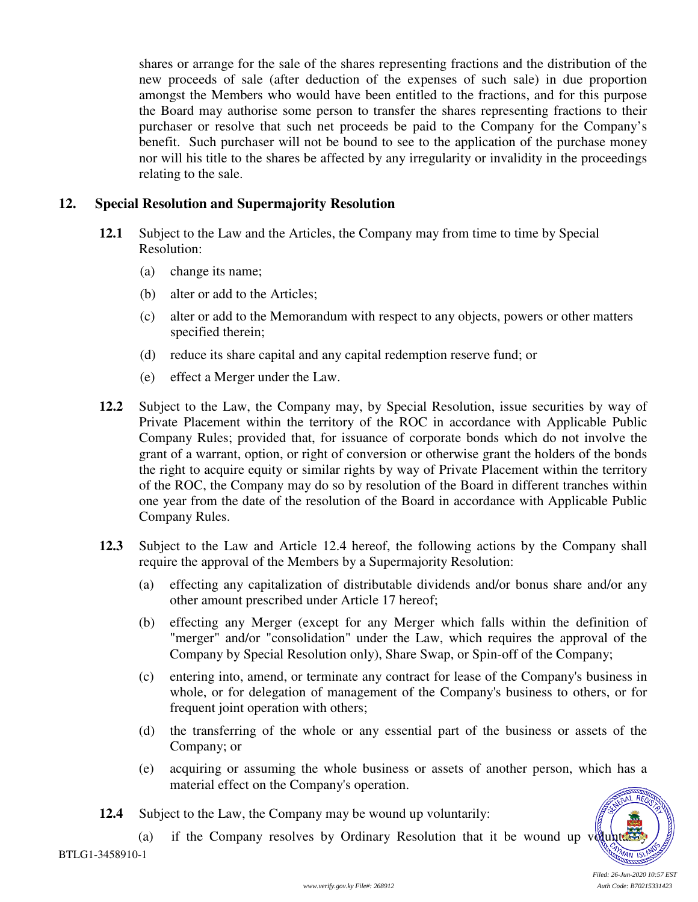shares or arrange for the sale of the shares representing fractions and the distribution of the new proceeds of sale (after deduction of the expenses of such sale) in due proportion amongst the Members who would have been entitled to the fractions, and for this purpose the Board may authorise some person to transfer the shares representing fractions to their purchaser or resolve that such net proceeds be paid to the Company for the Company's benefit. Such purchaser will not be bound to see to the application of the purchase money nor will his title to the shares be affected by any irregularity or invalidity in the proceedings relating to the sale.

## 12. Special Resolution and Supermajority Resolution

**12.1** Subject to the Law and the Articles, the Company may from time to time by Special Resolution:

(a) change its name;

(b) alter or add to the Articles;

(c) alter or add to the Memorandum with respect to any objects, powers or other matters specified therein;

(d) reduce its share capital and any capital redemption reserve fund; or

(e) effect a Merger under the Law.

**12.2** Subject to the Law, the Company may, by Special Resolution, issue securities by way of Private Placement within the territory of the ROC in accordance with Applicable Public Company Rules; provided that, for issuance of corporate bonds which do not involve the grant of a warrant, option, or right of conversion or otherwise grant the holders of the bonds the right to acquire equity or similar rights by way of Private Placement within the territory of the ROC, the Company may do so by resolution of the Board in different tranches within one year from the date of the resolution of the Board in accordance with Applicable Public Company Rules.

**12.3** Subject to the Law and Article 12.4 hereof, the following actions by the Company shall require the approval of the Members by a Supermajority Resolution:

(a) effecting any capitalization of distributable dividends and/or bonus share and/or any other amount prescribed under Article 17 hereof;

(b) effecting any Merger (except for any Merger which falls within the definition of "merger" and/or "consolidation" under the Law, which requires the approval of the Company by Special Resolution only), Share Swap, or Spin-off of the Company;

(c) entering into, amend, or terminate any contract for lease of the Company's business in whole, or for delegation of management of the Company's business to others, or for frequent joint operation with others;

(d) the transferring of the whole or any essential part of the business or assets of the Company; or

(e) acquiring or assuming the whole business or assets of another person, which has a material effect on the Company's operation.

**12.4** Subject to the Law, the Company may be wound up voluntarily:

(a) if the Company resolves by Ordinary Resolution that it be wound up voluntarily;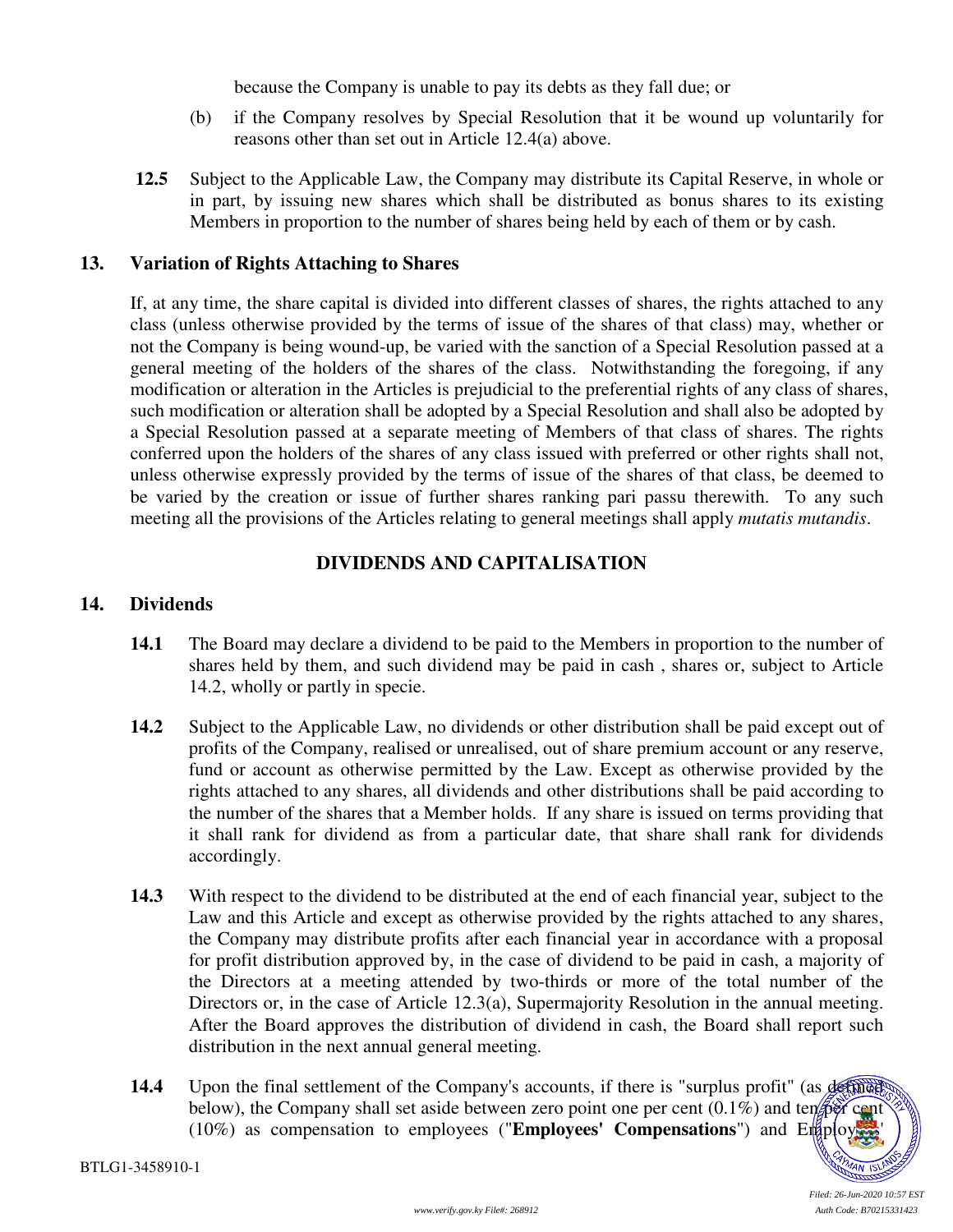because the Company is unable to pay its debts as they fall due; or

(b) if the Company resolves by Special Resolution that it be wound up voluntarily for reasons other than set out in Article 12.4(a) above.

**12.5** Subject to the Applicable Law, the Company may distribute its Capital Reserve, in whole or in part, by issuing new shares which shall be distributed as bonus shares to its existing Members in proportion to the number of shares being held by each of them or by cash.

## 13. Variation of Rights Attaching to Shares

If, at any time, the share capital is divided into different classes of shares, the rights attached to any class (unless otherwise provided by the terms of issue of the shares of that class) may, whether or not the Company is being wound-up, be varied with the sanction of a Special Resolution passed at a general meeting of the holders of the shares of the class. Notwithstanding the foregoing, if any modification or alteration in the Articles is prejudicial to the preferential rights of any class of shares, such modification or alteration shall be adopted by a Special Resolution and shall also be adopted by a Special Resolution passed at a separate meeting of Members of that class of shares. The rights conferred upon the holders of the shares of any class issued with preferred or other rights shall not, unless otherwise expressly provided by the terms of issue of the shares of that class, be deemed to be varied by the creation or issue of further shares ranking pari passu therewith. To any such meeting all the provisions of the Articles relating to general meetings shall apply *mutatis mutandis*.

# DIVIDENDS AND CAPITALISATION

## 14. Dividends

**14.1** The Board may declare a dividend to be paid to the Members in proportion to the number of shares held by them, and such dividend may be paid in cash , shares or, subject to Article 14.2, wholly or partly in specie.

**14.2** Subject to the Applicable Law, no dividends or other distribution shall be paid except out of profits of the Company, realised or unrealised, out of share premium account or any reserve, fund or account as otherwise permitted by the Law. Except as otherwise provided by the rights attached to any shares, all dividends and other distributions shall be paid according to the number of the shares that a Member holds. If any share is issued on terms providing that it shall rank for dividend as from a particular date, that share shall rank for dividends accordingly.

**14.3** With respect to the dividend to be distributed at the end of each financial year, subject to the Law and this Article and except as otherwise provided by the rights attached to any shares, the Company may distribute profits after each financial year in accordance with a proposal for profit distribution approved by, in the case of dividend to be paid in cash, a majority of the Directors at a meeting attended by two-thirds or more of the total number of the Directors or, in the case of Article 12.3(a), Supermajority Resolution in the annual meeting. After the Board approves the distribution of dividend in cash, the Board shall report such distribution in the next annual general meeting.

**14.4** Upon the final settlement of the Company's accounts, if there is "surplus profit" (as defined below), the Company shall set aside between zero point one per cent (0.1%) and ten per cent (10%) as compensation to employees ("**Employees' Compensations**") and Employees'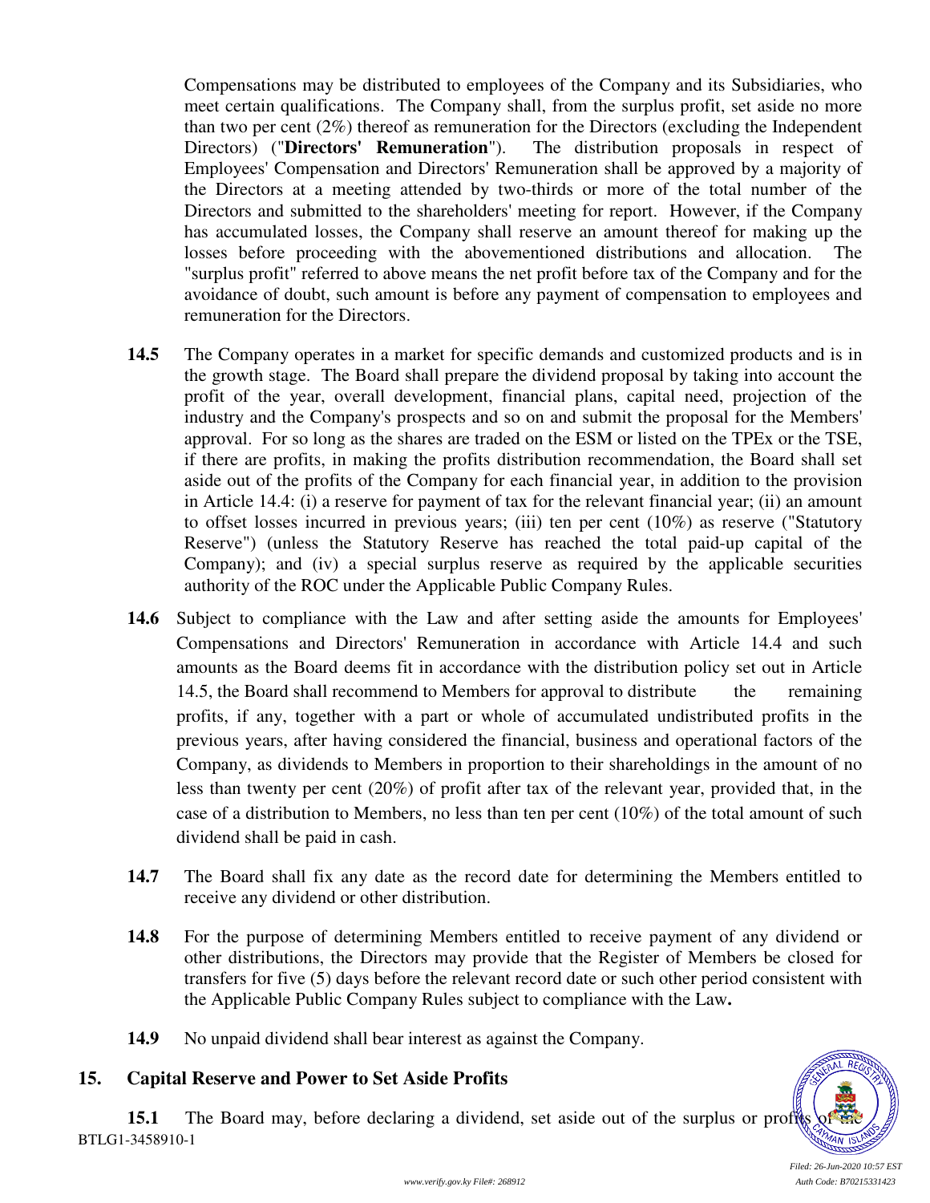Compensations may be distributed to employees of the Company and its Subsidiaries, who meet certain qualifications. The Company shall, from the surplus profit, set aside no more than two per cent (2%) thereof as remuneration for the Directors (excluding the Independent Directors) ("**Directors' Remuneration**"). The distribution proposals in respect of Employees' Compensation and Directors' Remuneration shall be approved by a majority of the Directors at a meeting attended by two-thirds or more of the total number of the Directors and submitted to the shareholders' meeting for report. However, if the Company has accumulated losses, the Company shall reserve an amount thereof for making up the losses before proceeding with the abovementioned distributions and allocation. The "surplus profit" referred to above means the net profit before tax of the Company and for the avoidance of doubt, such amount is before any payment of compensation to employees and remuneration for the Directors.

**14.5** The Company operates in a market for specific demands and customized products and is in the growth stage. The Board shall prepare the dividend proposal by taking into account the profit of the year, overall development, financial plans, capital need, projection of the industry and the Company's prospects and so on and submit the proposal for the Members' approval. For so long as the shares are traded on the ESM or listed on the TPEx or the TSE, if there are profits, in making the profits distribution recommendation, the Board shall set aside out of the profits of the Company for each financial year, in addition to the provision in Article 14.4: (i) a reserve for payment of tax for the relevant financial year; (ii) an amount to offset losses incurred in previous years; (iii) ten per cent (10%) as reserve ("Statutory Reserve") (unless the Statutory Reserve has reached the total paid-up capital of the Company); and (iv) a special surplus reserve as required by the applicable securities authority of the ROC under the Applicable Public Company Rules.

**14.6** Subject to compliance with the Law and after setting aside the amounts for Employees' Compensations and Directors' Remuneration in accordance with Article 14.4 and such amounts as the Board deems fit in accordance with the distribution policy set out in Article 14.5, the Board shall recommend to Members for approval to distribute the remaining profits, if any, together with a part or whole of accumulated undistributed profits in the previous years, after having considered the financial, business and operational factors of the Company, as dividends to Members in proportion to their shareholdings in the amount of no less than twenty per cent (20%) of profit after tax of the relevant year, provided that, in the case of a distribution to Members, no less than ten per cent (10%) of the total amount of such dividend shall be paid in cash.

**14.7** The Board shall fix any date as the record date for determining the Members entitled to receive any dividend or other distribution.

**14.8** For the purpose of determining Members entitled to receive payment of any dividend or other distributions, the Directors may provide that the Register of Members be closed for transfers for five (5) days before the relevant record date or such other period consistent with the Applicable Public Company Rules subject to compliance with the Law**.**

**14.9** No unpaid dividend shall bear interest as against the Company.

## 15. Capital Reserve and Power to Set Aside Profits

**15.1** The Board may, before declaring a dividend, set aside out of the surplus or profits of the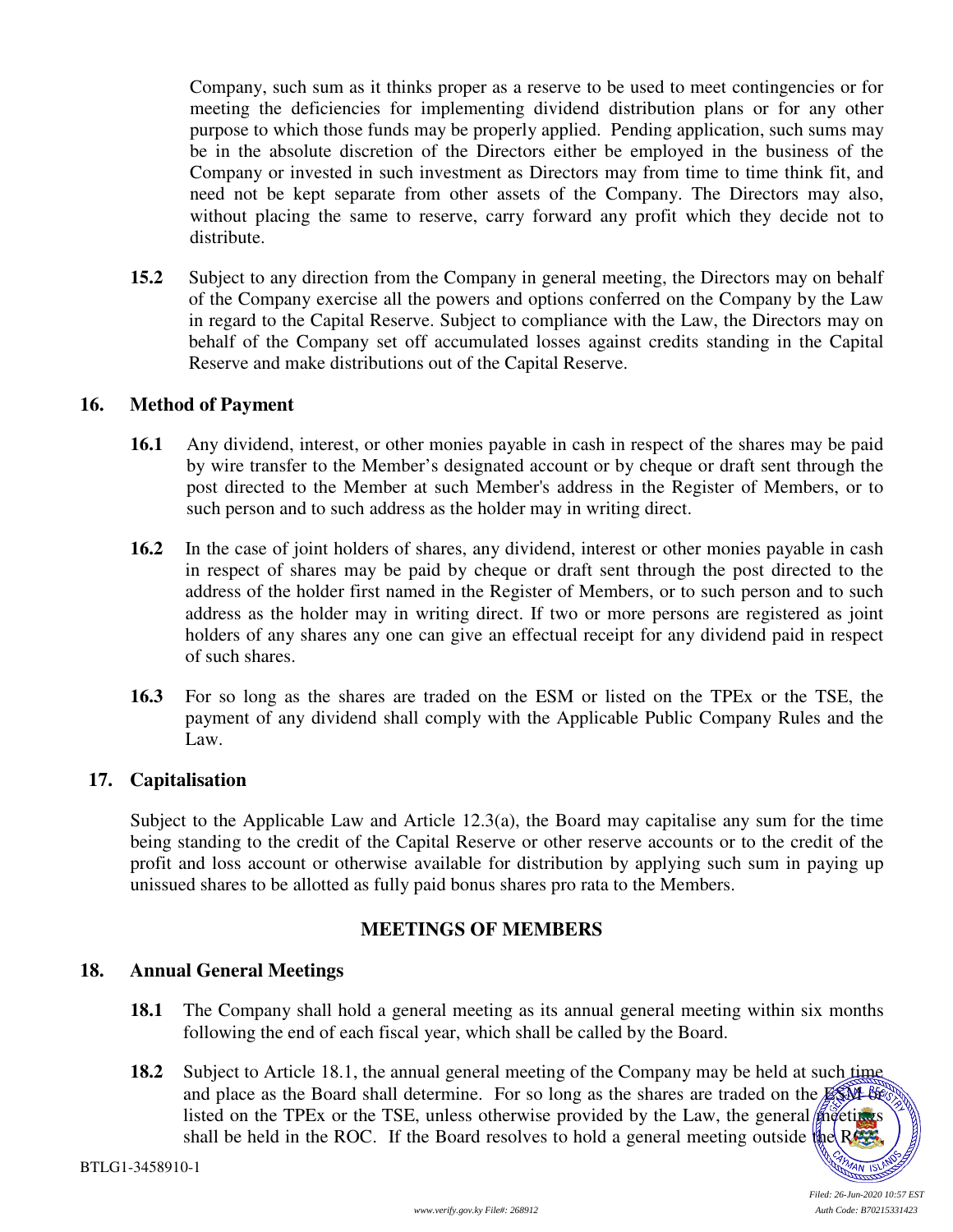Company, such sum as it thinks proper as a reserve to be used to meet contingencies or for meeting the deficiencies for implementing dividend distribution plans or for any other purpose to which those funds may be properly applied. Pending application, such sums may be in the absolute discretion of the Directors either be employed in the business of the Company or invested in such investment as Directors may from time to time think fit, and need not be kept separate from other assets of the Company. The Directors may also, without placing the same to reserve, carry forward any profit which they decide not to distribute.

**15.2** Subject to any direction from the Company in general meeting, the Directors may on behalf of the Company exercise all the powers and options conferred on the Company by the Law in regard to the Capital Reserve. Subject to compliance with the Law, the Directors may on behalf of the Company set off accumulated losses against credits standing in the Capital Reserve and make distributions out of the Capital Reserve.

## 16. Method of Payment

**16.1** Any dividend, interest, or other monies payable in cash in respect of the shares may be paid by wire transfer to the Member's designated account or by cheque or draft sent through the post directed to the Member at such Member's address in the Register of Members, or to such person and to such address as the holder may in writing direct.

**16.2** In the case of joint holders of shares, any dividend, interest or other monies payable in cash in respect of shares may be paid by cheque or draft sent through the post directed to the address of the holder first named in the Register of Members, or to such person and to such address as the holder may in writing direct. If two or more persons are registered as joint holders of any shares any one can give an effectual receipt for any dividend paid in respect of such shares.

**16.3** For so long as the shares are traded on the ESM or listed on the TPEx or the TSE, the payment of any dividend shall comply with the Applicable Public Company Rules and the Law.

## 17. Capitalisation

Subject to the Applicable Law and Article 12.3(a), the Board may capitalise any sum for the time being standing to the credit of the Capital Reserve or other reserve accounts or to the credit of the profit and loss account or otherwise available for distribution by applying such sum in paying up unissued shares to be allotted as fully paid bonus shares pro rata to the Members.

## MEETINGS OF MEMBERS

## 18. Annual General Meetings

**18.1** The Company shall hold a general meeting as its annual general meeting within six months following the end of each fiscal year, which shall be called by the Board.

**18.2** Subject to Article 18.1, the annual general meeting of the Company may be held at such time and place as the Board shall determine. For so long as the shares are traded on the ESM or listed on the TPEx or the TSE, unless otherwise provided by the Law, the general meetings shall be held in the ROC. If the Board resolves to hold a general meeting outside the ROC,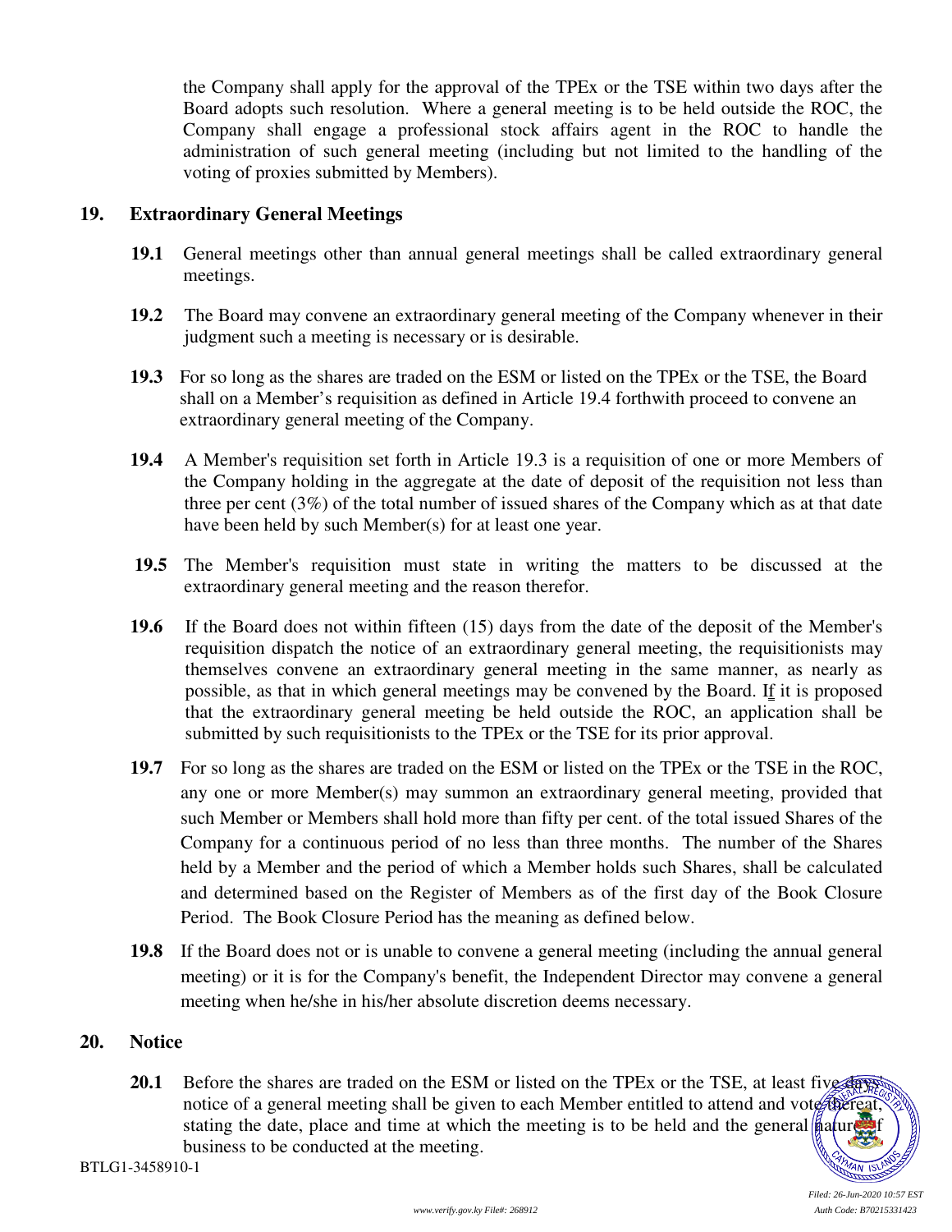the Company shall apply for the approval of the TPEx or the TSE within two days after the Board adopts such resolution. Where a general meeting is to be held outside the ROC, the Company shall engage a professional stock affairs agent in the ROC to handle the administration of such general meeting (including but not limited to the handling of the voting of proxies submitted by Members).

## 19. Extraordinary General Meetings

**19.1** General meetings other than annual general meetings shall be called extraordinary general meetings.

**19.2** The Board may convene an extraordinary general meeting of the Company whenever in their judgment such a meeting is necessary or is desirable.

**19.3** For so long as the shares are traded on the ESM or listed on the TPEx or the TSE, the Board shall on a Member's requisition as defined in Article 19.4 forthwith proceed to convene an extraordinary general meeting of the Company.

**19.4** A Member's requisition set forth in Article 19.3 is a requisition of one or more Members of the Company holding in the aggregate at the date of deposit of the requisition not less than three per cent (3%) of the total number of issued shares of the Company which as at that date have been held by such Member(s) for at least one year.

**19.5** The Member's requisition must state in writing the matters to be discussed at the extraordinary general meeting and the reason therefor.

**19.6** If the Board does not within fifteen (15) days from the date of the deposit of the Member's requisition dispatch the notice of an extraordinary general meeting, the requisitionists may themselves convene an extraordinary general meeting in the same manner, as nearly as possible, as that in which general meetings may be convened by the Board. If it is proposed that the extraordinary general meeting be held outside the ROC, an application shall be submitted by such requisitionists to the TPEx or the TSE for its prior approval.

**19.7** For so long as the shares are traded on the ESM or listed on the TPEx or the TSE in the ROC, any one or more Member(s) may summon an extraordinary general meeting, provided that such Member or Members shall hold more than fifty per cent. of the total issued Shares of the Company for a continuous period of no less than three months. The number of the Shares held by a Member and the period of which a Member holds such Shares, shall be calculated and determined based on the Register of Members as of the first day of the Book Closure Period. The Book Closure Period has the meaning as defined below.

**19.8** If the Board does not or is unable to convene a general meeting (including the annual general meeting) or it is for the Company's benefit, the Independent Director may convene a general meeting when he/she in his/her absolute discretion deems necessary.

## 20. Notice

**20.1** Before the shares are traded on the ESM or listed on the TPEx or the TSE, at least five days' notice of a general meeting shall be given to each Member entitled to attend and vote thereat, stating the date, place and time at which the meeting is to be held and the general nature of business to be conducted at the meeting.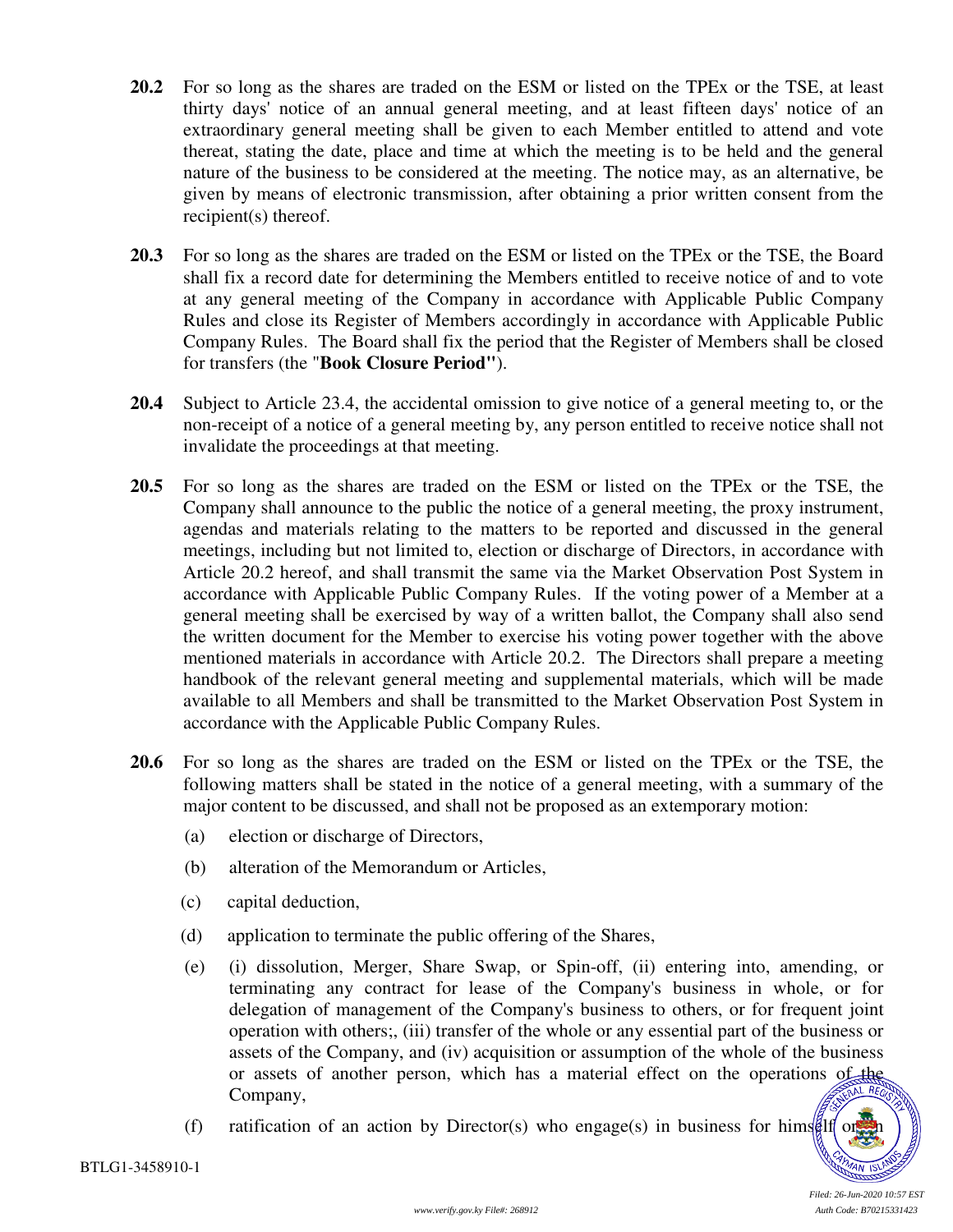**20.2** For so long as the shares are traded on the ESM or listed on the TPEx or the TSE, at least thirty days' notice of an annual general meeting, and at least fifteen days' notice of an extraordinary general meeting shall be given to each Member entitled to attend and vote thereat, stating the date, place and time at which the meeting is to be held and the general nature of the business to be considered at the meeting. The notice may, as an alternative, be given by means of electronic transmission, after obtaining a prior written consent from the recipient(s) thereof.

**20.3** For so long as the shares are traded on the ESM or listed on the TPEx or the TSE, the Board shall fix a record date for determining the Members entitled to receive notice of and to vote at any general meeting of the Company in accordance with Applicable Public Company Rules and close its Register of Members accordingly in accordance with Applicable Public Company Rules. The Board shall fix the period that the Register of Members shall be closed for transfers (the "**Book Closure Period"**).

**20.4** Subject to Article 23.4, the accidental omission to give notice of a general meeting to, or the non-receipt of a notice of a general meeting by, any person entitled to receive notice shall not invalidate the proceedings at that meeting.

**20.5** For so long as the shares are traded on the ESM or listed on the TPEx or the TSE, the Company shall announce to the public the notice of a general meeting, the proxy instrument, agendas and materials relating to the matters to be reported and discussed in the general meetings, including but not limited to, election or discharge of Directors, in accordance with Article 20.2 hereof, and shall transmit the same via the Market Observation Post System in accordance with Applicable Public Company Rules. If the voting power of a Member at a general meeting shall be exercised by way of a written ballot, the Company shall also send the written document for the Member to exercise his voting power together with the above mentioned materials in accordance with Article 20.2. The Directors shall prepare a meeting handbook of the relevant general meeting and supplemental materials, which will be made available to all Members and shall be transmitted to the Market Observation Post System in accordance with the Applicable Public Company Rules.

**20.6** For so long as the shares are traded on the ESM or listed on the TPEx or the TSE, the following matters shall be stated in the notice of a general meeting, with a summary of the major content to be discussed, and shall not be proposed as an extemporary motion:

(a) election or discharge of Directors,

(b) alteration of the Memorandum or Articles,

(c) capital deduction,

(d) application to terminate the public offering of the Shares,

(e) (i) dissolution, Merger, Share Swap, or Spin-off, (ii) entering into, amending, or terminating any contract for lease of the Company's business in whole, or for delegation of management of the Company's business to others, or for frequent joint operation with others;, (iii) transfer of the whole or any essential part of the business or assets of the Company, and (iv) acquisition or assumption of the whole of the business or assets of another person, which has a material effect on the operations of the Company,

(f) ratification of an action by Director(s) who engage(s) in business for himself or on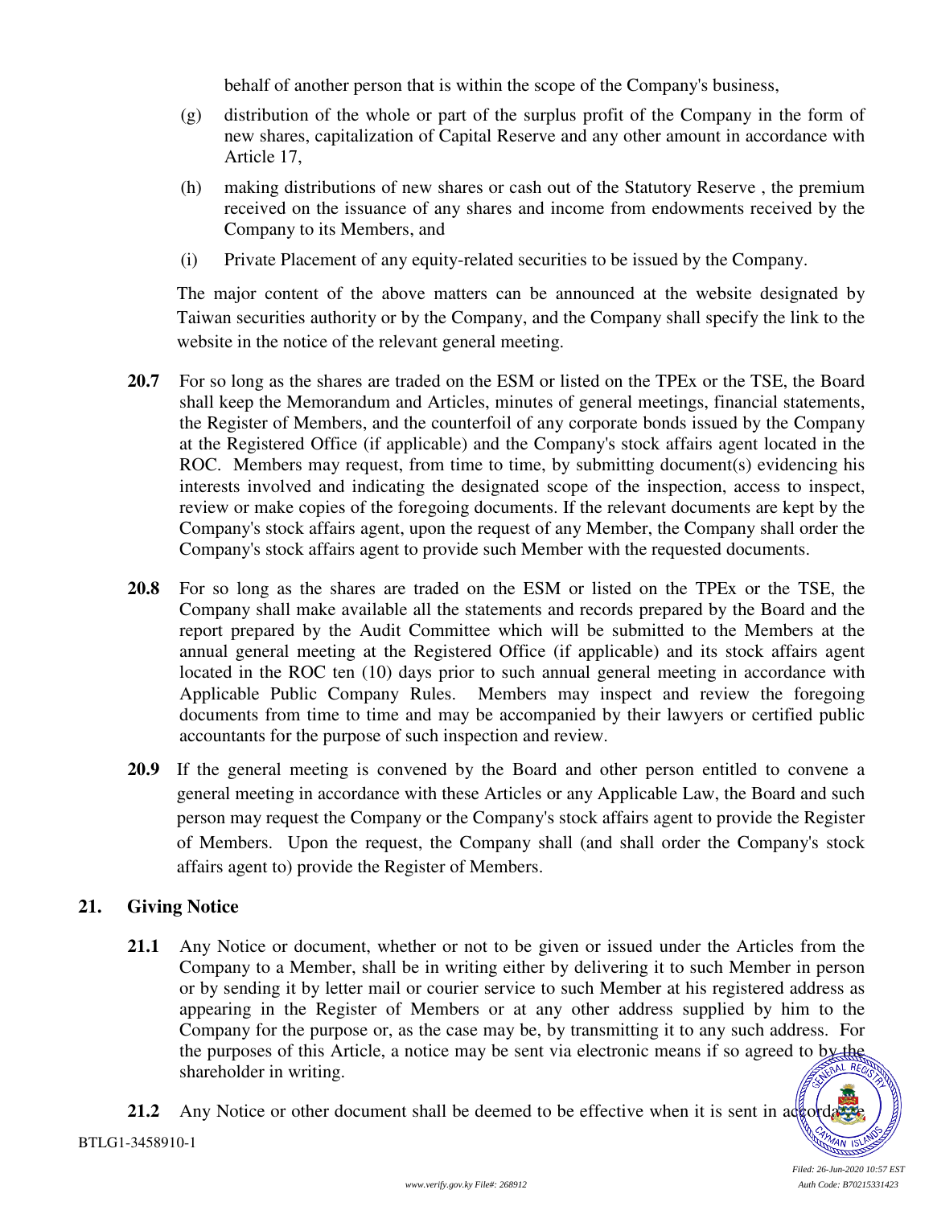behalf of another person that is within the scope of the Company's business,

(g) distribution of the whole or part of the surplus profit of the Company in the form of new shares, capitalization of Capital Reserve and any other amount in accordance with Article 17,

(h) making distributions of new shares or cash out of the Statutory Reserve , the premium received on the issuance of any shares and income from endowments received by the Company to its Members, and

(i) Private Placement of any equity-related securities to be issued by the Company.

The major content of the above matters can be announced at the website designated by Taiwan securities authority or by the Company, and the Company shall specify the link to the website in the notice of the relevant general meeting.

**20.7** For so long as the shares are traded on the ESM or listed on the TPEx or the TSE, the Board shall keep the Memorandum and Articles, minutes of general meetings, financial statements, the Register of Members, and the counterfoil of any corporate bonds issued by the Company at the Registered Office (if applicable) and the Company's stock affairs agent located in the ROC. Members may request, from time to time, by submitting document(s) evidencing his interests involved and indicating the designated scope of the inspection, access to inspect, review or make copies of the foregoing documents. If the relevant documents are kept by the Company's stock affairs agent, upon the request of any Member, the Company shall order the Company's stock affairs agent to provide such Member with the requested documents.

**20.8** For so long as the shares are traded on the ESM or listed on the TPEx or the TSE, the Company shall make available all the statements and records prepared by the Board and the report prepared by the Audit Committee which will be submitted to the Members at the annual general meeting at the Registered Office (if applicable) and its stock affairs agent located in the ROC ten (10) days prior to such annual general meeting in accordance with Applicable Public Company Rules. Members may inspect and review the foregoing documents from time to time and may be accompanied by their lawyers or certified public accountants for the purpose of such inspection and review.

**20.9** If the general meeting is convened by the Board and other person entitled to convene a general meeting in accordance with these Articles or any Applicable Law, the Board and such person may request the Company or the Company's stock affairs agent to provide the Register of Members. Upon the request, the Company shall (and shall order the Company's stock affairs agent to) provide the Register of Members.

## 21. Giving Notice

**21.1** Any Notice or document, whether or not to be given or issued under the Articles from the Company to a Member, shall be in writing either by delivering it to such Member in person or by sending it by letter mail or courier service to such Member at his registered address as appearing in the Register of Members or at any other address supplied by him to the Company for the purpose or, as the case may be, by transmitting it to any such address. For the purposes of this Article, a notice may be sent via electronic means if so agreed to by the shareholder in writing.

**21.2** Any Notice or other document shall be deemed to be effective when it is sent in accordance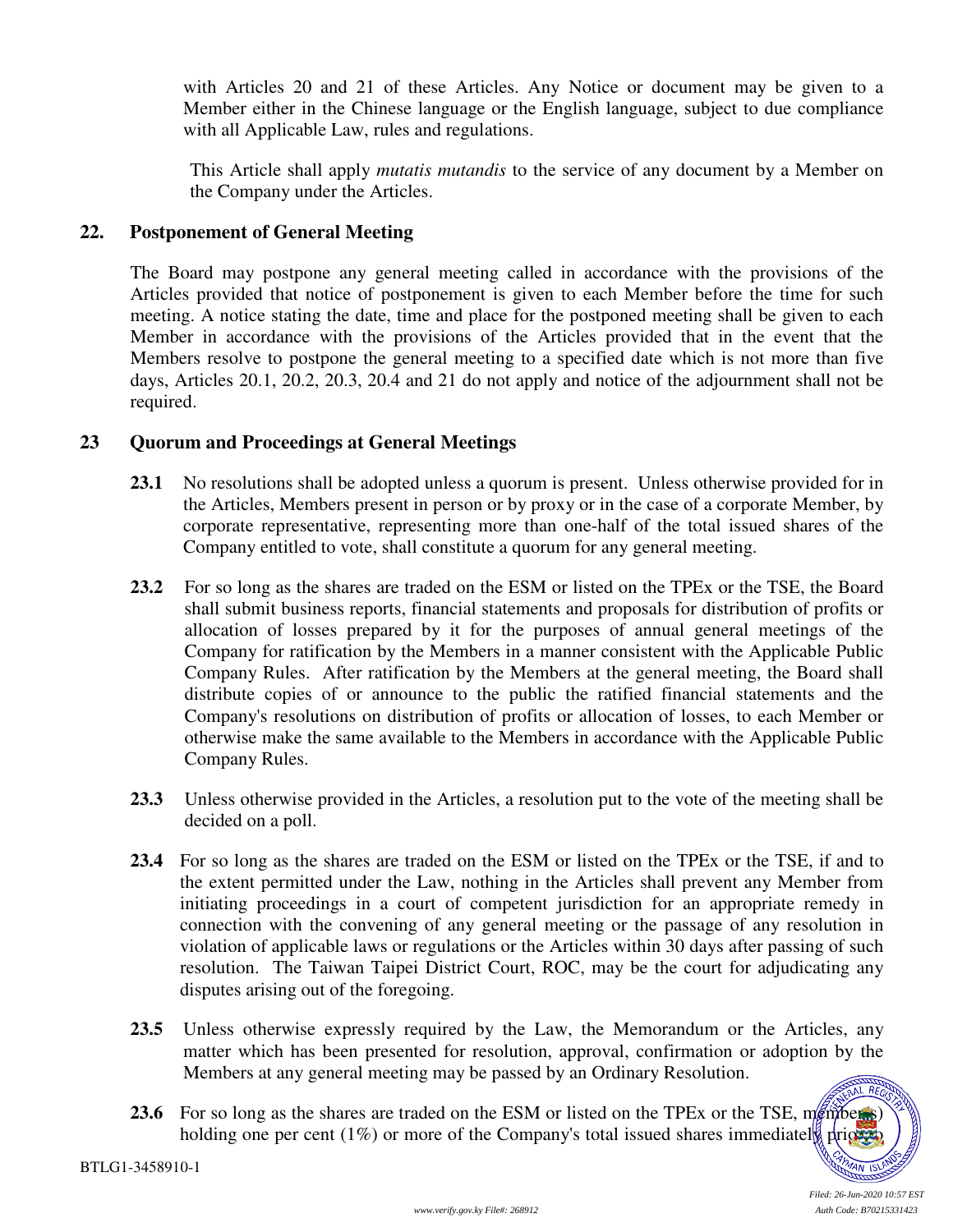with Articles 20 and 21 of these Articles. Any Notice or document may be given to a Member either in the Chinese language or the English language, subject to due compliance with all Applicable Law, rules and regulations.

This Article shall apply *mutatis mutandis* to the service of any document by a Member on the Company under the Articles.

## 22. Postponement of General Meeting

The Board may postpone any general meeting called in accordance with the provisions of the Articles provided that notice of postponement is given to each Member before the time for such meeting. A notice stating the date, time and place for the postponed meeting shall be given to each Member in accordance with the provisions of the Articles provided that in the event that the Members resolve to postpone the general meeting to a specified date which is not more than five days, Articles 20.1, 20.2, 20.3, 20.4 and 21 do not apply and notice of the adjournment shall not be required.

## 23 Quorum and Proceedings at General Meetings

**23.1** No resolutions shall be adopted unless a quorum is present. Unless otherwise provided for in the Articles, Members present in person or by proxy or in the case of a corporate Member, by corporate representative, representing more than one-half of the total issued shares of the Company entitled to vote, shall constitute a quorum for any general meeting.

**23.2** For so long as the shares are traded on the ESM or listed on the TPEx or the TSE, the Board shall submit business reports, financial statements and proposals for distribution of profits or allocation of losses prepared by it for the purposes of annual general meetings of the Company for ratification by the Members in a manner consistent with the Applicable Public Company Rules. After ratification by the Members at the general meeting, the Board shall distribute copies of or announce to the public the ratified financial statements and the Company's resolutions on distribution of profits or allocation of losses, to each Member or otherwise make the same available to the Members in accordance with the Applicable Public Company Rules.

**23.3** Unless otherwise provided in the Articles, a resolution put to the vote of the meeting shall be decided on a poll.

**23.4** For so long as the shares are traded on the ESM or listed on the TPEx or the TSE, if and to the extent permitted under the Law, nothing in the Articles shall prevent any Member from initiating proceedings in a court of competent jurisdiction for an appropriate remedy in connection with the convening of any general meeting or the passage of any resolution in violation of applicable laws or regulations or the Articles within 30 days after passing of such resolution. The Taiwan Taipei District Court, ROC, may be the court for adjudicating any disputes arising out of the foregoing.

**23.5** Unless otherwise expressly required by the Law, the Memorandum or the Articles, any matter which has been presented for resolution, approval, confirmation or adoption by the Members at any general meeting may be passed by an Ordinary Resolution.

**23.6** For so long as the shares are traded on the ESM or listed on the TPEx or the TSE, member(s) holding one per cent (1%) or more of the Company's total issued shares immediately prior to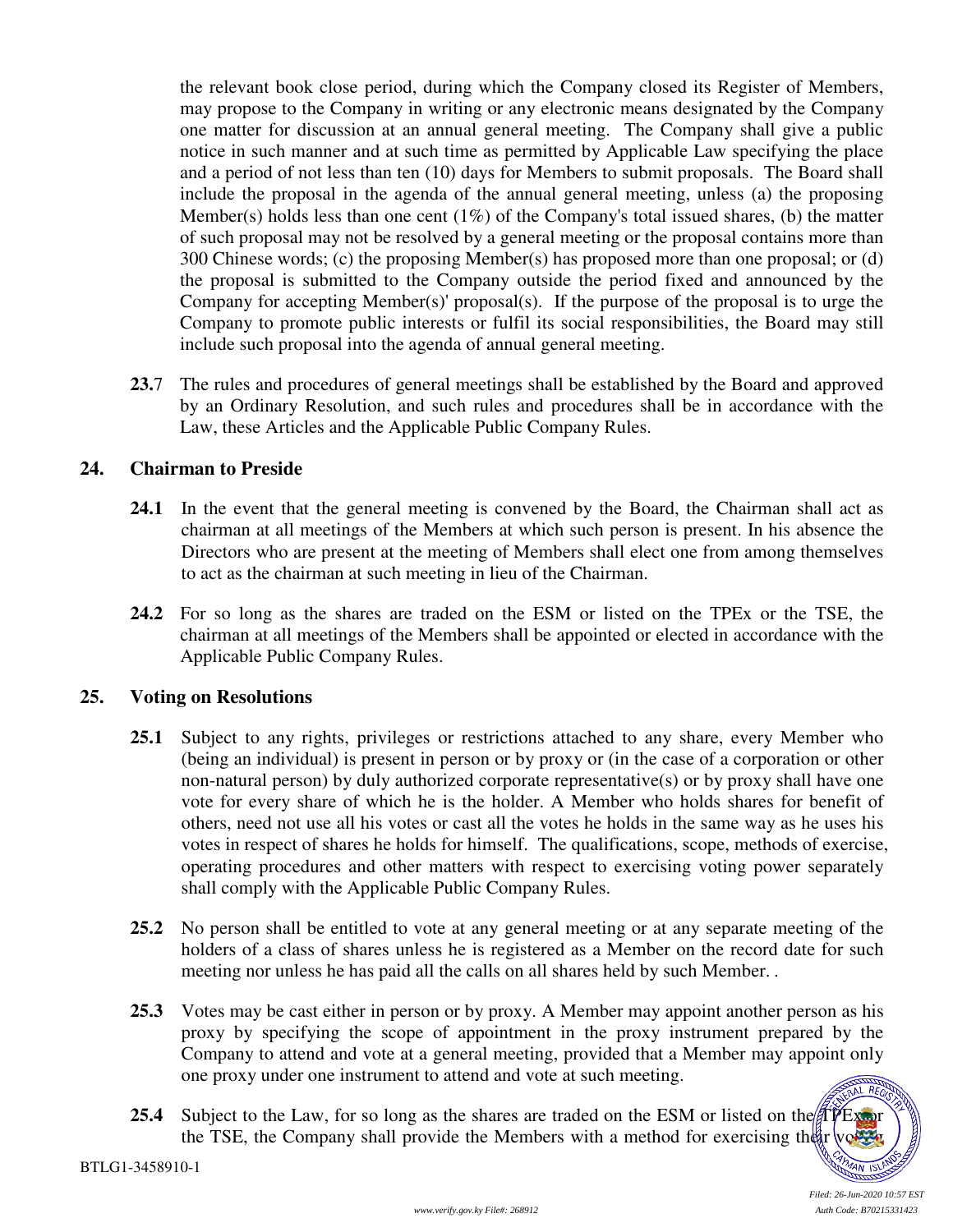the relevant book close period, during which the Company closed its Register of Members, may propose to the Company in writing or any electronic means designated by the Company one matter for discussion at an annual general meeting. The Company shall give a public notice in such manner and at such time as permitted by Applicable Law specifying the place and a period of not less than ten (10) days for Members to submit proposals. The Board shall include the proposal in the agenda of the annual general meeting, unless (a) the proposing Member(s) holds less than one cent (1%) of the Company's total issued shares, (b) the matter of such proposal may not be resolved by a general meeting or the proposal contains more than 300 Chinese words; (c) the proposing Member(s) has proposed more than one proposal; or (d) the proposal is submitted to the Company outside the period fixed and announced by the Company for accepting Member(s)' proposal(s). If the purpose of the proposal is to urge the Company to promote public interests or fulfil its social responsibilities, the Board may still include such proposal into the agenda of annual general meeting.

**23.**7 The rules and procedures of general meetings shall be established by the Board and approved by an Ordinary Resolution, and such rules and procedures shall be in accordance with the Law, these Articles and the Applicable Public Company Rules.

## 24. Chairman to Preside

**24.1** In the event that the general meeting is convened by the Board, the Chairman shall act as chairman at all meetings of the Members at which such person is present. In his absence the Directors who are present at the meeting of Members shall elect one from among themselves to act as the chairman at such meeting in lieu of the Chairman.

**24.2** For so long as the shares are traded on the ESM or listed on the TPEx or the TSE, the chairman at all meetings of the Members shall be appointed or elected in accordance with the Applicable Public Company Rules.

## 25. Voting on Resolutions

**25.1** Subject to any rights, privileges or restrictions attached to any share, every Member who (being an individual) is present in person or by proxy or (in the case of a corporation or other non-natural person) by duly authorized corporate representative(s) or by proxy shall have one vote for every share of which he is the holder. A Member who holds shares for benefit of others, need not use all his votes or cast all the votes he holds in the same way as he uses his votes in respect of shares he holds for himself. The qualifications, scope, methods of exercise, operating procedures and other matters with respect to exercising voting power separately shall comply with the Applicable Public Company Rules.

**25.2** No person shall be entitled to vote at any general meeting or at any separate meeting of the holders of a class of shares unless he is registered as a Member on the record date for such meeting nor unless he has paid all the calls on all shares held by such Member. .

**25.3** Votes may be cast either in person or by proxy. A Member may appoint another person as his proxy by specifying the scope of appointment in the proxy instrument prepared by the Company to attend and vote at a general meeting, provided that a Member may appoint only one proxy under one instrument to attend and vote at such meeting.

**25.4** Subject to the Law, for so long as the shares are traded on the ESM or listed on the TPEx or the TSE, the Company shall provide the Members with a method for exercising their voting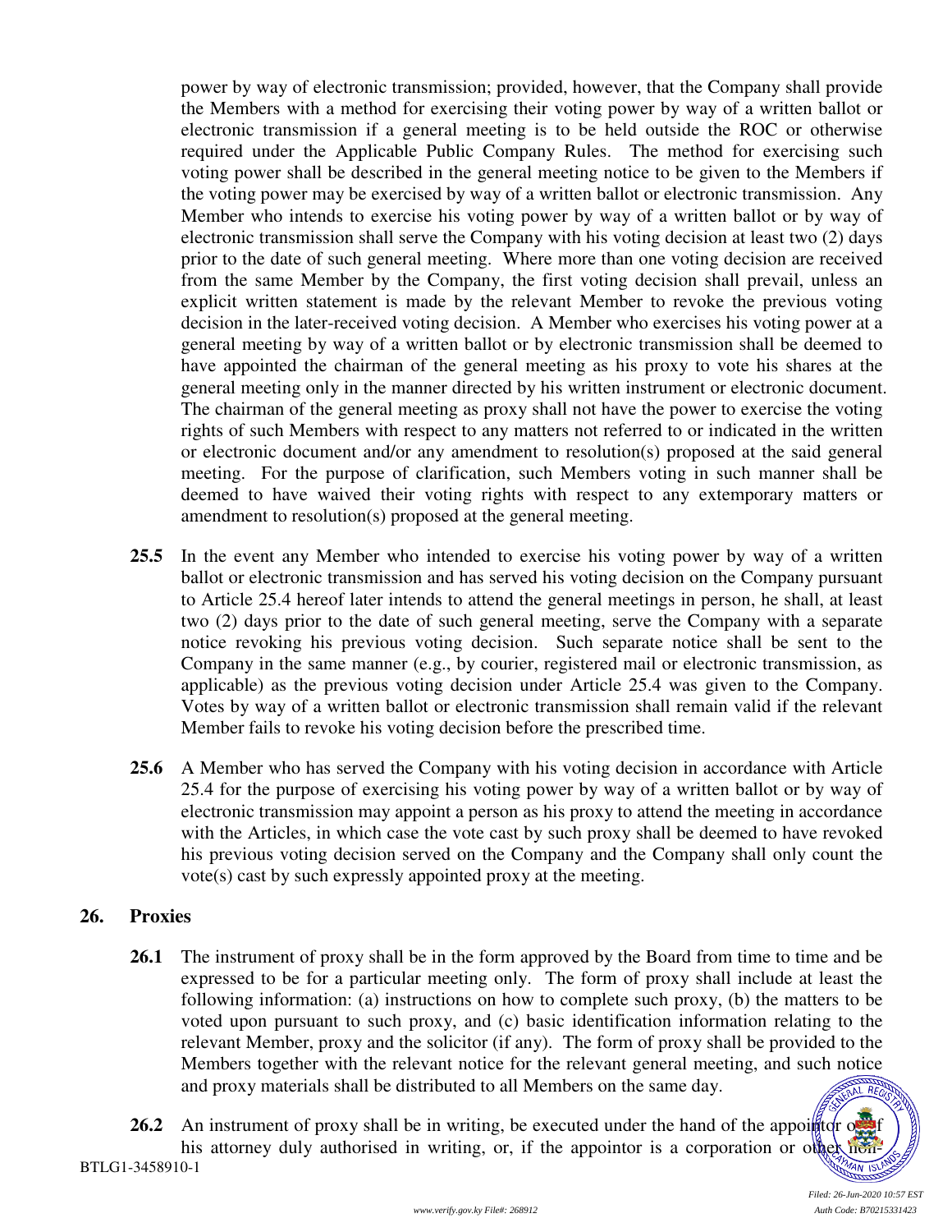power by way of electronic transmission; provided, however, that the Company shall provide the Members with a method for exercising their voting power by way of a written ballot or electronic transmission if a general meeting is to be held outside the ROC or otherwise required under the Applicable Public Company Rules. The method for exercising such voting power shall be described in the general meeting notice to be given to the Members if the voting power may be exercised by way of a written ballot or electronic transmission. Any Member who intends to exercise his voting power by way of a written ballot or by way of electronic transmission shall serve the Company with his voting decision at least two (2) days prior to the date of such general meeting. Where more than one voting decision are received from the same Member by the Company, the first voting decision shall prevail, unless an explicit written statement is made by the relevant Member to revoke the previous voting decision in the later-received voting decision. A Member who exercises his voting power at a general meeting by way of a written ballot or by electronic transmission shall be deemed to have appointed the chairman of the general meeting as his proxy to vote his shares at the general meeting only in the manner directed by his written instrument or electronic document. The chairman of the general meeting as proxy shall not have the power to exercise the voting rights of such Members with respect to any matters not referred to or indicated in the written or electronic document and/or any amendment to resolution(s) proposed at the said general meeting. For the purpose of clarification, such Members voting in such manner shall be deemed to have waived their voting rights with respect to any extemporary matters or amendment to resolution(s) proposed at the general meeting.

**25.5** In the event any Member who intended to exercise his voting power by way of a written ballot or electronic transmission and has served his voting decision on the Company pursuant to Article 25.4 hereof later intends to attend the general meetings in person, he shall, at least two (2) days prior to the date of such general meeting, serve the Company with a separate notice revoking his previous voting decision. Such separate notice shall be sent to the Company in the same manner (e.g., by courier, registered mail or electronic transmission, as applicable) as the previous voting decision under Article 25.4 was given to the Company. Votes by way of a written ballot or electronic transmission shall remain valid if the relevant Member fails to revoke his voting decision before the prescribed time.

**25.6** A Member who has served the Company with his voting decision in accordance with Article 25.4 for the purpose of exercising his voting power by way of a written ballot or by way of electronic transmission may appoint a person as his proxy to attend the meeting in accordance with the Articles, in which case the vote cast by such proxy shall be deemed to have revoked his previous voting decision served on the Company and the Company shall only count the vote(s) cast by such expressly appointed proxy at the meeting.

## 26. Proxies

**26.1** The instrument of proxy shall be in the form approved by the Board from time to time and be expressed to be for a particular meeting only. The form of proxy shall include at least the following information: (a) instructions on how to complete such proxy, (b) the matters to be voted upon pursuant to such proxy, and (c) basic identification information relating to the relevant Member, proxy and the solicitor (if any). The form of proxy shall be provided to the Members together with the relevant notice for the relevant general meeting, and such notice and proxy materials shall be distributed to all Members on the same day.

**26.2** An instrument of proxy shall be in writing, be executed under the hand of the appointor or of his attorney duly authorised in writing, or, if the appointor is a corporation or other non-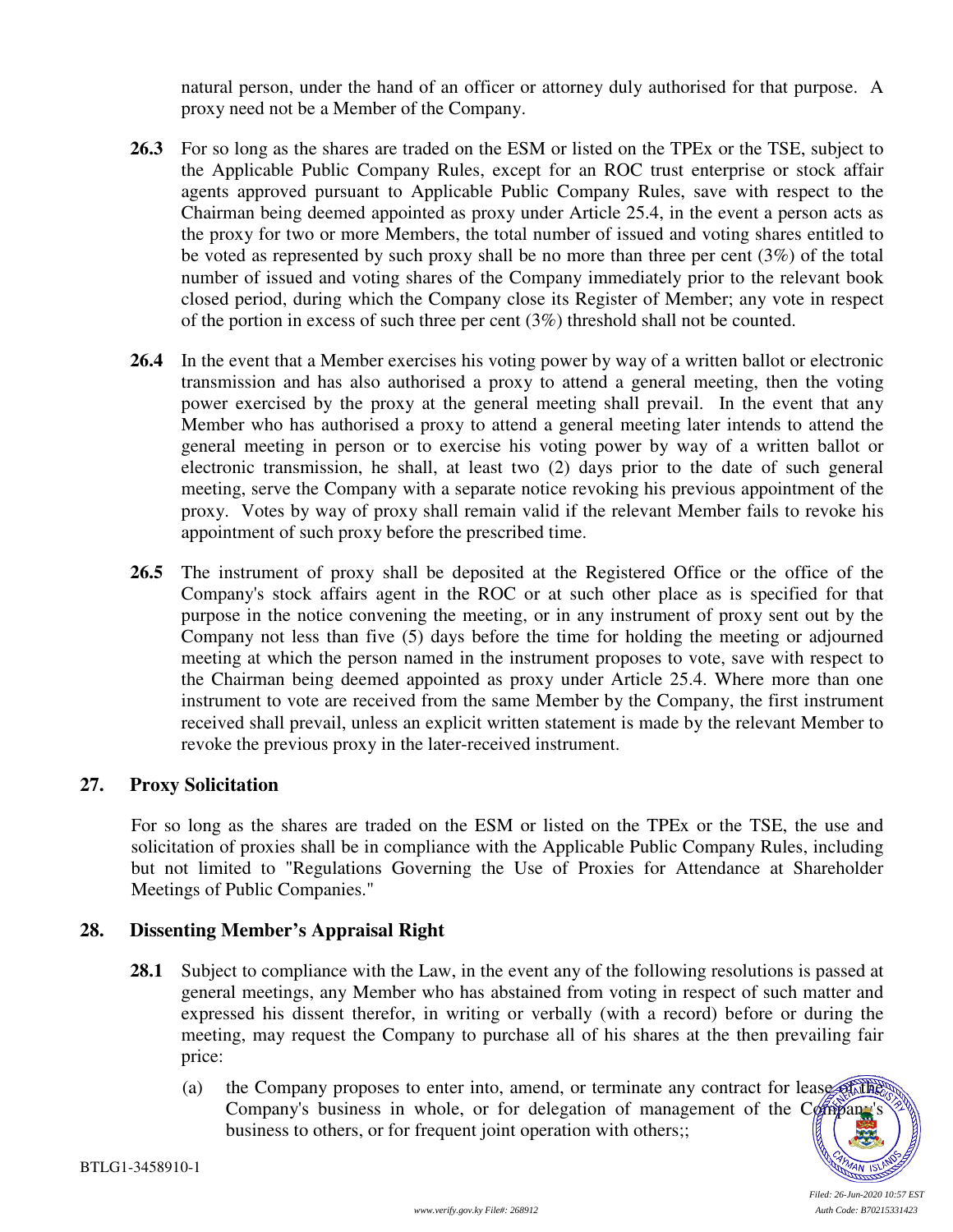natural person, under the hand of an officer or attorney duly authorised for that purpose. A proxy need not be a Member of the Company.

**26.3** For so long as the shares are traded on the ESM or listed on the TPEx or the TSE, subject to the Applicable Public Company Rules, except for an ROC trust enterprise or stock affair agents approved pursuant to Applicable Public Company Rules, save with respect to the Chairman being deemed appointed as proxy under Article 25.4, in the event a person acts as the proxy for two or more Members, the total number of issued and voting shares entitled to be voted as represented by such proxy shall be no more than three per cent (3%) of the total number of issued and voting shares of the Company immediately prior to the relevant book closed period, during which the Company close its Register of Member; any vote in respect of the portion in excess of such three per cent (3%) threshold shall not be counted.

**26.4** In the event that a Member exercises his voting power by way of a written ballot or electronic transmission and has also authorised a proxy to attend a general meeting, then the voting power exercised by the proxy at the general meeting shall prevail. In the event that any Member who has authorised a proxy to attend a general meeting later intends to attend the general meeting in person or to exercise his voting power by way of a written ballot or electronic transmission, he shall, at least two (2) days prior to the date of such general meeting, serve the Company with a separate notice revoking his previous appointment of the proxy. Votes by way of proxy shall remain valid if the relevant Member fails to revoke his appointment of such proxy before the prescribed time.

**26.5** The instrument of proxy shall be deposited at the Registered Office or the office of the Company's stock affairs agent in the ROC or at such other place as is specified for that purpose in the notice convening the meeting, or in any instrument of proxy sent out by the Company not less than five (5) days before the time for holding the meeting or adjourned meeting at which the person named in the instrument proposes to vote, save with respect to the Chairman being deemed appointed as proxy under Article 25.4. Where more than one instrument to vote are received from the same Member by the Company, the first instrument received shall prevail, unless an explicit written statement is made by the relevant Member to revoke the previous proxy in the later-received instrument.

## 27. Proxy Solicitation

For so long as the shares are traded on the ESM or listed on the TPEx or the TSE, the use and solicitation of proxies shall be in compliance with the Applicable Public Company Rules, including but not limited to "Regulations Governing the Use of Proxies for Attendance at Shareholder Meetings of Public Companies."

## 28. Dissenting Member's Appraisal Right

**28.1** Subject to compliance with the Law, in the event any of the following resolutions is passed at general meetings, any Member who has abstained from voting in respect of such matter and expressed his dissent therefor, in writing or verbally (with a record) before or during the meeting, may request the Company to purchase all of his shares at the then prevailing fair price:

(a) the Company proposes to enter into, amend, or terminate any contract for lease of the Company's business in whole, or for delegation of management of the Company's business to others, or for frequent joint operation with others;;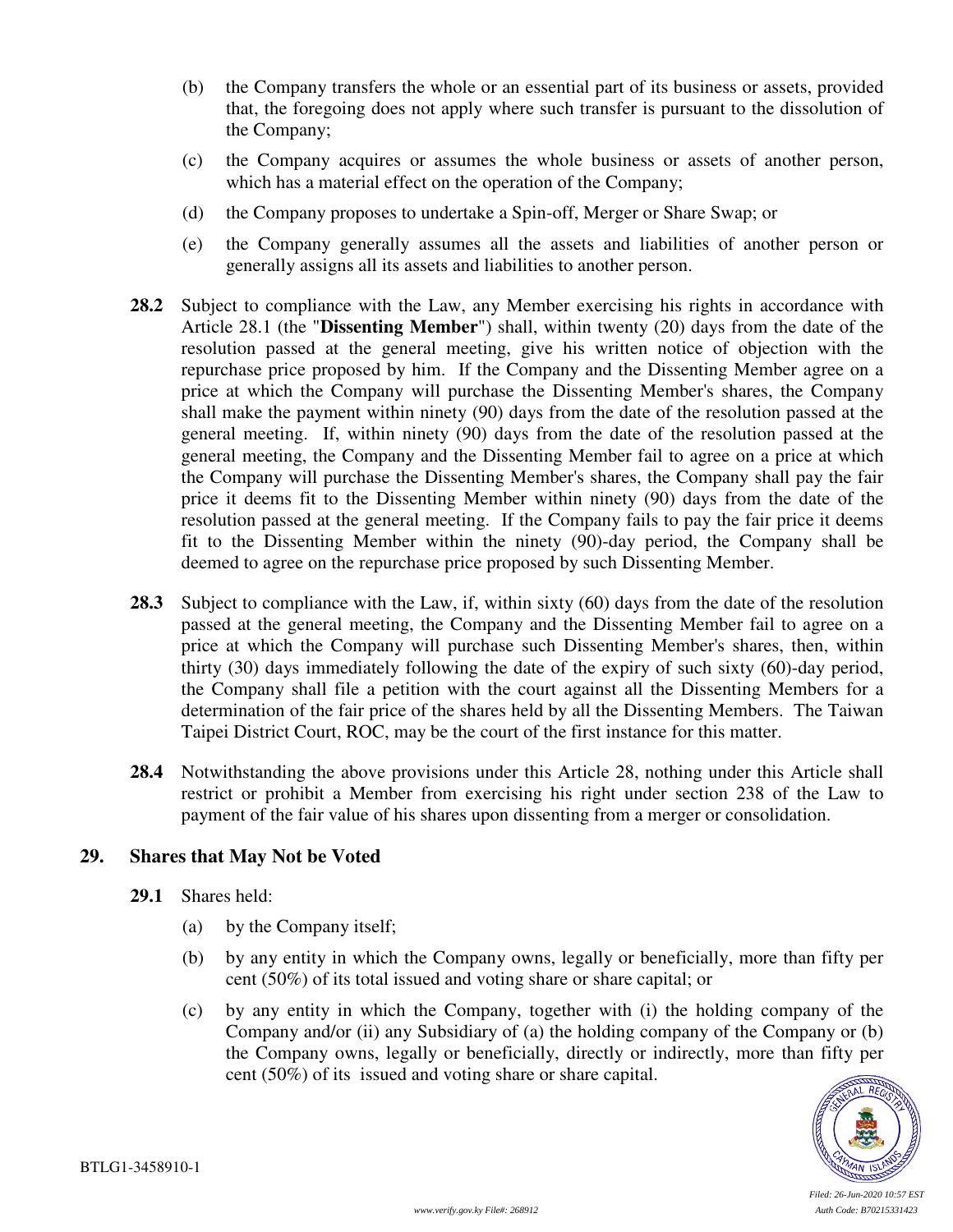(b) the Company transfers the whole or an essential part of its business or assets, provided that, the foregoing does not apply where such transfer is pursuant to the dissolution of the Company;

(c) the Company acquires or assumes the whole business or assets of another person, which has a material effect on the operation of the Company;

(d) the Company proposes to undertake a Spin-off, Merger or Share Swap; or

(e) the Company generally assumes all the assets and liabilities of another person or generally assigns all its assets and liabilities to another person.

**28.2** Subject to compliance with the Law, any Member exercising his rights in accordance with Article 28.1 (the "**Dissenting Member**") shall, within twenty (20) days from the date of the resolution passed at the general meeting, give his written notice of objection with the repurchase price proposed by him. If the Company and the Dissenting Member agree on a price at which the Company will purchase the Dissenting Member's shares, the Company shall make the payment within ninety (90) days from the date of the resolution passed at the general meeting. If, within ninety (90) days from the date of the resolution passed at the general meeting, the Company and the Dissenting Member fail to agree on a price at which the Company will purchase the Dissenting Member's shares, the Company shall pay the fair price it deems fit to the Dissenting Member within ninety (90) days from the date of the resolution passed at the general meeting. If the Company fails to pay the fair price it deems fit to the Dissenting Member within the ninety (90)-day period, the Company shall be deemed to agree on the repurchase price proposed by such Dissenting Member.

**28.3** Subject to compliance with the Law, if, within sixty (60) days from the date of the resolution passed at the general meeting, the Company and the Dissenting Member fail to agree on a price at which the Company will purchase such Dissenting Member's shares, then, within thirty (30) days immediately following the date of the expiry of such sixty (60)-day period, the Company shall file a petition with the court against all the Dissenting Members for a determination of the fair price of the shares held by all the Dissenting Members. The Taiwan Taipei District Court, ROC, may be the court of the first instance for this matter.

**28.4** Notwithstanding the above provisions under this Article 28, nothing under this Article shall restrict or prohibit a Member from exercising his right under section 238 of the Law to payment of the fair value of his shares upon dissenting from a merger or consolidation.

## 29. Shares that May Not be Voted

**29.1** Shares held:

(a) by the Company itself;

(b) by any entity in which the Company owns, legally or beneficially, more than fifty per cent (50%) of its total issued and voting share or share capital; or

(c) by any entity in which the Company, together with (i) the holding company of the Company and/or (ii) any Subsidiary of (a) the holding company of the Company or (b) the Company owns, legally or beneficially, directly or indirectly, more than fifty per cent (50%) of its issued and voting share or share capital.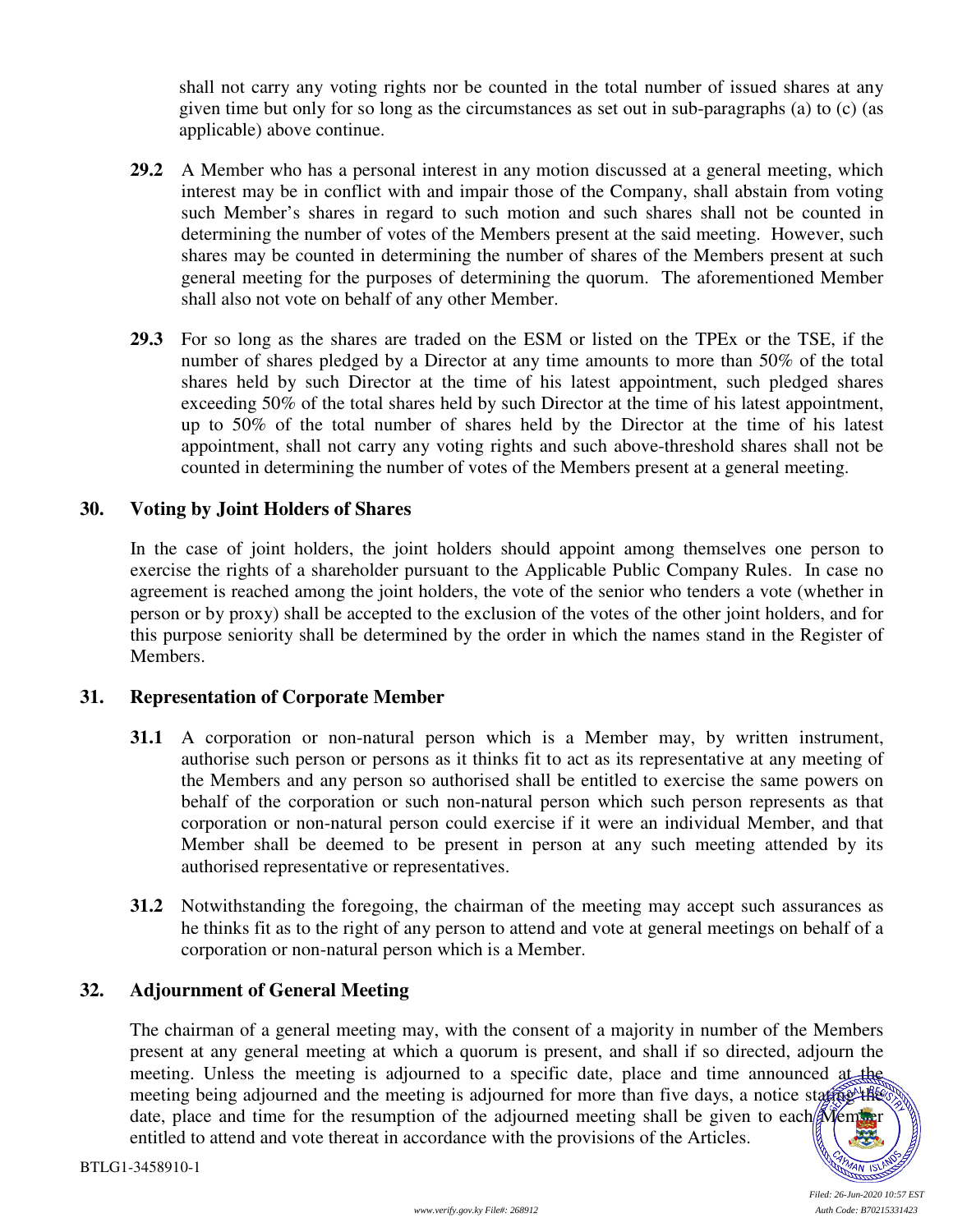shall not carry any voting rights nor be counted in the total number of issued shares at any given time but only for so long as the circumstances as set out in sub-paragraphs (a) to (c) (as applicable) above continue.

**29.2** A Member who has a personal interest in any motion discussed at a general meeting, which interest may be in conflict with and impair those of the Company, shall abstain from voting such Member's shares in regard to such motion and such shares shall not be counted in determining the number of votes of the Members present at the said meeting. However, such shares may be counted in determining the number of shares of the Members present at such general meeting for the purposes of determining the quorum. The aforementioned Member shall also not vote on behalf of any other Member.

**29.3** For so long as the shares are traded on the ESM or listed on the TPEx or the TSE, if the number of shares pledged by a Director at any time amounts to more than 50% of the total shares held by such Director at the time of his latest appointment, such pledged shares exceeding 50% of the total shares held by such Director at the time of his latest appointment, up to 50% of the total number of shares held by the Director at the time of his latest appointment, shall not carry any voting rights and such above-threshold shares shall not be counted in determining the number of votes of the Members present at a general meeting.

## 30. Voting by Joint Holders of Shares

In the case of joint holders, the joint holders should appoint among themselves one person to exercise the rights of a shareholder pursuant to the Applicable Public Company Rules. In case no agreement is reached among the joint holders, the vote of the senior who tenders a vote (whether in person or by proxy) shall be accepted to the exclusion of the votes of the other joint holders, and for this purpose seniority shall be determined by the order in which the names stand in the Register of Members.

## 31. Representation of Corporate Member

**31.1** A corporation or non-natural person which is a Member may, by written instrument, authorise such person or persons as it thinks fit to act as its representative at any meeting of the Members and any person so authorised shall be entitled to exercise the same powers on behalf of the corporation or such non-natural person which such person represents as that corporation or non-natural person could exercise if it were an individual Member, and that Member shall be deemed to be present in person at any such meeting attended by its authorised representative or representatives.

**31.2** Notwithstanding the foregoing, the chairman of the meeting may accept such assurances as he thinks fit as to the right of any person to attend and vote at general meetings on behalf of a corporation or non-natural person which is a Member.

## 32. Adjournment of General Meeting

The chairman of a general meeting may, with the consent of a majority in number of the Members present at any general meeting at which a quorum is present, and shall if so directed, adjourn the meeting. Unless the meeting is adjourned to a specific date, place and time announced at the meeting being adjourned and the meeting is adjourned for more than five days, a notice stating the date, place and time for the resumption of the adjourned meeting shall be given to each Member entitled to attend and vote thereat in accordance with the provisions of the Articles.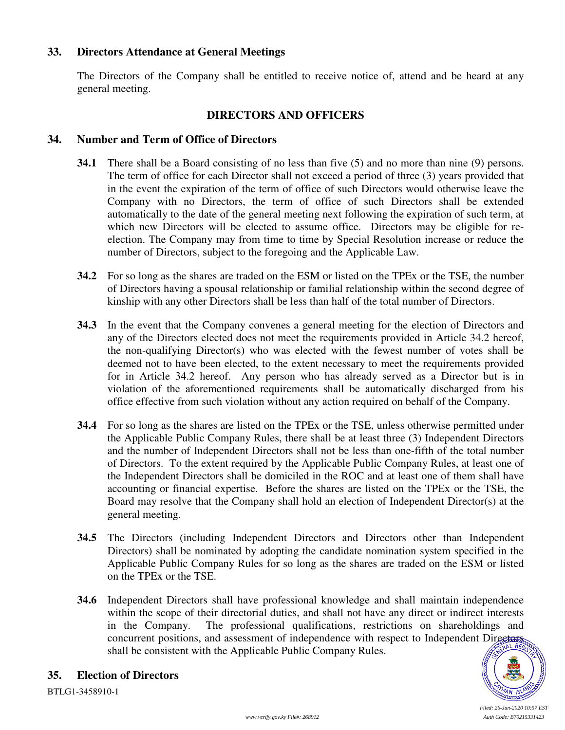## 33. Directors Attendance at General Meetings

The Directors of the Company shall be entitled to receive notice of, attend and be heard at any general meeting.

## DIRECTORS AND OFFICERS

## 34. Number and Term of Office of Directors

**34.1** There shall be a Board consisting of no less than five (5) and no more than nine (9) persons. The term of office for each Director shall not exceed a period of three (3) years provided that in the event the expiration of the term of office of such Directors would otherwise leave the Company with no Directors, the term of office of such Directors shall be extended automatically to the date of the general meeting next following the expiration of such term, at which new Directors will be elected to assume office. Directors may be eligible for re-election. The Company may from time to time by Special Resolution increase or reduce the number of Directors, subject to the foregoing and the Applicable Law.

**34.2** For so long as the shares are traded on the ESM or listed on the TPEx or the TSE, the number of Directors having a spousal relationship or familial relationship within the second degree of kinship with any other Directors shall be less than half of the total number of Directors.

**34.3** In the event that the Company convenes a general meeting for the election of Directors and any of the Directors elected does not meet the requirements provided in Article 34.2 hereof, the non-qualifying Director(s) who was elected with the fewest number of votes shall be deemed not to have been elected, to the extent necessary to meet the requirements provided for in Article 34.2 hereof. Any person who has already served as a Director but is in violation of the aforementioned requirements shall be automatically discharged from his office effective from such violation without any action required on behalf of the Company.

**34.4** For so long as the shares are listed on the TPEx or the TSE, unless otherwise permitted under the Applicable Public Company Rules, there shall be at least three (3) Independent Directors and the number of Independent Directors shall not be less than one-fifth of the total number of Directors. To the extent required by the Applicable Public Company Rules, at least one of the Independent Directors shall be domiciled in the ROC and at least one of them shall have accounting or financial expertise. Before the shares are listed on the TPEx or the TSE, the Board may resolve that the Company shall hold an election of Independent Director(s) at the general meeting.

**34.5** The Directors (including Independent Directors and Directors other than Independent Directors) shall be nominated by adopting the candidate nomination system specified in the Applicable Public Company Rules for so long as the shares are traded on the ESM or listed on the TPEx or the TSE.

**34.6** Independent Directors shall have professional knowledge and shall maintain independence within the scope of their directorial duties, and shall not have any direct or indirect interests in the Company. The professional qualifications, restrictions on shareholdings and concurrent positions, and assessment of independence with respect to Independent Directors shall be consistent with the Applicable Public Company Rules.

## 35. Election of Directors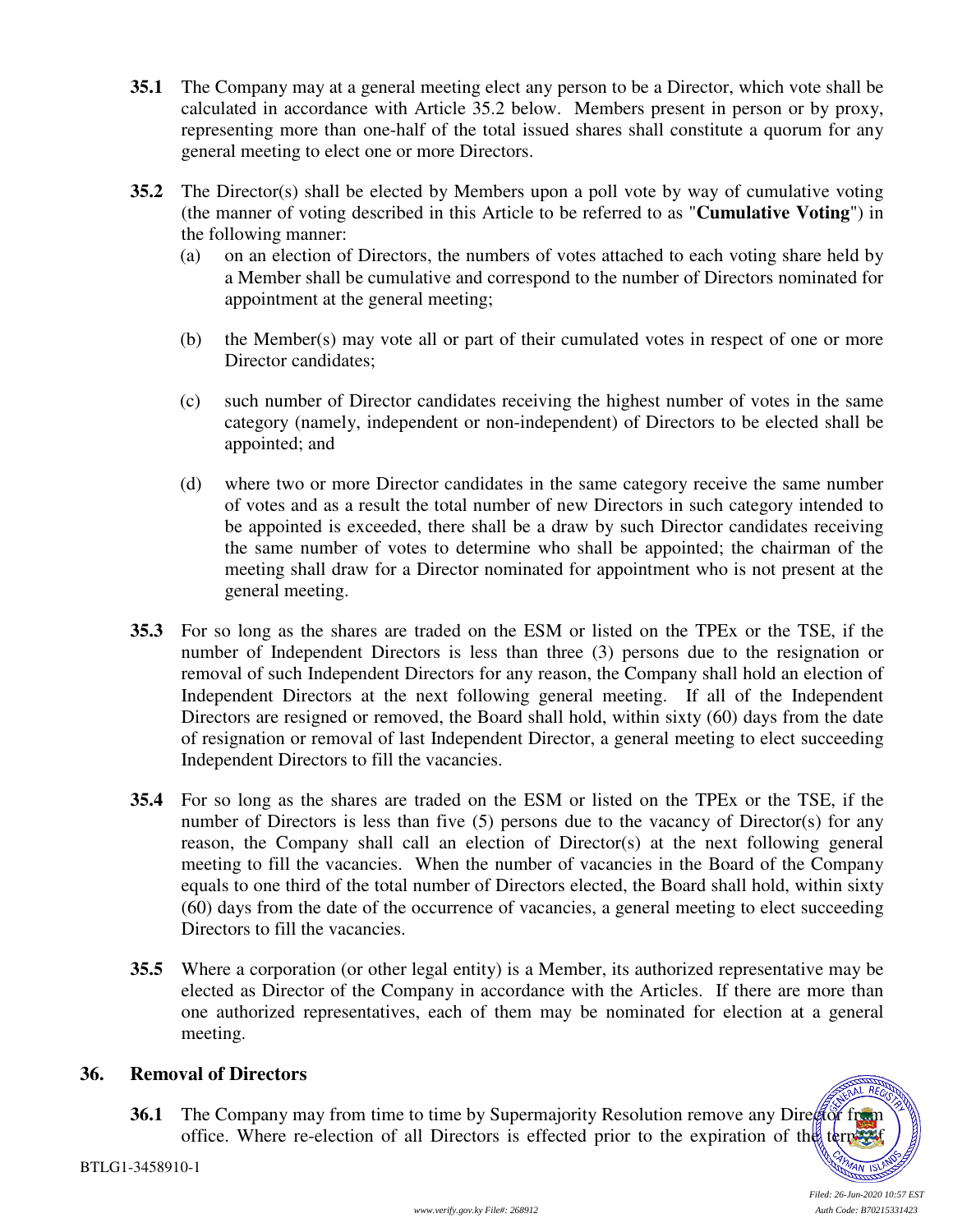**35.1** The Company may at a general meeting elect any person to be a Director, which vote shall be calculated in accordance with Article 35.2 below. Members present in person or by proxy, representing more than one-half of the total issued shares shall constitute a quorum for any general meeting to elect one or more Directors.

**35.2** The Director(s) shall be elected by Members upon a poll vote by way of cumulative voting (the manner of voting described in this Article to be referred to as "**Cumulative Voting**") in the following manner:

(a) on an election of Directors, the numbers of votes attached to each voting share held by a Member shall be cumulative and correspond to the number of Directors nominated for appointment at the general meeting;

(b) the Member(s) may vote all or part of their cumulated votes in respect of one or more Director candidates;

(c) such number of Director candidates receiving the highest number of votes in the same category (namely, independent or non-independent) of Directors to be elected shall be appointed; and

(d) where two or more Director candidates in the same category receive the same number of votes and as a result the total number of new Directors in such category intended to be appointed is exceeded, there shall be a draw by such Director candidates receiving the same number of votes to determine who shall be appointed; the chairman of the meeting shall draw for a Director nominated for appointment who is not present at the general meeting.

**35.3** For so long as the shares are traded on the ESM or listed on the TPEx or the TSE, if the number of Independent Directors is less than three (3) persons due to the resignation or removal of such Independent Directors for any reason, the Company shall hold an election of Independent Directors at the next following general meeting. If all of the Independent Directors are resigned or removed, the Board shall hold, within sixty (60) days from the date of resignation or removal of last Independent Director, a general meeting to elect succeeding Independent Directors to fill the vacancies.

**35.4** For so long as the shares are traded on the ESM or listed on the TPEx or the TSE, if the number of Directors is less than five (5) persons due to the vacancy of Director(s) for any reason, the Company shall call an election of Director(s) at the next following general meeting to fill the vacancies. When the number of vacancies in the Board of the Company equals to one third of the total number of Directors elected, the Board shall hold, within sixty (60) days from the date of the occurrence of vacancies, a general meeting to elect succeeding Directors to fill the vacancies.

**35.5** Where a corporation (or other legal entity) is a Member, its authorized representative may be elected as Director of the Company in accordance with the Articles. If there are more than one authorized representatives, each of them may be nominated for election at a general meeting.

## 36. Removal of Directors

**36.1** The Company may from time to time by Supermajority Resolution remove any Director from office. Where re-election of all Directors is effected prior to the expiration of the term of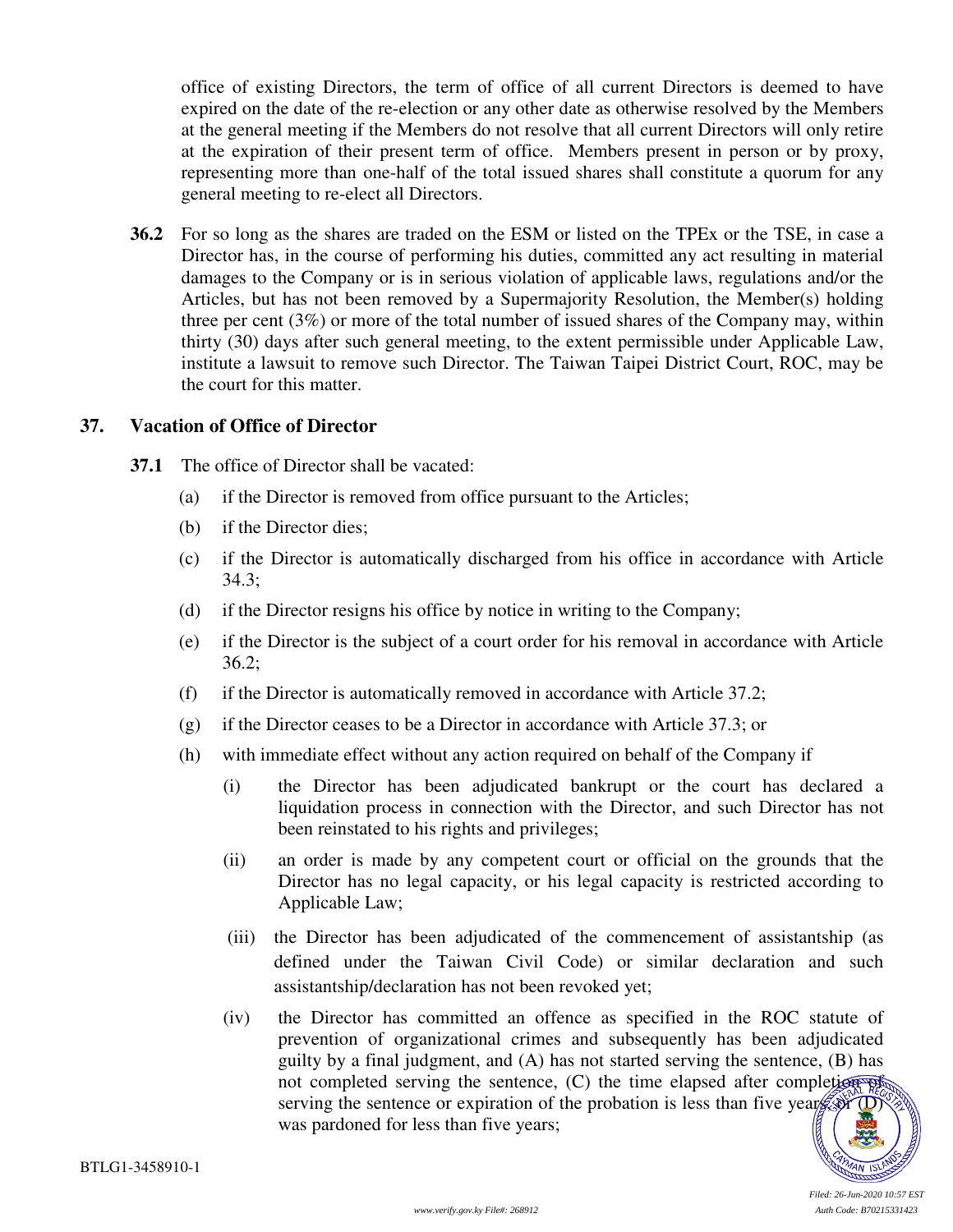office of existing Directors, the term of office of all current Directors is deemed to have expired on the date of the re-election or any other date as otherwise resolved by the Members at the general meeting if the Members do not resolve that all current Directors will only retire at the expiration of their present term of office. Members present in person or by proxy, representing more than one-half of the total issued shares shall constitute a quorum for any general meeting to re-elect all Directors.

**36.2** For so long as the shares are traded on the ESM or listed on the TPEx or the TSE, in case a Director has, in the course of performing his duties, committed any act resulting in material damages to the Company or is in serious violation of applicable laws, regulations and/or the Articles, but has not been removed by a Supermajority Resolution, the Member(s) holding three per cent (3%) or more of the total number of issued shares of the Company may, within thirty (30) days after such general meeting, to the extent permissible under Applicable Law, institute a lawsuit to remove such Director. The Taiwan Taipei District Court, ROC, may be the court for this matter.

## 37. Vacation of Office of Director

**37.1** The office of Director shall be vacated:

(a) if the Director is removed from office pursuant to the Articles;

(b) if the Director dies;

(c) if the Director is automatically discharged from his office in accordance with Article 34.3;

(d) if the Director resigns his office by notice in writing to the Company;

(e) if the Director is the subject of a court order for his removal in accordance with Article 36.2;

(f) if the Director is automatically removed in accordance with Article 37.2;

(g) if the Director ceases to be a Director in accordance with Article 37.3; or

(h) with immediate effect without any action required on behalf of the Company if

(i) the Director has been adjudicated bankrupt or the court has declared a liquidation process in connection with the Director, and such Director has not been reinstated to his rights and privileges;

(ii) an order is made by any competent court or official on the grounds that the Director has no legal capacity, or his legal capacity is restricted according to Applicable Law;

(iii) the Director has been adjudicated of the commencement of assistantship (as defined under the Taiwan Civil Code) or similar declaration and such assistantship/declaration has not been revoked yet;

(iv) the Director has committed an offence as specified in the ROC statute of prevention of organizational crimes and subsequently has been adjudicated guilty by a final judgment, and (A) has not started serving the sentence, (B) has not completed serving the sentence, (C) the time elapsed after completion of serving the sentence or expiration of the probation is less than five years, or (D) was pardoned for less than five years;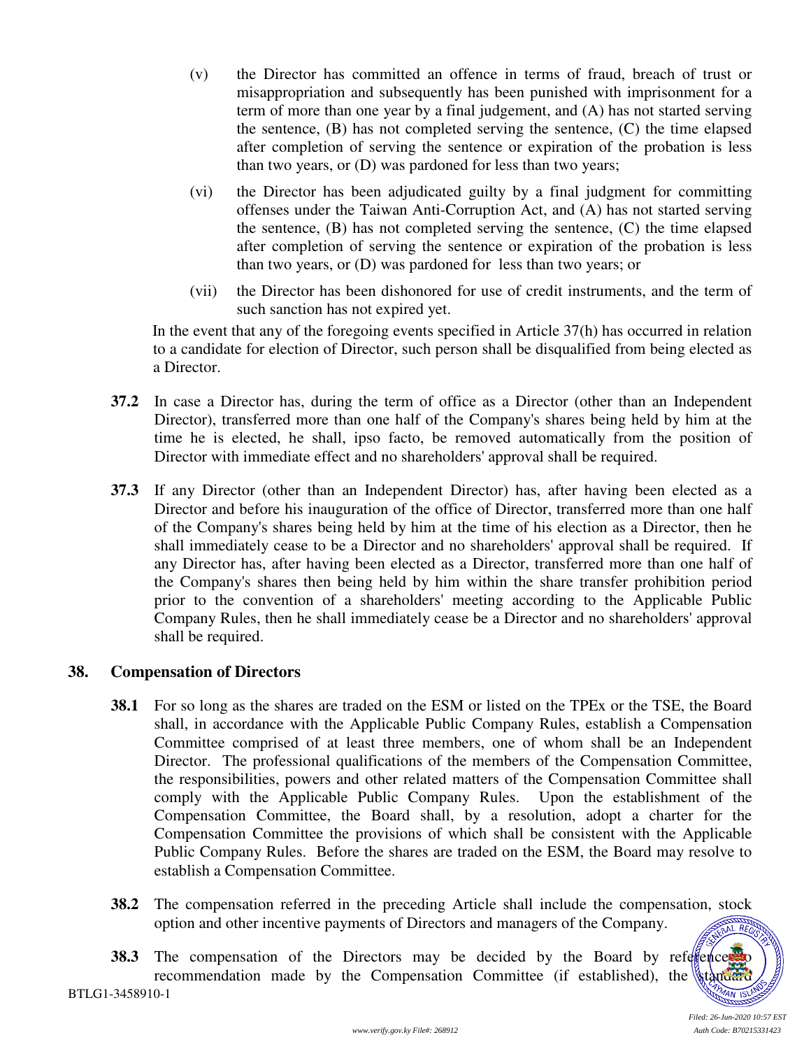(v) the Director has committed an offence in terms of fraud, breach of trust or misappropriation and subsequently has been punished with imprisonment for a term of more than one year by a final judgement, and (A) has not started serving the sentence, (B) has not completed serving the sentence, (C) the time elapsed after completion of serving the sentence or expiration of the probation is less than two years, or (D) was pardoned for less than two years;

(vi) the Director has been adjudicated guilty by a final judgment for committing offenses under the Taiwan Anti-Corruption Act, and (A) has not started serving the sentence, (B) has not completed serving the sentence, (C) the time elapsed after completion of serving the sentence or expiration of the probation is less than two years, or (D) was pardoned for less than two years; or

(vii) the Director has been dishonored for use of credit instruments, and the term of such sanction has not expired yet.

In the event that any of the foregoing events specified in Article 37(h) has occurred in relation to a candidate for election of Director, such person shall be disqualified from being elected as a Director.

**37.2** In case a Director has, during the term of office as a Director (other than an Independent Director), transferred more than one half of the Company's shares being held by him at the time he is elected, he shall, ipso facto, be removed automatically from the position of Director with immediate effect and no shareholders' approval shall be required.

**37.3** If any Director (other than an Independent Director) has, after having been elected as a Director and before his inauguration of the office of Director, transferred more than one half of the Company's shares being held by him at the time of his election as a Director, then he shall immediately cease to be a Director and no shareholders' approval shall be required. If any Director has, after having been elected as a Director, transferred more than one half of the Company's shares then being held by him within the share transfer prohibition period prior to the convention of a shareholders' meeting according to the Applicable Public Company Rules, then he shall immediately cease be a Director and no shareholders' approval shall be required.

## 38. Compensation of Directors

**38.1** For so long as the shares are traded on the ESM or listed on the TPEx or the TSE, the Board shall, in accordance with the Applicable Public Company Rules, establish a Compensation Committee comprised of at least three members, one of whom shall be an Independent Director. The professional qualifications of the members of the Compensation Committee, the responsibilities, powers and other related matters of the Compensation Committee shall comply with the Applicable Public Company Rules. Upon the establishment of the Compensation Committee, the Board shall, by a resolution, adopt a charter for the Compensation Committee the provisions of which shall be consistent with the Applicable Public Company Rules. Before the shares are traded on the ESM, the Board may resolve to establish a Compensation Committee.

**38.2** The compensation referred in the preceding Article shall include the compensation, stock option and other incentive payments of Directors and managers of the Company.

**38.3** The compensation of the Directors may be decided by the Board by reference to recommendation made by the Compensation Committee (if established), the standard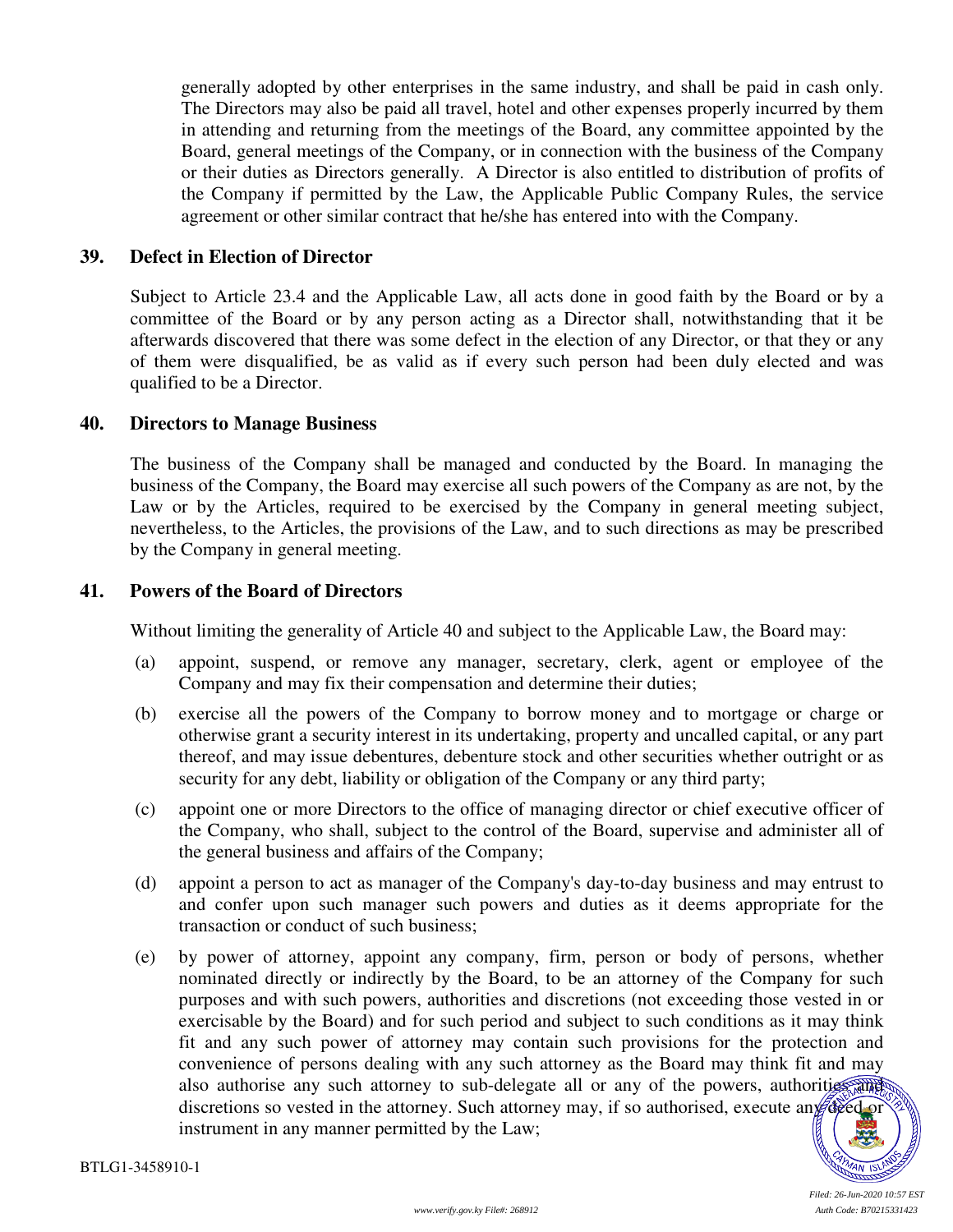generally adopted by other enterprises in the same industry, and shall be paid in cash only. The Directors may also be paid all travel, hotel and other expenses properly incurred by them in attending and returning from the meetings of the Board, any committee appointed by the Board, general meetings of the Company, or in connection with the business of the Company or their duties as Directors generally. A Director is also entitled to distribution of profits of the Company if permitted by the Law, the Applicable Public Company Rules, the service agreement or other similar contract that he/she has entered into with the Company.

## 39. Defect in Election of Director

Subject to Article 23.4 and the Applicable Law, all acts done in good faith by the Board or by a committee of the Board or by any person acting as a Director shall, notwithstanding that it be afterwards discovered that there was some defect in the election of any Director, or that they or any of them were disqualified, be as valid as if every such person had been duly elected and was qualified to be a Director.

## 40. Directors to Manage Business

The business of the Company shall be managed and conducted by the Board. In managing the business of the Company, the Board may exercise all such powers of the Company as are not, by the Law or by the Articles, required to be exercised by the Company in general meeting subject, nevertheless, to the Articles, the provisions of the Law, and to such directions as may be prescribed by the Company in general meeting.

## 41. Powers of the Board of Directors

Without limiting the generality of Article 40 and subject to the Applicable Law, the Board may:

(a) appoint, suspend, or remove any manager, secretary, clerk, agent or employee of the Company and may fix their compensation and determine their duties;

(b) exercise all the powers of the Company to borrow money and to mortgage or charge or otherwise grant a security interest in its undertaking, property and uncalled capital, or any part thereof, and may issue debentures, debenture stock and other securities whether outright or as security for any debt, liability or obligation of the Company or any third party;

(c) appoint one or more Directors to the office of managing director or chief executive officer of the Company, who shall, subject to the control of the Board, supervise and administer all of the general business and affairs of the Company;

(d) appoint a person to act as manager of the Company's day-to-day business and may entrust to and confer upon such manager such powers and duties as it deems appropriate for the transaction or conduct of such business;

(e) by power of attorney, appoint any company, firm, person or body of persons, whether nominated directly or indirectly by the Board, to be an attorney of the Company for such purposes and with such powers, authorities and discretions (not exceeding those vested in or exercisable by the Board) and for such period and subject to such conditions as it may think fit and any such power of attorney may contain such provisions for the protection and convenience of persons dealing with any such attorney as the Board may think fit and may also authorise any such attorney to sub-delegate all or any of the powers, authorities and discretions so vested in the attorney. Such attorney may, if so authorised, execute any deed or instrument in any manner permitted by the Law;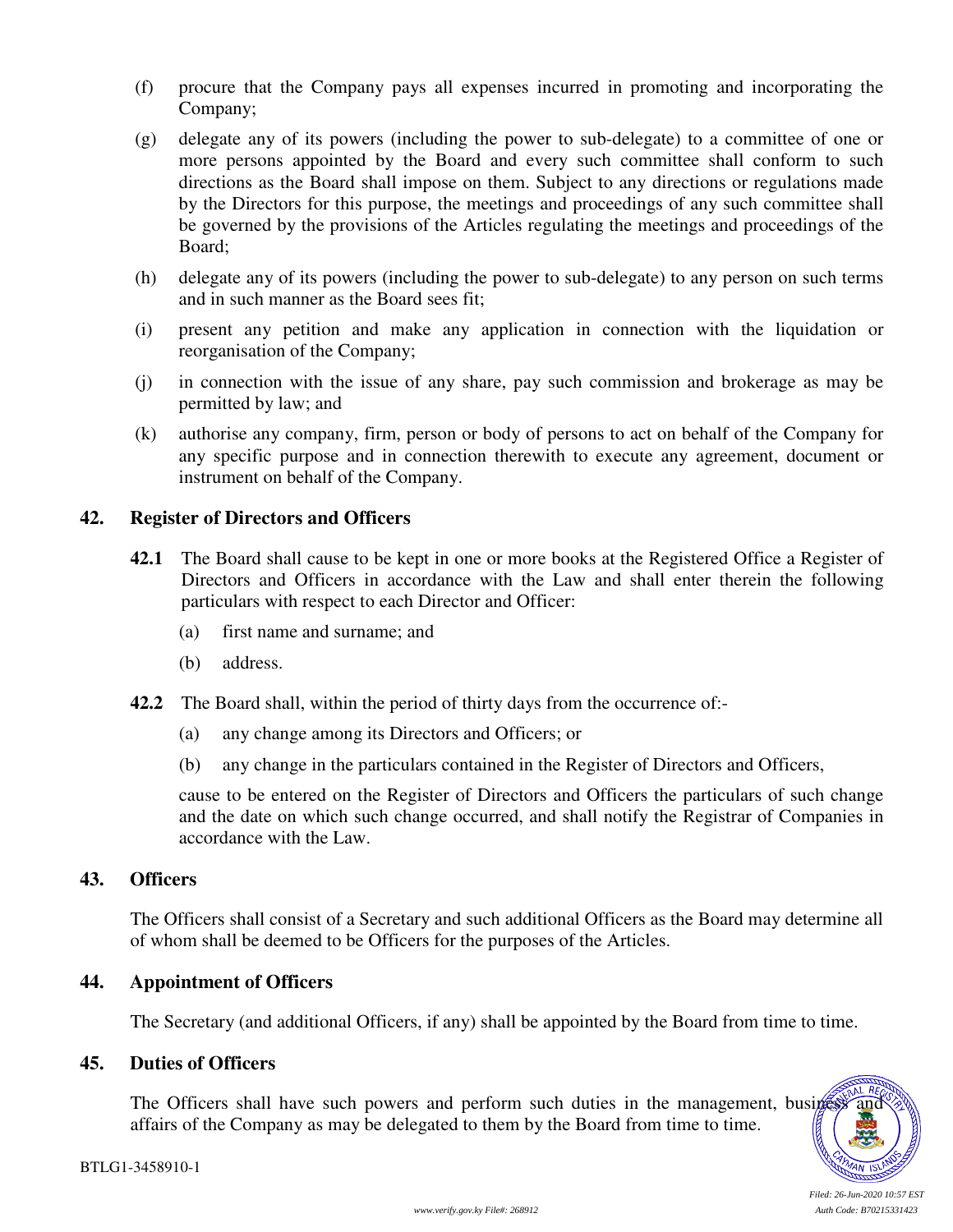(f) procure that the Company pays all expenses incurred in promoting and incorporating the Company;

(g) delegate any of its powers (including the power to sub-delegate) to a committee of one or more persons appointed by the Board and every such committee shall conform to such directions as the Board shall impose on them. Subject to any directions or regulations made by the Directors for this purpose, the meetings and proceedings of any such committee shall be governed by the provisions of the Articles regulating the meetings and proceedings of the Board;

(h) delegate any of its powers (including the power to sub-delegate) to any person on such terms and in such manner as the Board sees fit;

(i) present any petition and make any application in connection with the liquidation or reorganisation of the Company;

(j) in connection with the issue of any share, pay such commission and brokerage as may be permitted by law; and

(k) authorise any company, firm, person or body of persons to act on behalf of the Company for any specific purpose and in connection therewith to execute any agreement, document or instrument on behalf of the Company.

## 42. Register of Directors and Officers

**42.1** The Board shall cause to be kept in one or more books at the Registered Office a Register of Directors and Officers in accordance with the Law and shall enter therein the following particulars with respect to each Director and Officer:

(a) first name and surname; and

(b) address.

**42.2** The Board shall, within the period of thirty days from the occurrence of:-

(a) any change among its Directors and Officers; or

(b) any change in the particulars contained in the Register of Directors and Officers,

cause to be entered on the Register of Directors and Officers the particulars of such change and the date on which such change occurred, and shall notify the Registrar of Companies in accordance with the Law.

## 43. Officers

The Officers shall consist of a Secretary and such additional Officers as the Board may determine all of whom shall be deemed to be Officers for the purposes of the Articles.

## 44. Appointment of Officers

The Secretary (and additional Officers, if any) shall be appointed by the Board from time to time.

## 45. Duties of Officers

The Officers shall have such powers and perform such duties in the management, business and affairs of the Company as may be delegated to them by the Board from time to time.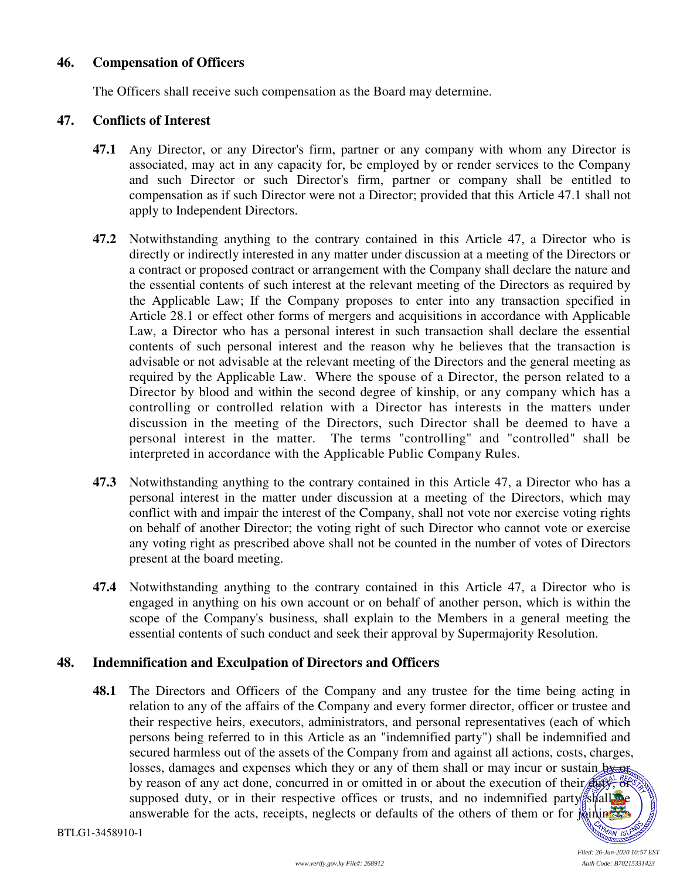## 46. Compensation of Officers

The Officers shall receive such compensation as the Board may determine.

## 47. Conflicts of Interest

**47.1** Any Director, or any Director's firm, partner or any company with whom any Director is associated, may act in any capacity for, be employed by or render services to the Company and such Director or such Director's firm, partner or company shall be entitled to compensation as if such Director were not a Director; provided that this Article 47.1 shall not apply to Independent Directors.

**47.2** Notwithstanding anything to the contrary contained in this Article 47, a Director who is directly or indirectly interested in any matter under discussion at a meeting of the Directors or a contract or proposed contract or arrangement with the Company shall declare the nature and the essential contents of such interest at the relevant meeting of the Directors as required by the Applicable Law; If the Company proposes to enter into any transaction specified in Article 28.1 or effect other forms of mergers and acquisitions in accordance with Applicable Law, a Director who has a personal interest in such transaction shall declare the essential contents of such personal interest and the reason why he believes that the transaction is advisable or not advisable at the relevant meeting of the Directors and the general meeting as required by the Applicable Law. Where the spouse of a Director, the person related to a Director by blood and within the second degree of kinship, or any company which has a controlling or controlled relation with a Director has interests in the matters under discussion in the meeting of the Directors, such Director shall be deemed to have a personal interest in the matter. The terms "controlling" and "controlled" shall be interpreted in accordance with the Applicable Public Company Rules.

**47.3** Notwithstanding anything to the contrary contained in this Article 47, a Director who has a personal interest in the matter under discussion at a meeting of the Directors, which may conflict with and impair the interest of the Company, shall not vote nor exercise voting rights on behalf of another Director; the voting right of such Director who cannot vote or exercise any voting right as prescribed above shall not be counted in the number of votes of Directors present at the board meeting.

**47.4** Notwithstanding anything to the contrary contained in this Article 47, a Director who is engaged in anything on his own account or on behalf of another person, which is within the scope of the Company's business, shall explain to the Members in a general meeting the essential contents of such conduct and seek their approval by Supermajority Resolution.

## 48. Indemnification and Exculpation of Directors and Officers

**48.1** The Directors and Officers of the Company and any trustee for the time being acting in relation to any of the affairs of the Company and every former director, officer or trustee and their respective heirs, executors, administrators, and personal representatives (each of which persons being referred to in this Article as an "indemnified party") shall be indemnified and secured harmless out of the assets of the Company from and against all actions, costs, charges, losses, damages and expenses which they or any of them shall or may incur or sustain by or by reason of any act done, concurred in or omitted in or about the execution of their duty, or supposed duty, or in their respective offices or trusts, and no indemnified party shall be answerable for the acts, receipts, neglects or defaults of the others of them or for joining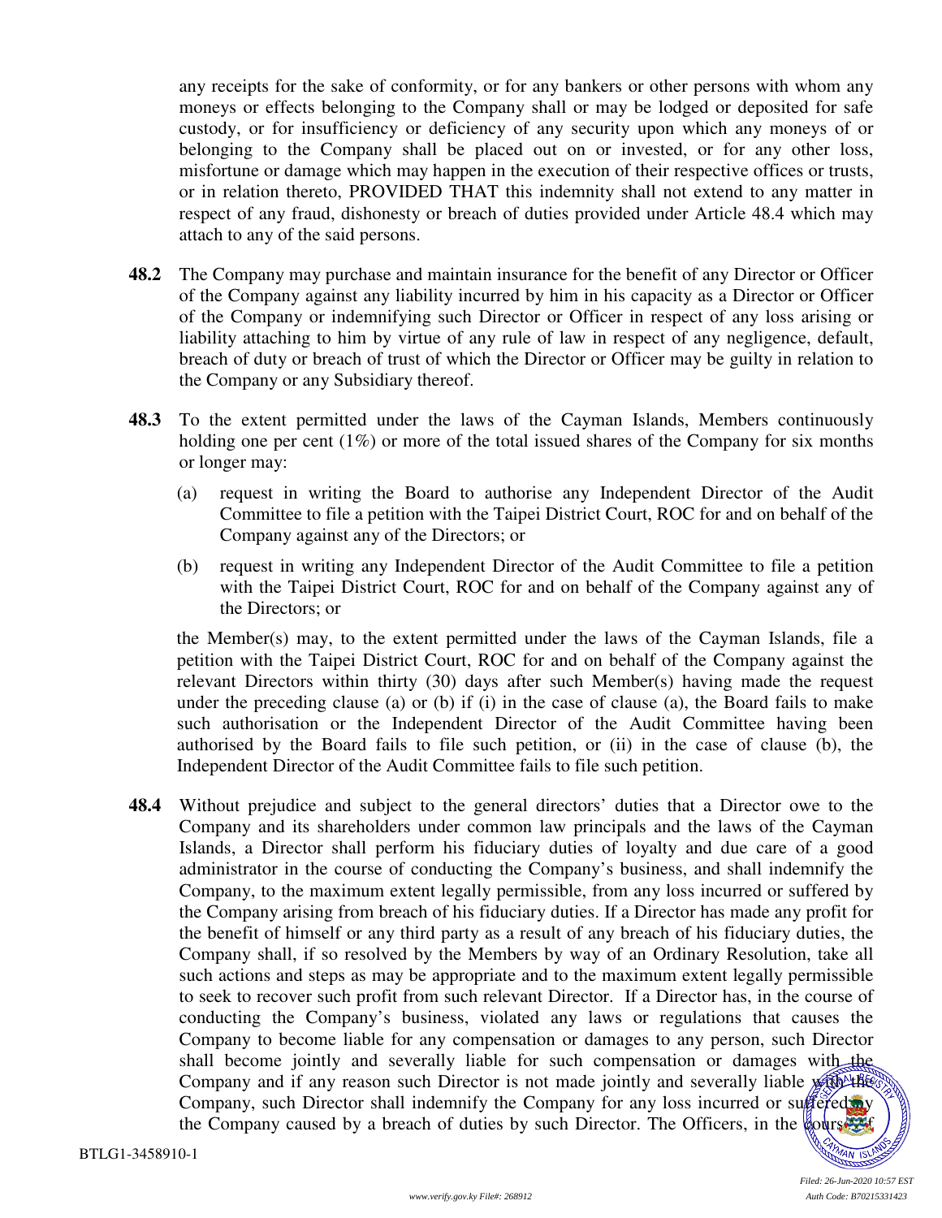any receipts for the sake of conformity, or for any bankers or other persons with whom any moneys or effects belonging to the Company shall or may be lodged or deposited for safe custody, or for insufficiency or deficiency of any security upon which any moneys of or belonging to the Company shall be placed out on or invested, or for any other loss, misfortune or damage which may happen in the execution of their respective offices or trusts, or in relation thereto, PROVIDED THAT this indemnity shall not extend to any matter in respect of any fraud, dishonesty or breach of duties provided under Article 48.4 which may attach to any of the said persons.

**48.2** The Company may purchase and maintain insurance for the benefit of any Director or Officer of the Company against any liability incurred by him in his capacity as a Director or Officer of the Company or indemnifying such Director or Officer in respect of any loss arising or liability attaching to him by virtue of any rule of law in respect of any negligence, default, breach of duty or breach of trust of which the Director or Officer may be guilty in relation to the Company or any Subsidiary thereof.

**48.3** To the extent permitted under the laws of the Cayman Islands, Members continuously holding one per cent (1%) or more of the total issued shares of the Company for six months or longer may:

(a) request in writing the Board to authorise any Independent Director of the Audit Committee to file a petition with the Taipei District Court, ROC for and on behalf of the Company against any of the Directors; or

(b) request in writing any Independent Director of the Audit Committee to file a petition with the Taipei District Court, ROC for and on behalf of the Company against any of the Directors; or

the Member(s) may, to the extent permitted under the laws of the Cayman Islands, file a petition with the Taipei District Court, ROC for and on behalf of the Company against the relevant Directors within thirty (30) days after such Member(s) having made the request under the preceding clause (a) or (b) if (i) in the case of clause (a), the Board fails to make such authorisation or the Independent Director of the Audit Committee having been authorised by the Board fails to file such petition, or (ii) in the case of clause (b), the Independent Director of the Audit Committee fails to file such petition.

**48.4** Without prejudice and subject to the general directors' duties that a Director owe to the Company and its shareholders under common law principals and the laws of the Cayman Islands, a Director shall perform his fiduciary duties of loyalty and due care of a good administrator in the course of conducting the Company's business, and shall indemnify the Company, to the maximum extent legally permissible, from any loss incurred or suffered by the Company arising from breach of his fiduciary duties. If a Director has made any profit for the benefit of himself or any third party as a result of any breach of his fiduciary duties, the Company shall, if so resolved by the Members by way of an Ordinary Resolution, take all such actions and steps as may be appropriate and to the maximum extent legally permissible to seek to recover such profit from such relevant Director. If a Director has, in the course of conducting the Company's business, violated any laws or regulations that causes the Company to become liable for any compensation or damages to any person, such Director shall become jointly and severally liable for such compensation or damages with the Company and if any reason such Director is not made jointly and severally liable with the Company, such Director shall indemnify the Company for any loss incurred or suffered by the Company caused by a breach of duties by such Director. The Officers, in the course of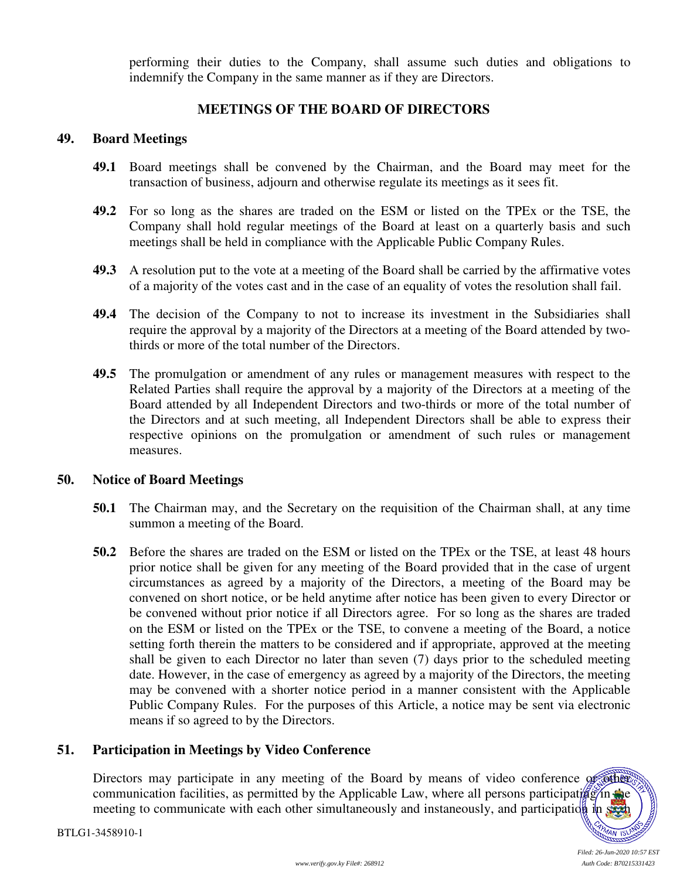performing their duties to the Company, shall assume such duties and obligations to indemnify the Company in the same manner as if they are Directors.

## MEETINGS OF THE BOARD OF DIRECTORS

### 49. Board Meetings

**49.1** Board meetings shall be convened by the Chairman, and the Board may meet for the transaction of business, adjourn and otherwise regulate its meetings as it sees fit.

**49.2** For so long as the shares are traded on the ESM or listed on the TPEx or the TSE, the Company shall hold regular meetings of the Board at least on a quarterly basis and such meetings shall be held in compliance with the Applicable Public Company Rules.

**49.3** A resolution put to the vote at a meeting of the Board shall be carried by the affirmative votes of a majority of the votes cast and in the case of an equality of votes the resolution shall fail.

**49.4** The decision of the Company to not to increase its investment in the Subsidiaries shall require the approval by a majority of the Directors at a meeting of the Board attended by two-thirds or more of the total number of the Directors.

**49.5** The promulgation or amendment of any rules or management measures with respect to the Related Parties shall require the approval by a majority of the Directors at a meeting of the Board attended by all Independent Directors and two-thirds or more of the total number of the Directors and at such meeting, all Independent Directors shall be able to express their respective opinions on the promulgation or amendment of such rules or management measures.

### 50. Notice of Board Meetings

**50.1** The Chairman may, and the Secretary on the requisition of the Chairman shall, at any time summon a meeting of the Board.

**50.2** Before the shares are traded on the ESM or listed on the TPEx or the TSE, at least 48 hours prior notice shall be given for any meeting of the Board provided that in the case of urgent circumstances as agreed by a majority of the Directors, a meeting of the Board may be convened on short notice, or be held anytime after notice has been given to every Director or be convened without prior notice if all Directors agree. For so long as the shares are traded on the ESM or listed on the TPEx or the TSE, to convene a meeting of the Board, a notice setting forth therein the matters to be considered and if appropriate, approved at the meeting shall be given to each Director no later than seven (7) days prior to the scheduled meeting date. However, in the case of emergency as agreed by a majority of the Directors, the meeting may be convened with a shorter notice period in a manner consistent with the Applicable Public Company Rules. For the purposes of this Article, a notice may be sent via electronic means if so agreed to by the Directors.

### 51. Participation in Meetings by Video Conference

Directors may participate in any meeting of the Board by means of video conference or other communication facilities, as permitted by the Applicable Law, where all persons participating in the meeting to communicate with each other simultaneously and instaneously, and participation in such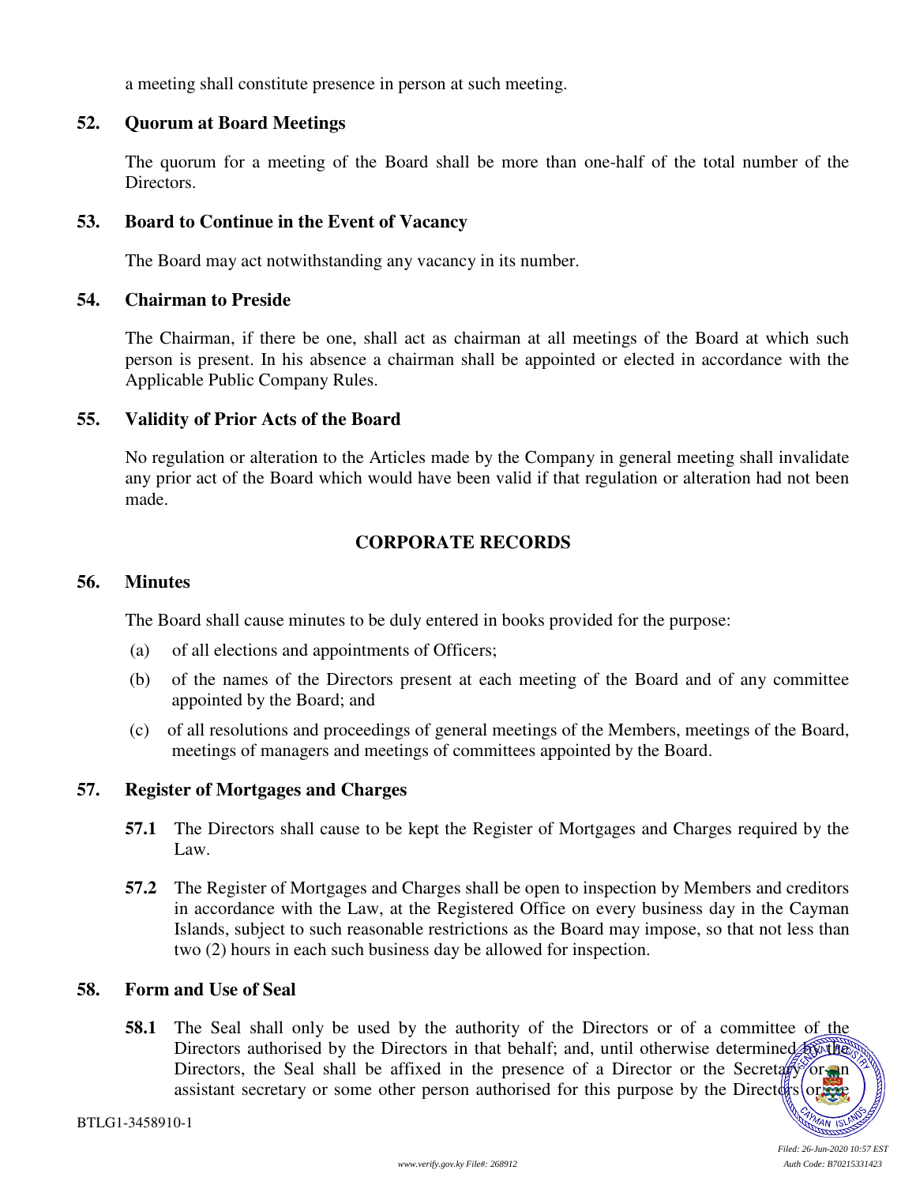a meeting shall constitute presence in person at such meeting.

## 52. Quorum at Board Meetings

The quorum for a meeting of the Board shall be more than one-half of the total number of the Directors.

## 53. Board to Continue in the Event of Vacancy

The Board may act notwithstanding any vacancy in its number.

## 54. Chairman to Preside

The Chairman, if there be one, shall act as chairman at all meetings of the Board at which such person is present. In his absence a chairman shall be appointed or elected in accordance with the Applicable Public Company Rules.

## 55. Validity of Prior Acts of the Board

No regulation or alteration to the Articles made by the Company in general meeting shall invalidate any prior act of the Board which would have been valid if that regulation or alteration had not been made.

# CORPORATE RECORDS

## 56. Minutes

The Board shall cause minutes to be duly entered in books provided for the purpose:

(a) of all elections and appointments of Officers;

(b) of the names of the Directors present at each meeting of the Board and of any committee appointed by the Board; and

(c) of all resolutions and proceedings of general meetings of the Members, meetings of the Board, meetings of managers and meetings of committees appointed by the Board.

## 57. Register of Mortgages and Charges

**57.1** The Directors shall cause to be kept the Register of Mortgages and Charges required by the Law.

**57.2** The Register of Mortgages and Charges shall be open to inspection by Members and creditors in accordance with the Law, at the Registered Office on every business day in the Cayman Islands, subject to such reasonable restrictions as the Board may impose, so that not less than two (2) hours in each such business day be allowed for inspection.

## 58. Form and Use of Seal

**58.1** The Seal shall only be used by the authority of the Directors or of a committee of the Directors authorised by the Directors in that behalf; and, until otherwise determined by the Directors, the Seal shall be affixed in the presence of a Director or the Secretary or an assistant secretary or some other person authorised for this purpose by the Directors or the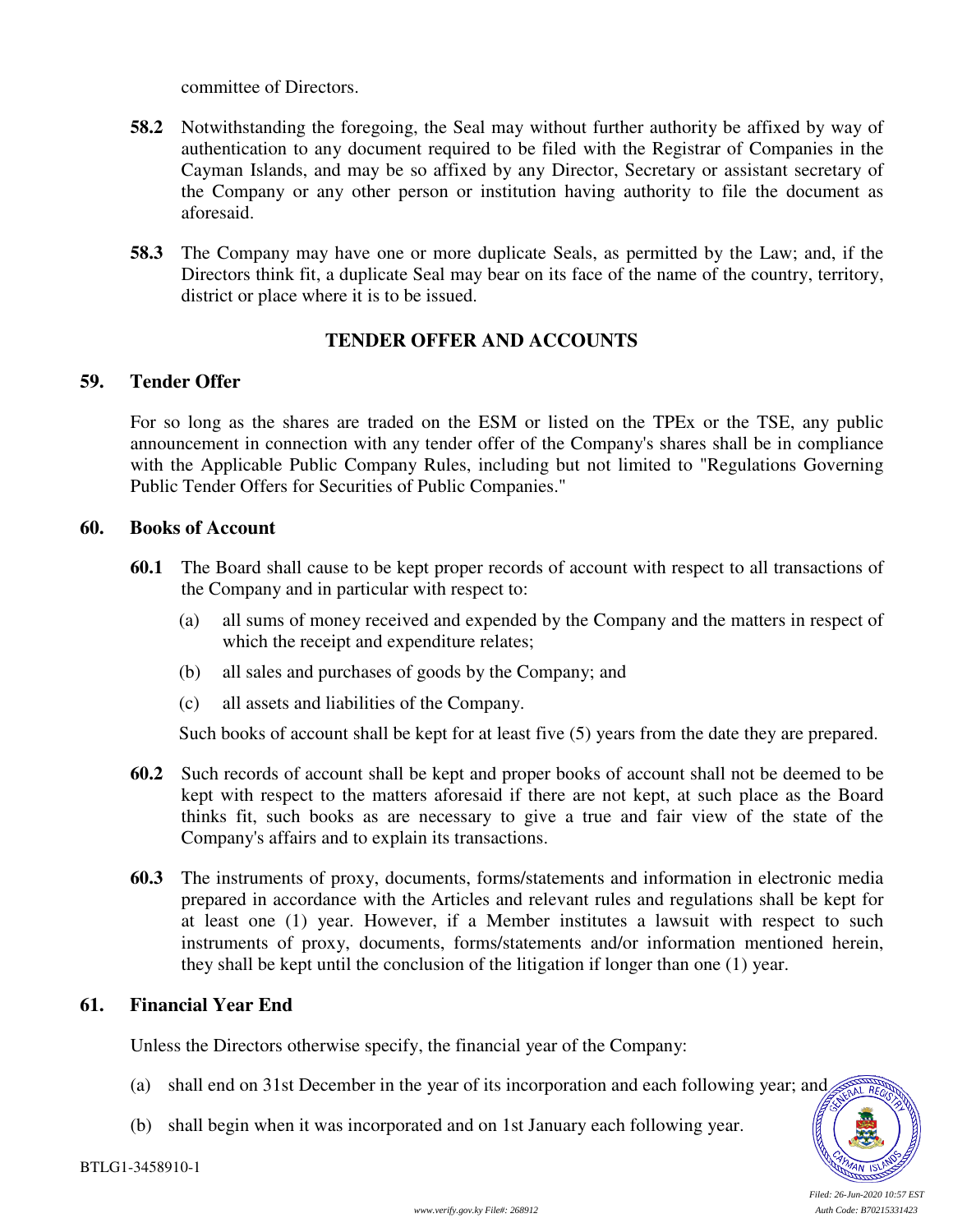committee of Directors.

**58.2** Notwithstanding the foregoing, the Seal may without further authority be affixed by way of authentication to any document required to be filed with the Registrar of Companies in the Cayman Islands, and may be so affixed by any Director, Secretary or assistant secretary of the Company or any other person or institution having authority to file the document as aforesaid.

**58.3** The Company may have one or more duplicate Seals, as permitted by the Law; and, if the Directors think fit, a duplicate Seal may bear on its face of the name of the country, territory, district or place where it is to be issued.

## TENDER OFFER AND ACCOUNTS

### 59. Tender Offer

For so long as the shares are traded on the ESM or listed on the TPEx or the TSE, any public announcement in connection with any tender offer of the Company's shares shall be in compliance with the Applicable Public Company Rules, including but not limited to "Regulations Governing Public Tender Offers for Securities of Public Companies."

### 60. Books of Account

**60.1** The Board shall cause to be kept proper records of account with respect to all transactions of the Company and in particular with respect to:

(a) all sums of money received and expended by the Company and the matters in respect of which the receipt and expenditure relates;

(b) all sales and purchases of goods by the Company; and

(c) all assets and liabilities of the Company.

Such books of account shall be kept for at least five (5) years from the date they are prepared.

**60.2** Such records of account shall be kept and proper books of account shall not be deemed to be kept with respect to the matters aforesaid if there are not kept, at such place as the Board thinks fit, such books as are necessary to give a true and fair view of the state of the Company's affairs and to explain its transactions.

**60.3** The instruments of proxy, documents, forms/statements and information in electronic media prepared in accordance with the Articles and relevant rules and regulations shall be kept for at least one (1) year. However, if a Member institutes a lawsuit with respect to such instruments of proxy, documents, forms/statements and/or information mentioned herein, they shall be kept until the conclusion of the litigation if longer than one (1) year.

### 61. Financial Year End

Unless the Directors otherwise specify, the financial year of the Company:

(a) shall end on 31st December in the year of its incorporation and each following year; and

(b) shall begin when it was incorporated and on 1st January each following year.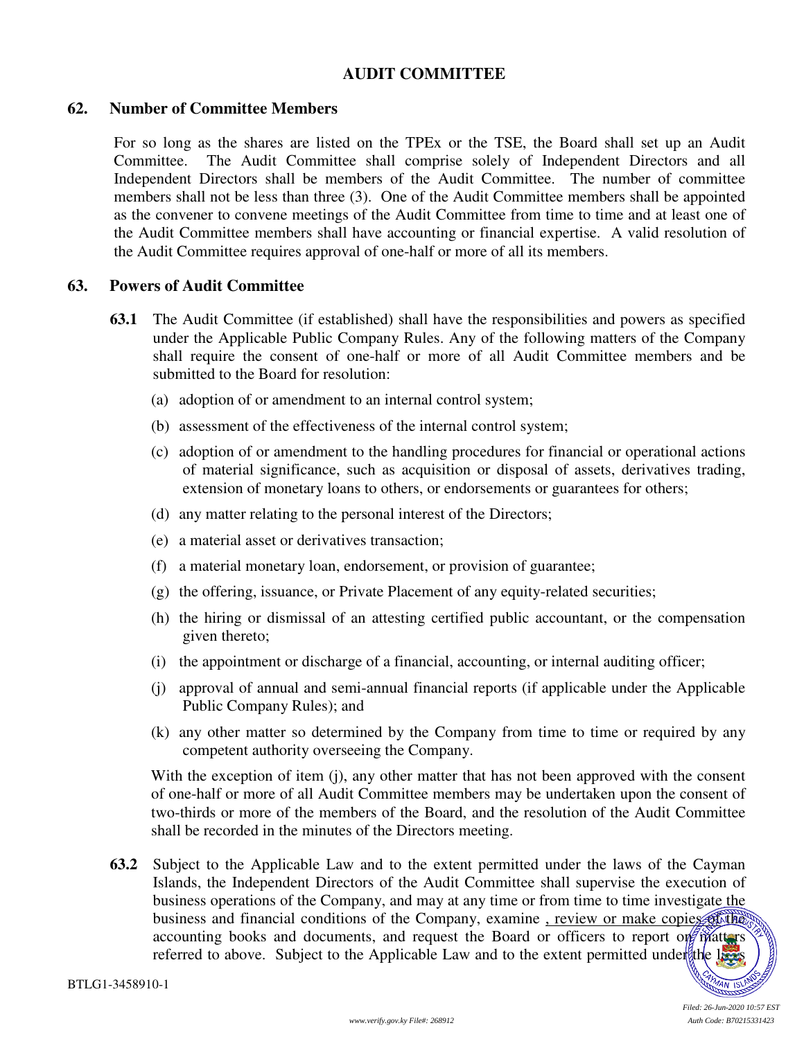## AUDIT COMMITTEE

### 62. Number of Committee Members

For so long as the shares are listed on the TPEx or the TSE, the Board shall set up an Audit Committee. The Audit Committee shall comprise solely of Independent Directors and all Independent Directors shall be members of the Audit Committee. The number of committee members shall not be less than three (3). One of the Audit Committee members shall be appointed as the convener to convene meetings of the Audit Committee from time to time and at least one of the Audit Committee members shall have accounting or financial expertise. A valid resolution of the Audit Committee requires approval of one-half or more of all its members.

### 63. Powers of Audit Committee

**63.1** The Audit Committee (if established) shall have the responsibilities and powers as specified under the Applicable Public Company Rules. Any of the following matters of the Company shall require the consent of one-half or more of all Audit Committee members and be submitted to the Board for resolution:

(a) adoption of or amendment to an internal control system;

(b) assessment of the effectiveness of the internal control system;

(c) adoption of or amendment to the handling procedures for financial or operational actions of material significance, such as acquisition or disposal of assets, derivatives trading, extension of monetary loans to others, or endorsements or guarantees for others;

(d) any matter relating to the personal interest of the Directors;

(e) a material asset or derivatives transaction;

(f) a material monetary loan, endorsement, or provision of guarantee;

(g) the offering, issuance, or Private Placement of any equity-related securities;

(h) the hiring or dismissal of an attesting certified public accountant, or the compensation given thereto;

(i) the appointment or discharge of a financial, accounting, or internal auditing officer;

(j) approval of annual and semi-annual financial reports (if applicable under the Applicable Public Company Rules); and

(k) any other matter so determined by the Company from time to time or required by any competent authority overseeing the Company.

With the exception of item (j), any other matter that has not been approved with the consent of one-half or more of all Audit Committee members may be undertaken upon the consent of two-thirds or more of the members of the Board, and the resolution of the Audit Committee shall be recorded in the minutes of the Directors meeting.

**63.2** Subject to the Applicable Law and to the extent permitted under the laws of the Cayman Islands, the Independent Directors of the Audit Committee shall supervise the execution of business operations of the Company, and may at any time or from time to time investigate the business and financial conditions of the Company, examine , review or make copies of the accounting books and documents, and request the Board or officers to report on matters referred to above. Subject to the Applicable Law and to the extent permitted under the laws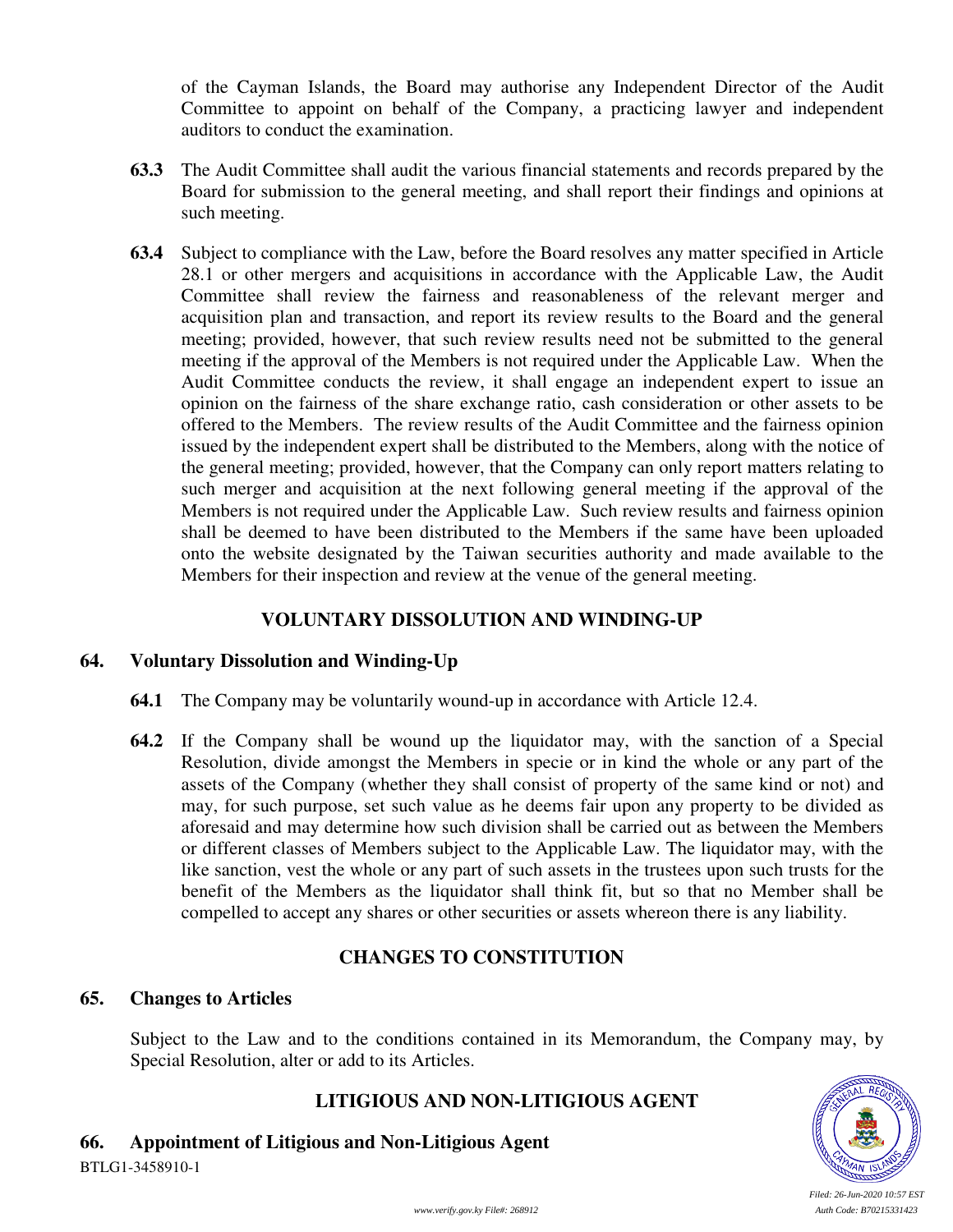of the Cayman Islands, the Board may authorise any Independent Director of the Audit Committee to appoint on behalf of the Company, a practicing lawyer and independent auditors to conduct the examination.

**63.3** The Audit Committee shall audit the various financial statements and records prepared by the Board for submission to the general meeting, and shall report their findings and opinions at such meeting.

**63.4** Subject to compliance with the Law, before the Board resolves any matter specified in Article 28.1 or other mergers and acquisitions in accordance with the Applicable Law, the Audit Committee shall review the fairness and reasonableness of the relevant merger and acquisition plan and transaction, and report its review results to the Board and the general meeting; provided, however, that such review results need not be submitted to the general meeting if the approval of the Members is not required under the Applicable Law. When the Audit Committee conducts the review, it shall engage an independent expert to issue an opinion on the fairness of the share exchange ratio, cash consideration or other assets to be offered to the Members. The review results of the Audit Committee and the fairness opinion issued by the independent expert shall be distributed to the Members, along with the notice of the general meeting; provided, however, that the Company can only report matters relating to such merger and acquisition at the next following general meeting if the approval of the Members is not required under the Applicable Law. Such review results and fairness opinion shall be deemed to have been distributed to the Members if the same have been uploaded onto the website designated by the Taiwan securities authority and made available to the Members for their inspection and review at the venue of the general meeting.

## VOLUNTARY DISSOLUTION AND WINDING-UP

### 64. Voluntary Dissolution and Winding-Up

**64.1** The Company may be voluntarily wound-up in accordance with Article 12.4.

**64.2** If the Company shall be wound up the liquidator may, with the sanction of a Special Resolution, divide amongst the Members in specie or in kind the whole or any part of the assets of the Company (whether they shall consist of property of the same kind or not) and may, for such purpose, set such value as he deems fair upon any property to be divided as aforesaid and may determine how such division shall be carried out as between the Members or different classes of Members subject to the Applicable Law. The liquidator may, with the like sanction, vest the whole or any part of such assets in the trustees upon such trusts for the benefit of the Members as the liquidator shall think fit, but so that no Member shall be compelled to accept any shares or other securities or assets whereon there is any liability.

## CHANGES TO CONSTITUTION

### 65. Changes to Articles

Subject to the Law and to the conditions contained in its Memorandum, the Company may, by Special Resolution, alter or add to its Articles.

## LITIGIOUS AND NON-LITIGIOUS AGENT

### 66. Appointment of Litigious and Non-Litigious Agent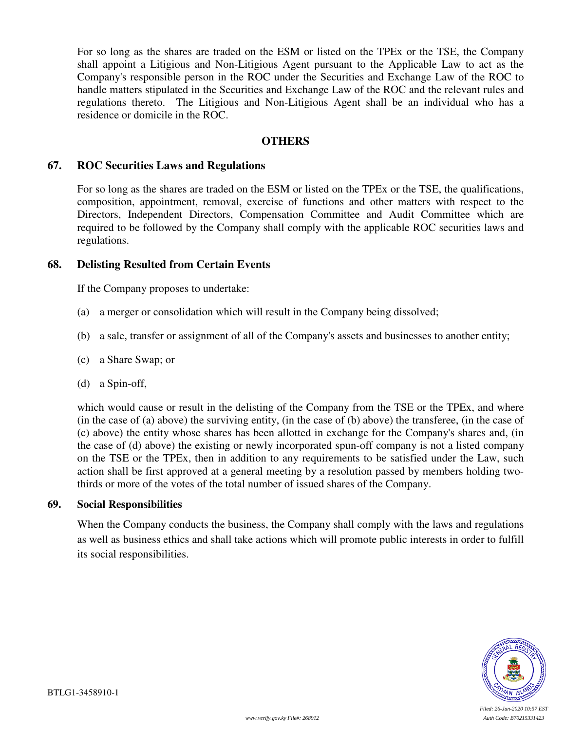For so long as the shares are traded on the ESM or listed on the TPEx or the TSE, the Company shall appoint a Litigious and Non-Litigious Agent pursuant to the Applicable Law to act as the Company's responsible person in the ROC under the Securities and Exchange Law of the ROC to handle matters stipulated in the Securities and Exchange Law of the ROC and the relevant rules and regulations thereto. The Litigious and Non-Litigious Agent shall be an individual who has a residence or domicile in the ROC.

## OTHERS

### 67. ROC Securities Laws and Regulations

For so long as the shares are traded on the ESM or listed on the TPEx or the TSE, the qualifications, composition, appointment, removal, exercise of functions and other matters with respect to the Directors, Independent Directors, Compensation Committee and Audit Committee which are required to be followed by the Company shall comply with the applicable ROC securities laws and regulations.

### 68. Delisting Resulted from Certain Events

If the Company proposes to undertake:

(a) a merger or consolidation which will result in the Company being dissolved;

(b) a sale, transfer or assignment of all of the Company's assets and businesses to another entity;

(c) a Share Swap; or

(d) a Spin-off,

which would cause or result in the delisting of the Company from the TSE or the TPEx, and where (in the case of (a) above) the surviving entity, (in the case of (b) above) the transferee, (in the case of (c) above) the entity whose shares has been allotted in exchange for the Company's shares and, (in the case of (d) above) the existing or newly incorporated spun-off company is not a listed company on the TSE or the TPEx, then in addition to any requirements to be satisfied under the Law, such action shall be first approved at a general meeting by a resolution passed by members holding two-thirds or more of the votes of the total number of issued shares of the Company.

### 69. Social Responsibilities

When the Company conducts the business, the Company shall comply with the laws and regulations as well as business ethics and shall take actions which will promote public interests in order to fulfill its social responsibilities.

BTLG1-3458910-1

Filed: 26-Jun-2020 10:57 EST

www.verify.gov.ky File#: 268912

Auth Code: B70215331423